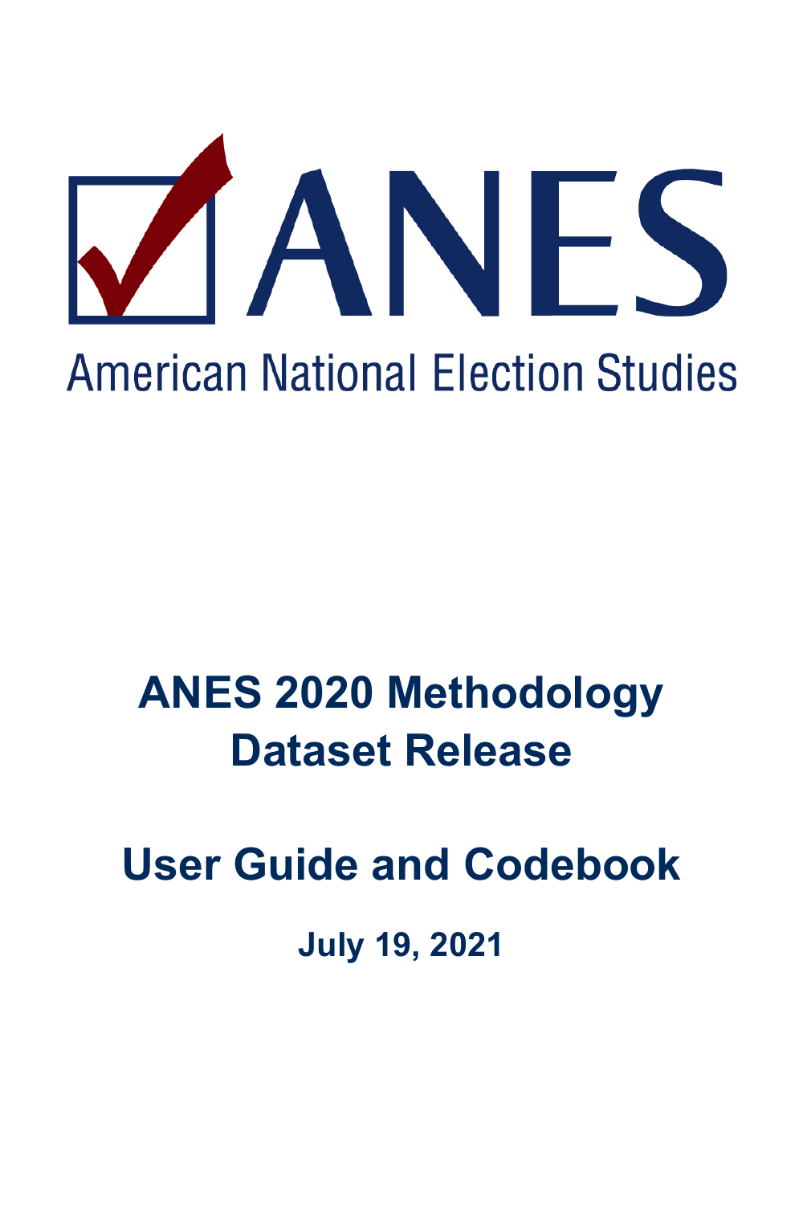# ANES

American National Election Studies

# ANES 2020 Methodology Dataset Release

# User Guide and Codebook

**July 19, 2021**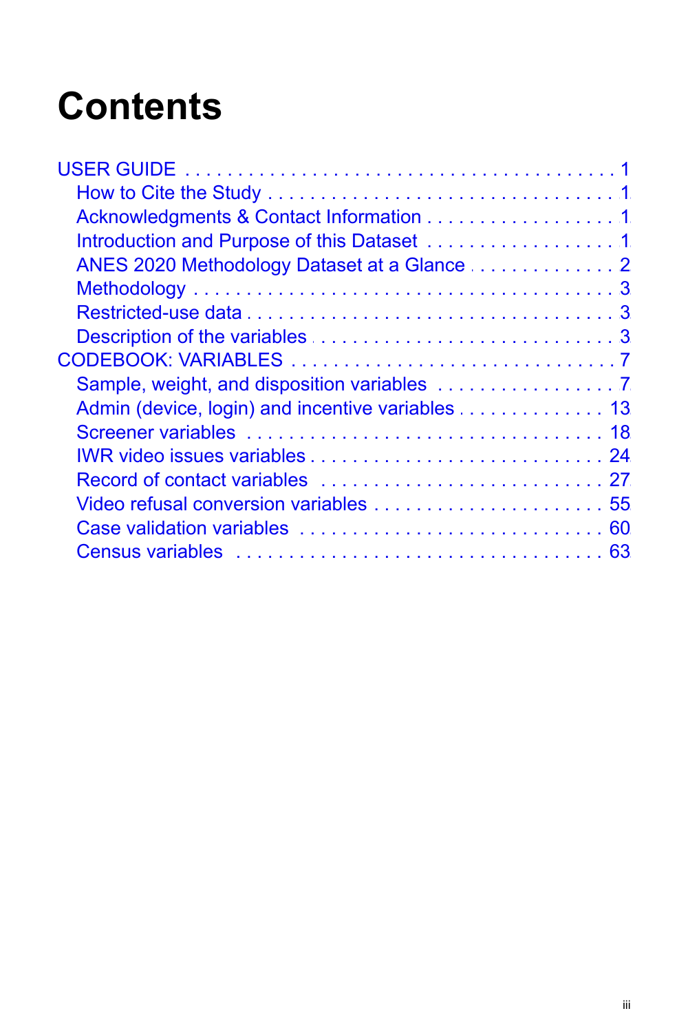# Contents

- USER GUIDE . . . . . . . . . . . . . . . . . . . . . . . . . . . . . . . . . . . . . . . . 1
  - How to Cite the Study . . . . . . . . . . . . . . . . . . . . . . . . . . . . . . . . . . 1
  - Acknowledgments & Contact Information . . . . . . . . . . . . . . . . . . 1
  - Introduction and Purpose of this Dataset . . . . . . . . . . . . . . . . . . 1
  - ANES 2020 Methodology Dataset at a Glance . . . . . . . . . . . . . . 2
  - Methodology . . . . . . . . . . . . . . . . . . . . . . . . . . . . . . . . . . . . . . . 3
  - Restricted-use data . . . . . . . . . . . . . . . . . . . . . . . . . . . . . . . . . . 3
  - Description of the variables . . . . . . . . . . . . . . . . . . . . . . . . . . . . 3
- CODEBOOK: VARIABLES . . . . . . . . . . . . . . . . . . . . . . . . . . . . . . 7
  - Sample, weight, and disposition variables . . . . . . . . . . . . . . . . . 7
  - Admin (device, login) and incentive variables . . . . . . . . . . . . . . 13
  - Screener variables . . . . . . . . . . . . . . . . . . . . . . . . . . . . . . . . . 18
  - IWR video issues variables . . . . . . . . . . . . . . . . . . . . . . . . . . . 24
  - Record of contact variables . . . . . . . . . . . . . . . . . . . . . . . . . . . 27
  - Video refusal conversion variables . . . . . . . . . . . . . . . . . . . . . . 55
  - Case validation variables . . . . . . . . . . . . . . . . . . . . . . . . . . . . 60
  - Census variables . . . . . . . . . . . . . . . . . . . . . . . . . . . . . . . . . . 63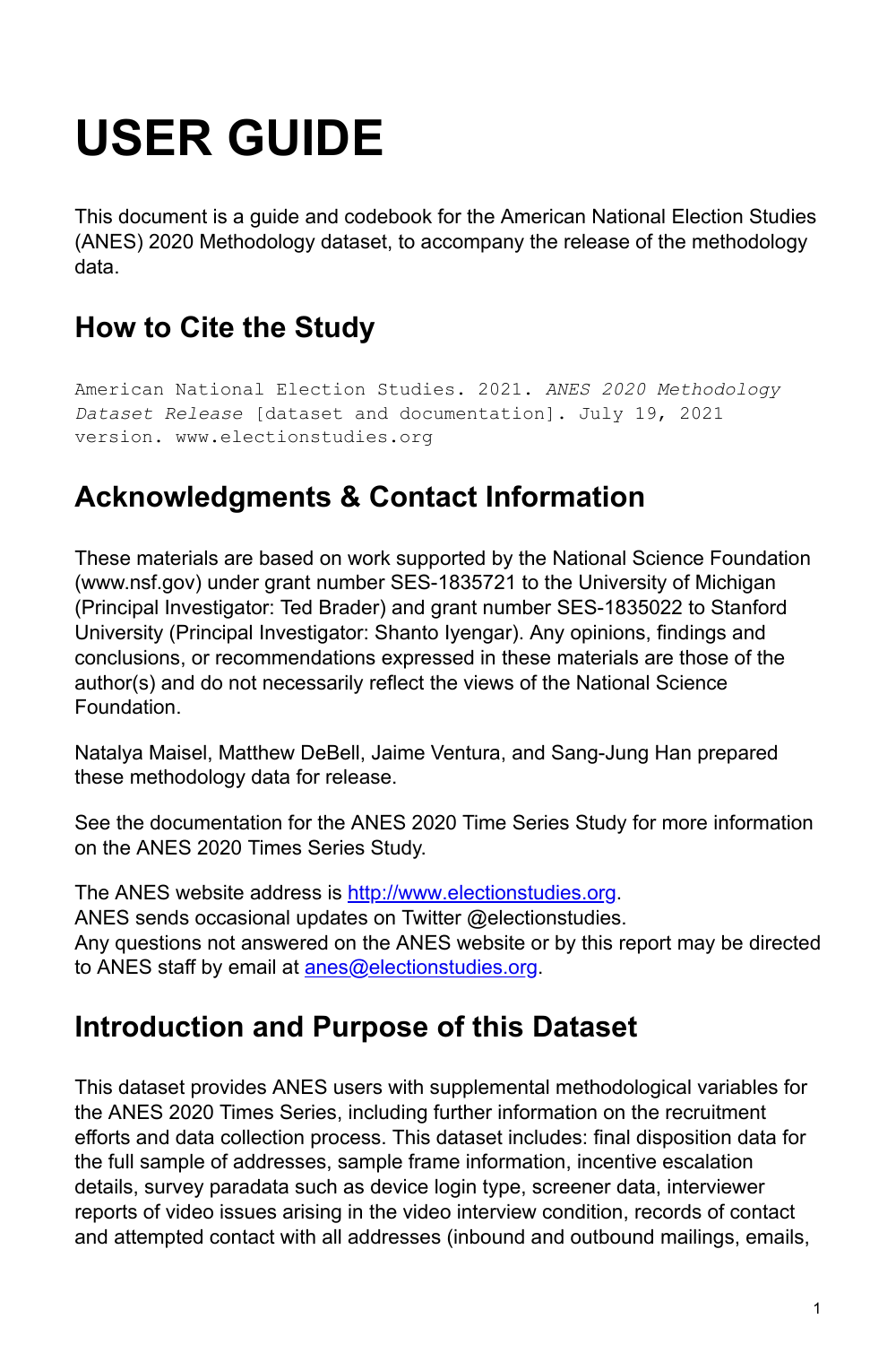# USER GUIDE

This document is a guide and codebook for the American National Election Studies (ANES) 2020 Methodology dataset, to accompany the release of the methodology data.

## How to Cite the Study

```
American National Election Studies. 2021. ANES 2020 Methodology
Dataset Release [dataset and documentation]. July 19, 2021
version. www.electionstudies.org
```

## Acknowledgments & Contact Information

These materials are based on work supported by the National Science Foundation (www.nsf.gov) under grant number SES-1835721 to the University of Michigan (Principal Investigator: Ted Brader) and grant number SES-1835022 to Stanford University (Principal Investigator: Shanto Iyengar). Any opinions, findings and conclusions, or recommendations expressed in these materials are those of the author(s) and do not necessarily reflect the views of the National Science Foundation.

Natalya Maisel, Matthew DeBell, Jaime Ventura, and Sang-Jung Han prepared these methodology data for release.

See the documentation for the ANES 2020 Time Series Study for more information on the ANES 2020 Times Series Study.

The ANES website address is [http://www.electionstudies.org](http://www.electionstudies.org).
ANES sends occasional updates on Twitter @electionstudies.
Any questions not answered on the ANES website or by this report may be directed to ANES staff by email at [anes@electionstudies.org](mailto:anes@electionstudies.org).

## Introduction and Purpose of this Dataset

This dataset provides ANES users with supplemental methodological variables for the ANES 2020 Times Series, including further information on the recruitment efforts and data collection process. This dataset includes: final disposition data for the full sample of addresses, sample frame information, incentive escalation details, survey paradata such as device login type, screener data, interviewer reports of video issues arising in the video interview condition, records of contact and attempted contact with all addresses (inbound and outbound mailings, emails,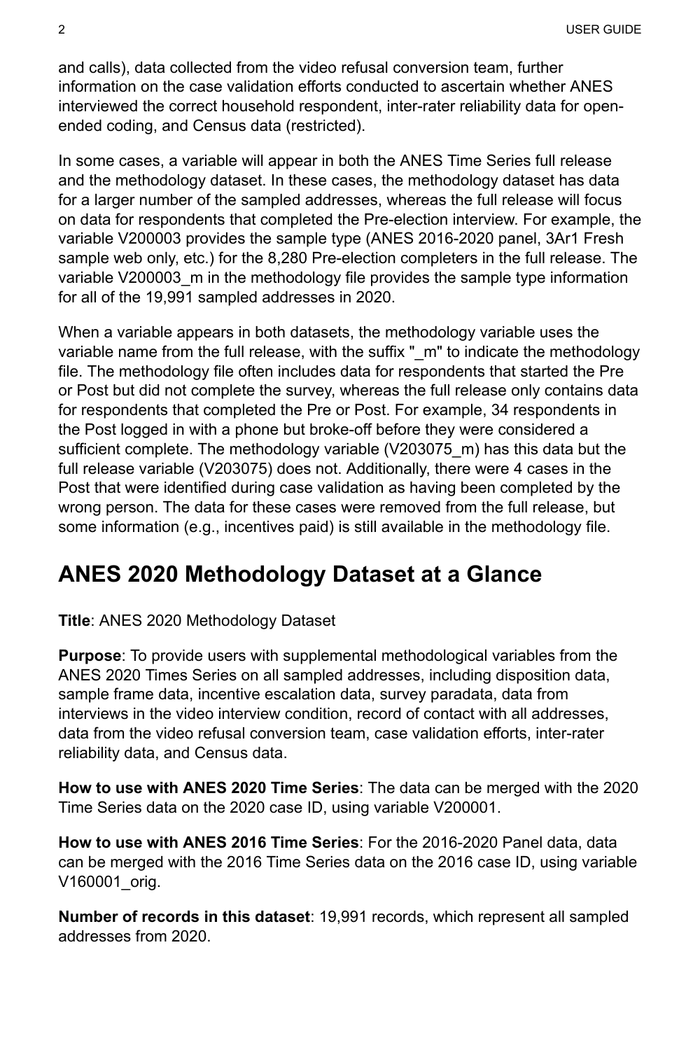and calls), data collected from the video refusal conversion team, further information on the case validation efforts conducted to ascertain whether ANES interviewed the correct household respondent, inter-rater reliability data for open-ended coding, and Census data (restricted).

In some cases, a variable will appear in both the ANES Time Series full release and the methodology dataset. In these cases, the methodology dataset has data for a larger number of the sampled addresses, whereas the full release will focus on data for respondents that completed the Pre-election interview. For example, the variable V200003 provides the sample type (ANES 2016-2020 panel, 3Ar1 Fresh sample web only, etc.) for the 8,280 Pre-election completers in the full release. The variable V200003_m in the methodology file provides the sample type information for all of the 19,991 sampled addresses in 2020.

When a variable appears in both datasets, the methodology variable uses the variable name from the full release, with the suffix "_m" to indicate the methodology file. The methodology file often includes data for respondents that started the Pre or Post but did not complete the survey, whereas the full release only contains data for respondents that completed the Pre or Post. For example, 34 respondents in the Post logged in with a phone but broke-off before they were considered a sufficient complete. The methodology variable (V203075_m) has this data but the full release variable (V203075) does not. Additionally, there were 4 cases in the Post that were identified during case validation as having been completed by the wrong person. The data for these cases were removed from the full release, but some information (e.g., incentives paid) is still available in the methodology file.

## ANES 2020 Methodology Dataset at a Glance

**Title**: ANES 2020 Methodology Dataset

**Purpose**: To provide users with supplemental methodological variables from the ANES 2020 Times Series on all sampled addresses, including disposition data, sample frame data, incentive escalation data, survey paradata, data from interviews in the video interview condition, record of contact with all addresses, data from the video refusal conversion team, case validation efforts, inter-rater reliability data, and Census data.

**How to use with ANES 2020 Time Series**: The data can be merged with the 2020 Time Series data on the 2020 case ID, using variable V200001.

**How to use with ANES 2016 Time Series**: For the 2016-2020 Panel data, data can be merged with the 2016 Time Series data on the 2016 case ID, using variable V160001_orig.

**Number of records in this dataset**: 19,991 records, which represent all sampled addresses from 2020.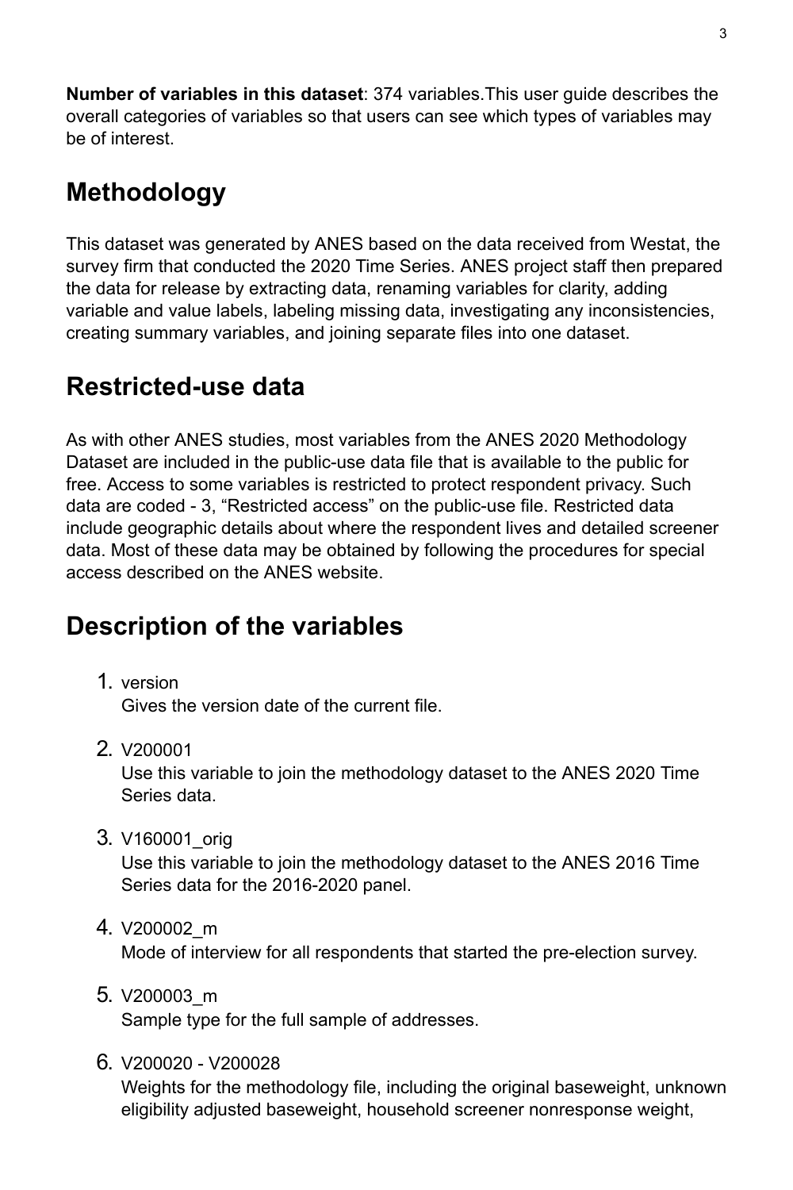**Number of variables in this dataset**: 374 variables.This user guide describes the overall categories of variables so that users can see which types of variables may be of interest.

## Methodology

This dataset was generated by ANES based on the data received from Westat, the survey firm that conducted the 2020 Time Series. ANES project staff then prepared the data for release by extracting data, renaming variables for clarity, adding variable and value labels, labeling missing data, investigating any inconsistencies, creating summary variables, and joining separate files into one dataset.

## Restricted-use data

As with other ANES studies, most variables from the ANES 2020 Methodology Dataset are included in the public-use data file that is available to the public for free. Access to some variables is restricted to protect respondent privacy. Such data are coded - 3, "Restricted access" on the public-use file. Restricted data include geographic details about where the respondent lives and detailed screener data. Most of these data may be obtained by following the procedures for special access described on the ANES website.

## Description of the variables

1. version
   Gives the version date of the current file.

2. V200001
   Use this variable to join the methodology dataset to the ANES 2020 Time Series data.

3. V160001_orig
   Use this variable to join the methodology dataset to the ANES 2016 Time Series data for the 2016-2020 panel.

4. V200002_m
   Mode of interview for all respondents that started the pre-election survey.

5. V200003_m
   Sample type for the full sample of addresses.

6. V200020 - V200028
   Weights for the methodology file, including the original baseweight, unknown eligibility adjusted baseweight, household screener nonresponse weight,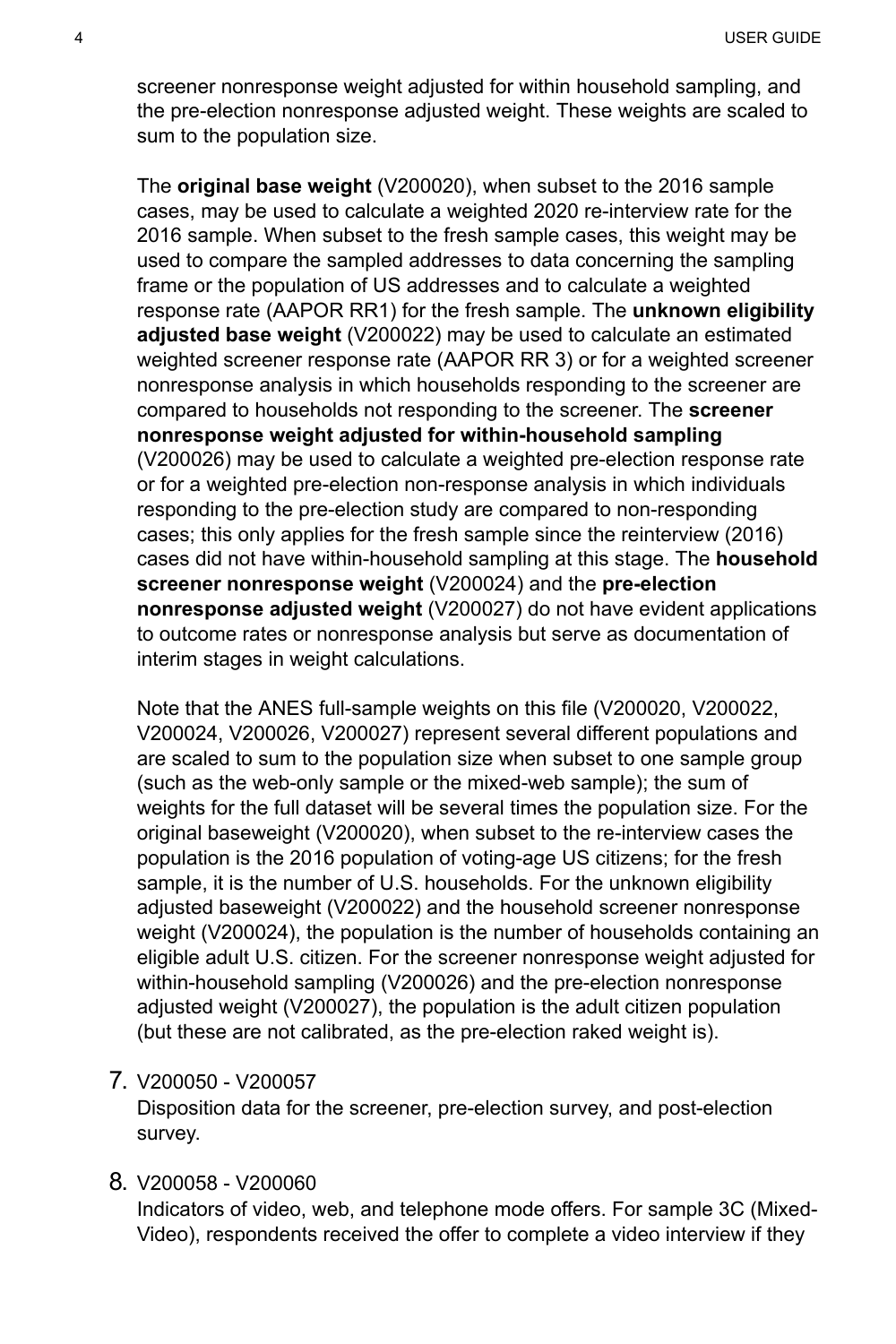screener nonresponse weight adjusted for within household sampling, and the pre-election nonresponse adjusted weight. These weights are scaled to sum to the population size.

The **original base weight** (V200020), when subset to the 2016 sample cases, may be used to calculate a weighted 2020 re-interview rate for the 2016 sample. When subset to the fresh sample cases, this weight may be used to compare the sampled addresses to data concerning the sampling frame or the population of US addresses and to calculate a weighted response rate (AAPOR RR1) for the fresh sample. The **unknown eligibility adjusted base weight** (V200022) may be used to calculate an estimated weighted screener response rate (AAPOR RR 3) or for a weighted screener nonresponse analysis in which households responding to the screener are compared to households not responding to the screener. The **screener nonresponse weight adjusted for within-household sampling** (V200026) may be used to calculate a weighted pre-election response rate or for a weighted pre-election non-response analysis in which individuals responding to the pre-election study are compared to non-responding cases; this only applies for the fresh sample since the reinterview (2016) cases did not have within-household sampling at this stage. The **household screener nonresponse weight** (V200024) and the **pre-election nonresponse adjusted weight** (V200027) do not have evident applications to outcome rates or nonresponse analysis but serve as documentation of interim stages in weight calculations.

Note that the ANES full-sample weights on this file (V200020, V200022, V200024, V200026, V200027) represent several different populations and are scaled to sum to the population size when subset to one sample group (such as the web-only sample or the mixed-web sample); the sum of weights for the full dataset will be several times the population size. For the original baseweight (V200020), when subset to the re-interview cases the population is the 2016 population of voting-age US citizens; for the fresh sample, it is the number of U.S. households. For the unknown eligibility adjusted baseweight (V200022) and the household screener nonresponse weight (V200024), the population is the number of households containing an eligible adult U.S. citizen. For the screener nonresponse weight adjusted for within-household sampling (V200026) and the pre-election nonresponse adjusted weight (V200027), the population is the adult citizen population (but these are not calibrated, as the pre-election raked weight is).

7. V200050 - V200057
   Disposition data for the screener, pre-election survey, and post-election survey.

8. V200058 - V200060
   Indicators of video, web, and telephone mode offers. For sample 3C (Mixed-Video), respondents received the offer to complete a video interview if they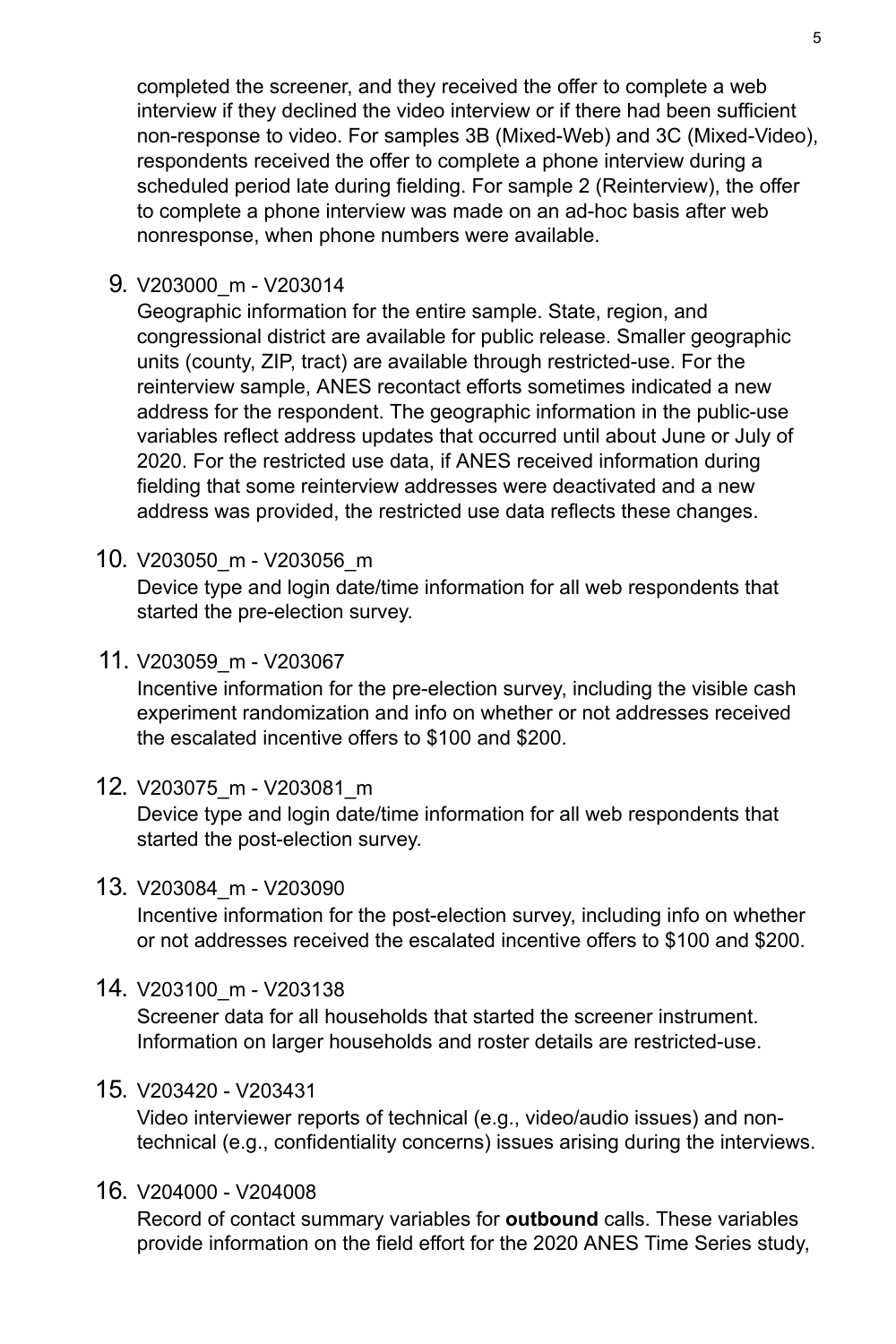completed the screener, and they received the offer to complete a web interview if they declined the video interview or if there had been sufficient non-response to video. For samples 3B (Mixed-Web) and 3C (Mixed-Video), respondents received the offer to complete a phone interview during a scheduled period late during fielding. For sample 2 (Reinterview), the offer to complete a phone interview was made on an ad-hoc basis after web nonresponse, when phone numbers were available.

9. V203000_m - V203014

   Geographic information for the entire sample. State, region, and congressional district are available for public release. Smaller geographic units (county, ZIP, tract) are available through restricted-use. For the reinterview sample, ANES recontact efforts sometimes indicated a new address for the respondent. The geographic information in the public-use variables reflect address updates that occurred until about June or July of 2020. For the restricted use data, if ANES received information during fielding that some reinterview addresses were deactivated and a new address was provided, the restricted use data reflects these changes.

10. V203050_m - V203056_m

    Device type and login date/time information for all web respondents that started the pre-election survey.

11. V203059_m - V203067

    Incentive information for the pre-election survey, including the visible cash experiment randomization and info on whether or not addresses received the escalated incentive offers to $100 and $200.

12. V203075_m - V203081_m

    Device type and login date/time information for all web respondents that started the post-election survey.

13. V203084_m - V203090

    Incentive information for the post-election survey, including info on whether or not addresses received the escalated incentive offers to $100 and $200.

14. V203100_m - V203138

    Screener data for all households that started the screener instrument. Information on larger households and roster details are restricted-use.

15. V203420 - V203431

    Video interviewer reports of technical (e.g., video/audio issues) and non-technical (e.g., confidentiality concerns) issues arising during the interviews.

16. V204000 - V204008

    Record of contact summary variables for **outbound** calls. These variables provide information on the field effort for the 2020 ANES Time Series study,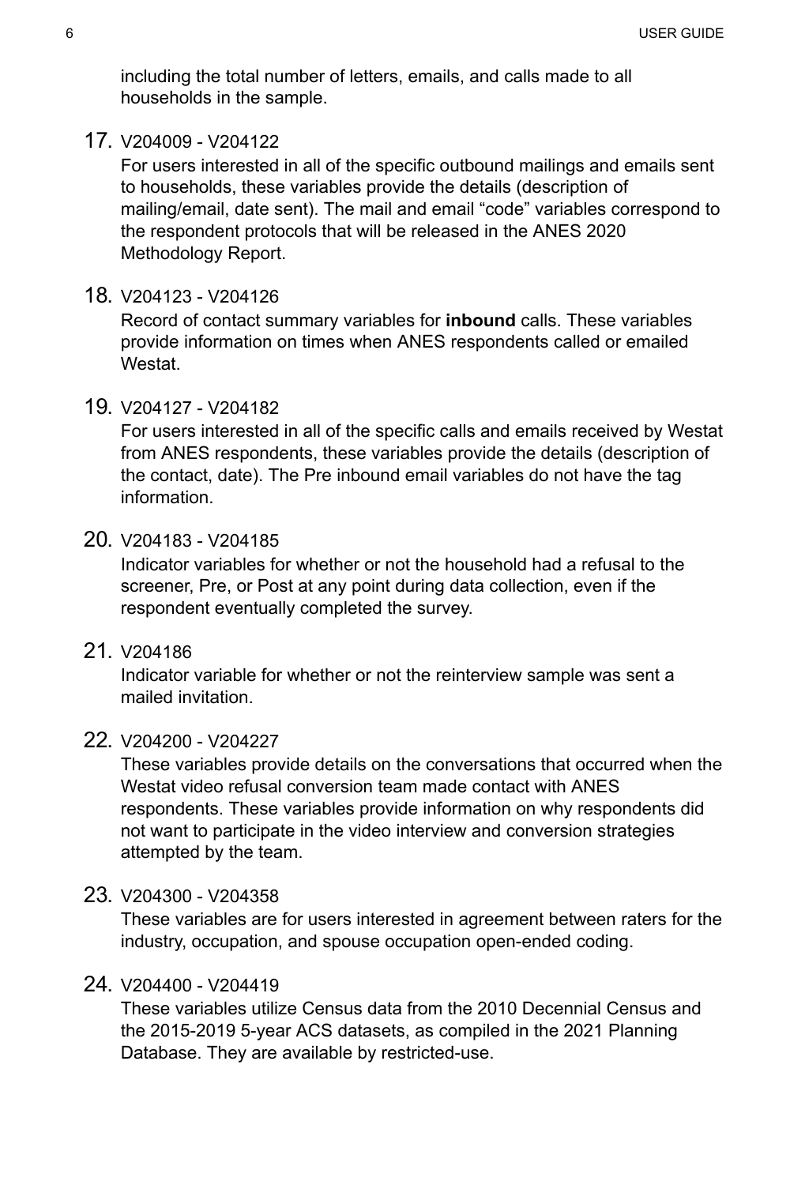including the total number of letters, emails, and calls made to all households in the sample.

17. V204009 - V204122

    For users interested in all of the specific outbound mailings and emails sent to households, these variables provide the details (description of mailing/email, date sent). The mail and email "code" variables correspond to the respondent protocols that will be released in the ANES 2020 Methodology Report.

18. V204123 - V204126

    Record of contact summary variables for **inbound** calls. These variables provide information on times when ANES respondents called or emailed Westat.

19. V204127 - V204182

    For users interested in all of the specific calls and emails received by Westat from ANES respondents, these variables provide the details (description of the contact, date). The Pre inbound email variables do not have the tag information.

20. V204183 - V204185

    Indicator variables for whether or not the household had a refusal to the screener, Pre, or Post at any point during data collection, even if the respondent eventually completed the survey.

21. V204186

    Indicator variable for whether or not the reinterview sample was sent a mailed invitation.

22. V204200 - V204227

    These variables provide details on the conversations that occurred when the Westat video refusal conversion team made contact with ANES respondents. These variables provide information on why respondents did not want to participate in the video interview and conversion strategies attempted by the team.

23. V204300 - V204358

    These variables are for users interested in agreement between raters for the industry, occupation, and spouse occupation open-ended coding.

24. V204400 - V204419

    These variables utilize Census data from the 2010 Decennial Census and the 2015-2019 5-year ACS datasets, as compiled in the 2021 Planning Database. They are available by restricted-use.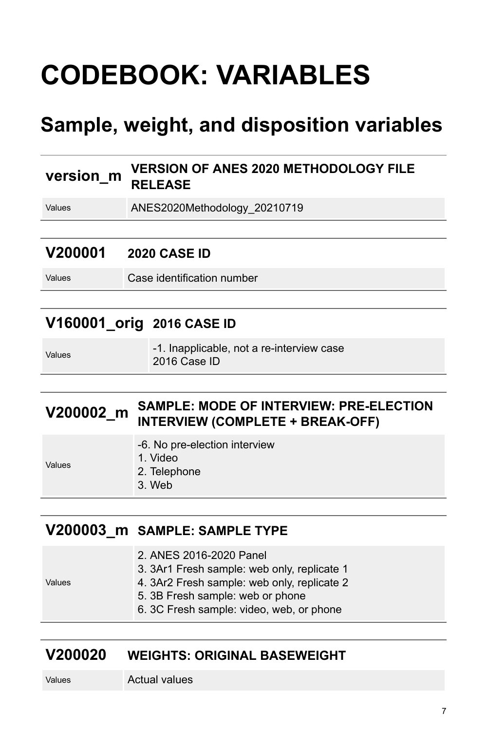# CODEBOOK: VARIABLES

## Sample, weight, and disposition variables

| version_m | VERSION OF ANES 2020 METHODOLOGY FILE RELEASE |
| --- | --- |
| Values | ANES2020Methodology_20210719 |

| V200001 | 2020 CASE ID |
| --- | --- |
| Values | Case identification number |

| V160001_orig | 2016 CASE ID |
| --- | --- |
| Values | -1. Inapplicable, not a re-interview case<br>2016 Case ID |

| V200002_m | SAMPLE: MODE OF INTERVIEW: PRE-ELECTION INTERVIEW (COMPLETE + BREAK-OFF) |
| --- | --- |
| Values | -6. No pre-election interview<br>1. Video<br>2. Telephone<br>3. Web |

| V200003_m | SAMPLE: SAMPLE TYPE |
| --- | --- |
| Values | 2. ANES 2016-2020 Panel<br>3. 3Ar1 Fresh sample: web only, replicate 1<br>4. 3Ar2 Fresh sample: web only, replicate 2<br>5. 3B Fresh sample: web or phone<br>6. 3C Fresh sample: video, web, or phone |

| V200020 | WEIGHTS: ORIGINAL BASEWEIGHT |
| --- | --- |
| Values | Actual values |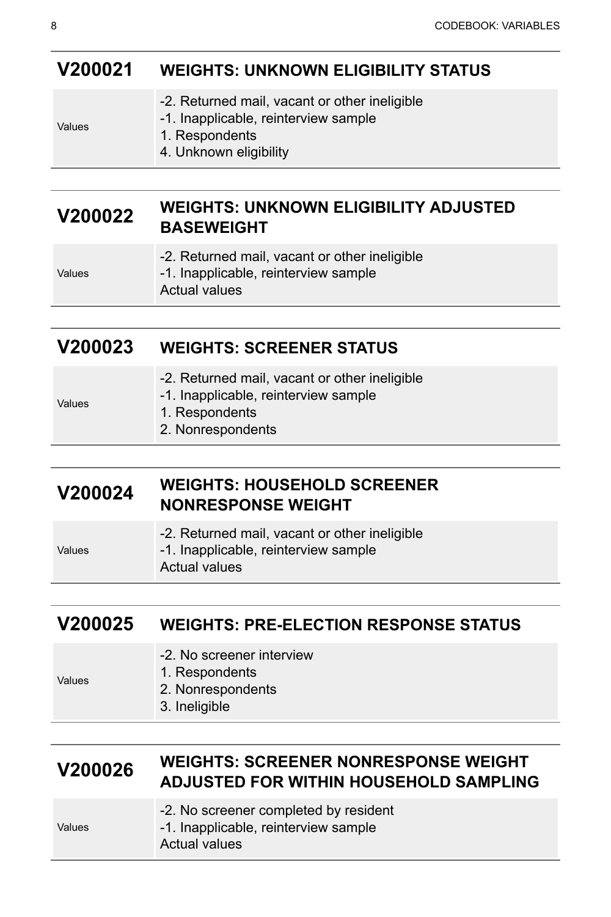## V200021 WEIGHTS: UNKNOWN ELIGIBILITY STATUS

| Values | |
|---|---|
| Values | -2. Returned mail, vacant or other ineligible<br>-1. Inapplicable, reinterview sample<br>1. Respondents<br>4. Unknown eligibility |

## V200022 WEIGHTS: UNKNOWN ELIGIBILITY ADJUSTED BASEWEIGHT

| Values | |
|---|---|
| Values | -2. Returned mail, vacant or other ineligible<br>-1. Inapplicable, reinterview sample<br>Actual values |

## V200023 WEIGHTS: SCREENER STATUS

| Values | |
|---|---|
| Values | -2. Returned mail, vacant or other ineligible<br>-1. Inapplicable, reinterview sample<br>1. Respondents<br>2. Nonrespondents |

## V200024 WEIGHTS: HOUSEHOLD SCREENER NONRESPONSE WEIGHT

| Values | |
|---|---|
| Values | -2. Returned mail, vacant or other ineligible<br>-1. Inapplicable, reinterview sample<br>Actual values |

## V200025 WEIGHTS: PRE-ELECTION RESPONSE STATUS

| Values | |
|---|---|
| Values | -2. No screener interview<br>1. Respondents<br>2. Nonrespondents<br>3. Ineligible |

## V200026 WEIGHTS: SCREENER NONRESPONSE WEIGHT ADJUSTED FOR WITHIN HOUSEHOLD SAMPLING

| Values | |
|---|---|
| Values | -2. No screener completed by resident<br>-1. Inapplicable, reinterview sample<br>Actual values |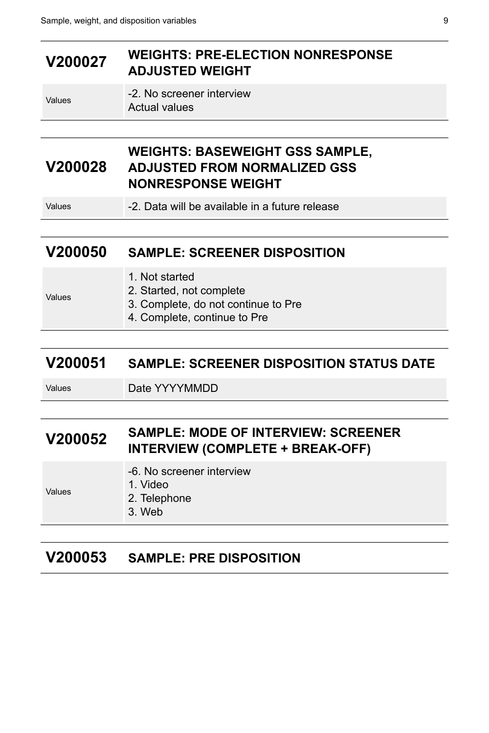## V200027 WEIGHTS: PRE-ELECTION NONRESPONSE ADJUSTED WEIGHT

| Values | -2. No screener interview<br>Actual values |
|---|---|

## V200028 WEIGHTS: BASEWEIGHT GSS SAMPLE, ADJUSTED FROM NORMALIZED GSS NONRESPONSE WEIGHT

| Values | -2. Data will be available in a future release |
|---|---|

## V200050 SAMPLE: SCREENER DISPOSITION

| Values | 1. Not started<br>2. Started, not complete<br>3. Complete, do not continue to Pre<br>4. Complete, continue to Pre |
|---|---|

## V200051 SAMPLE: SCREENER DISPOSITION STATUS DATE

| Values | Date YYYYMMDD |
|---|---|

## V200052 SAMPLE: MODE OF INTERVIEW: SCREENER INTERVIEW (COMPLETE + BREAK-OFF)

| Values | -6. No screener interview<br>1. Video<br>2. Telephone<br>3. Web |
|---|---|

## V200053 SAMPLE: PRE DISPOSITION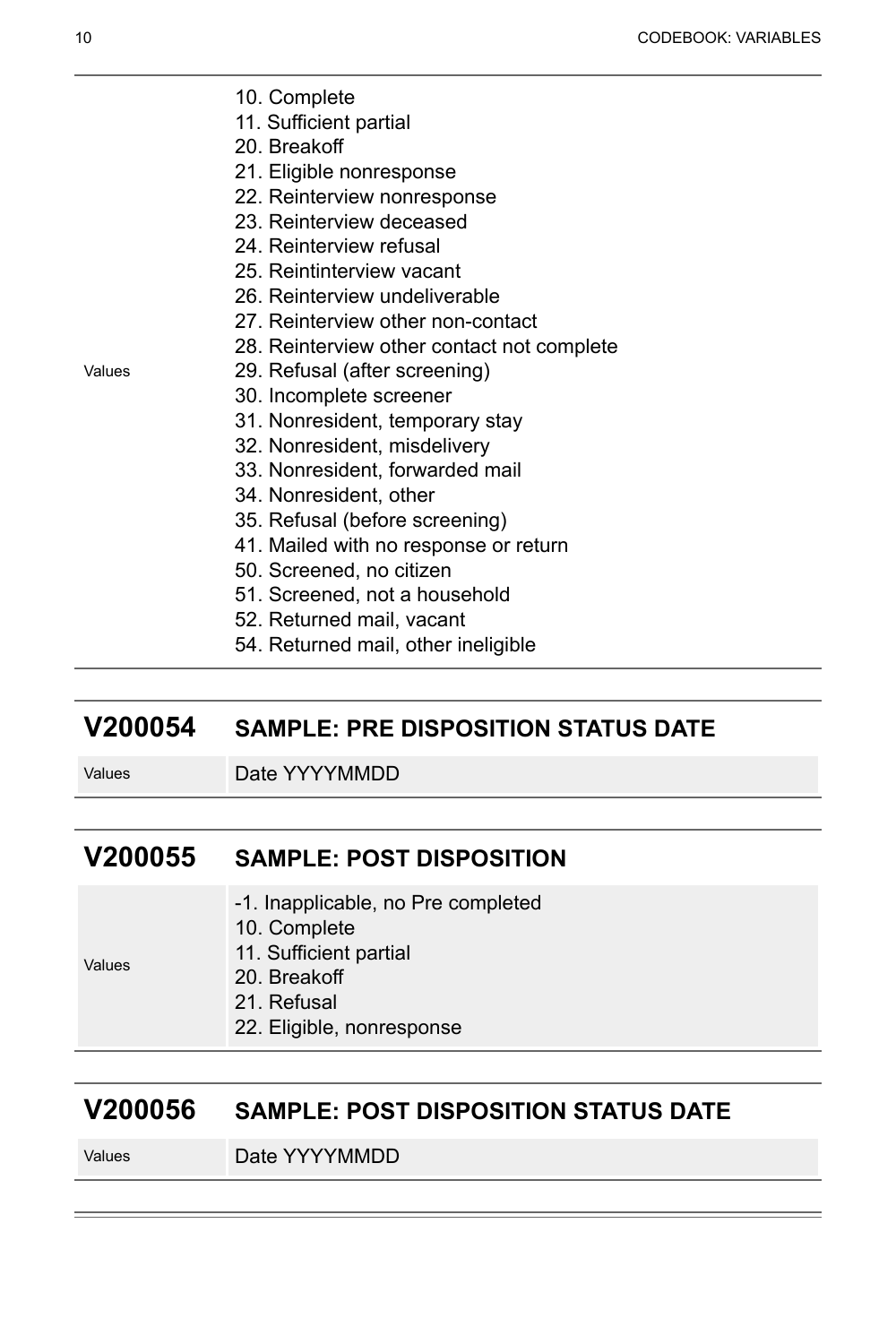| | |
|---|---|
| Values | 10. Complete<br>11. Sufficient partial<br>20. Breakoff<br>21. Eligible nonresponse<br>22. Reinterview nonresponse<br>23. Reinterview deceased<br>24. Reinterview refusal<br>25. Reintinterview vacant<br>26. Reinterview undeliverable<br>27. Reinterview other non-contact<br>28. Reinterview other contact not complete<br>29. Refusal (after screening)<br>30. Incomplete screener<br>31. Nonresident, temporary stay<br>32. Nonresident, misdelivery<br>33. Nonresident, forwarded mail<br>34. Nonresident, other<br>35. Refusal (before screening)<br>41. Mailed with no response or return<br>50. Screened, no citizen<br>51. Screened, not a household<br>52. Returned mail, vacant<br>54. Returned mail, other ineligible |

## V200054 SAMPLE: PRE DISPOSITION STATUS DATE

| | |
|---|---|
| Values | Date YYYYMMDD |

## V200055 SAMPLE: POST DISPOSITION

| | |
|---|---|
| Values | -1. Inapplicable, no Pre completed<br>10. Complete<br>11. Sufficient partial<br>20. Breakoff<br>21. Refusal<br>22. Eligible, nonresponse |

## V200056 SAMPLE: POST DISPOSITION STATUS DATE

| | |
|---|---|
| Values | Date YYYYMMDD |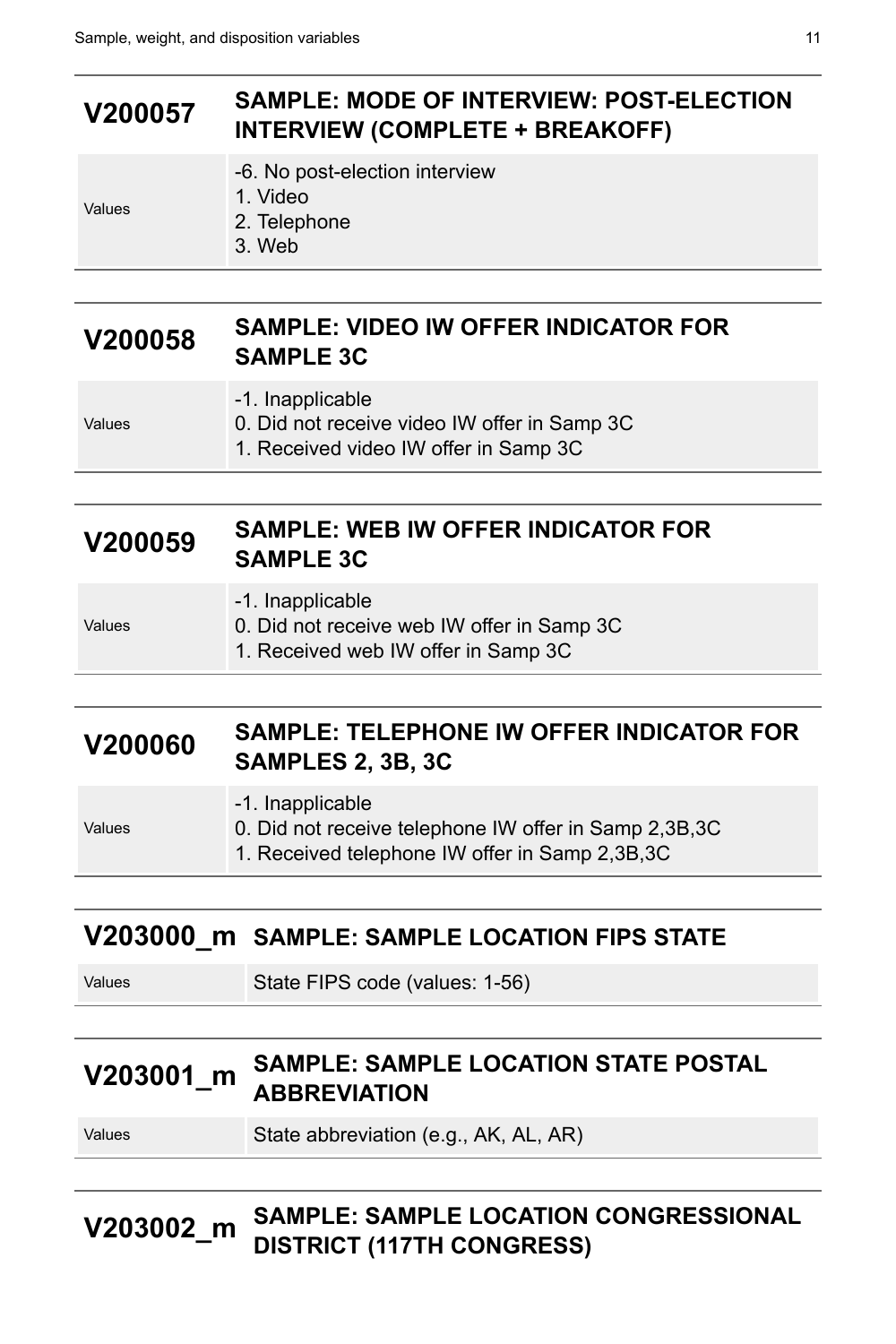## V200057 SAMPLE: MODE OF INTERVIEW: POST-ELECTION INTERVIEW (COMPLETE + BREAKOFF)

| | |
|---|---|
| Values | -6. No post-election interview<br>1. Video<br>2. Telephone<br>3. Web |

## V200058 SAMPLE: VIDEO IW OFFER INDICATOR FOR SAMPLE 3C

| | |
|---|---|
| Values | -1. Inapplicable<br>0. Did not receive video IW offer in Samp 3C<br>1. Received video IW offer in Samp 3C |

## V200059 SAMPLE: WEB IW OFFER INDICATOR FOR SAMPLE 3C

| | |
|---|---|
| Values | -1. Inapplicable<br>0. Did not receive web IW offer in Samp 3C<br>1. Received web IW offer in Samp 3C |

## V200060 SAMPLE: TELEPHONE IW OFFER INDICATOR FOR SAMPLES 2, 3B, 3C

| | |
|---|---|
| Values | -1. Inapplicable<br>0. Did not receive telephone IW offer in Samp 2,3B,3C<br>1. Received telephone IW offer in Samp 2,3B,3C |

## V203000_m SAMPLE: SAMPLE LOCATION FIPS STATE

| | |
|---|---|
| Values | State FIPS code (values: 1-56) |

## V203001_m SAMPLE: SAMPLE LOCATION STATE POSTAL ABBREVIATION

| | |
|---|---|
| Values | State abbreviation (e.g., AK, AL, AR) |

## V203002_m SAMPLE: SAMPLE LOCATION CONGRESSIONAL DISTRICT (117TH CONGRESS)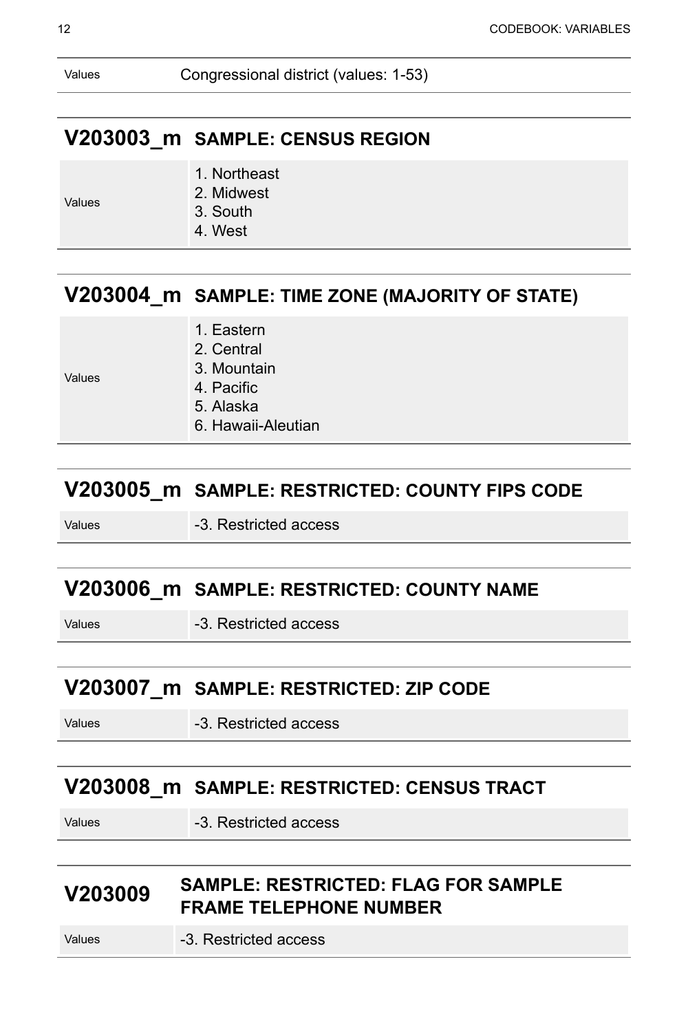| Values | Congressional district (values: 1-53) |
| --- | --- |

## V203003_m SAMPLE: CENSUS REGION

| Values | 1. Northeast<br>2. Midwest<br>3. South<br>4. West |
| --- | --- |

## V203004_m SAMPLE: TIME ZONE (MAJORITY OF STATE)

| Values | 1. Eastern<br>2. Central<br>3. Mountain<br>4. Pacific<br>5. Alaska<br>6. Hawaii-Aleutian |
| --- | --- |

## V203005_m SAMPLE: RESTRICTED: COUNTY FIPS CODE

| Values | -3. Restricted access |
| --- | --- |

## V203006_m SAMPLE: RESTRICTED: COUNTY NAME

| Values | -3. Restricted access |
| --- | --- |

## V203007_m SAMPLE: RESTRICTED: ZIP CODE

| Values | -3. Restricted access |
| --- | --- |

## V203008_m SAMPLE: RESTRICTED: CENSUS TRACT

| Values | -3. Restricted access |
| --- | --- |

## V203009 SAMPLE: RESTRICTED: FLAG FOR SAMPLE FRAME TELEPHONE NUMBER

| Values | -3. Restricted access |
| --- | --- |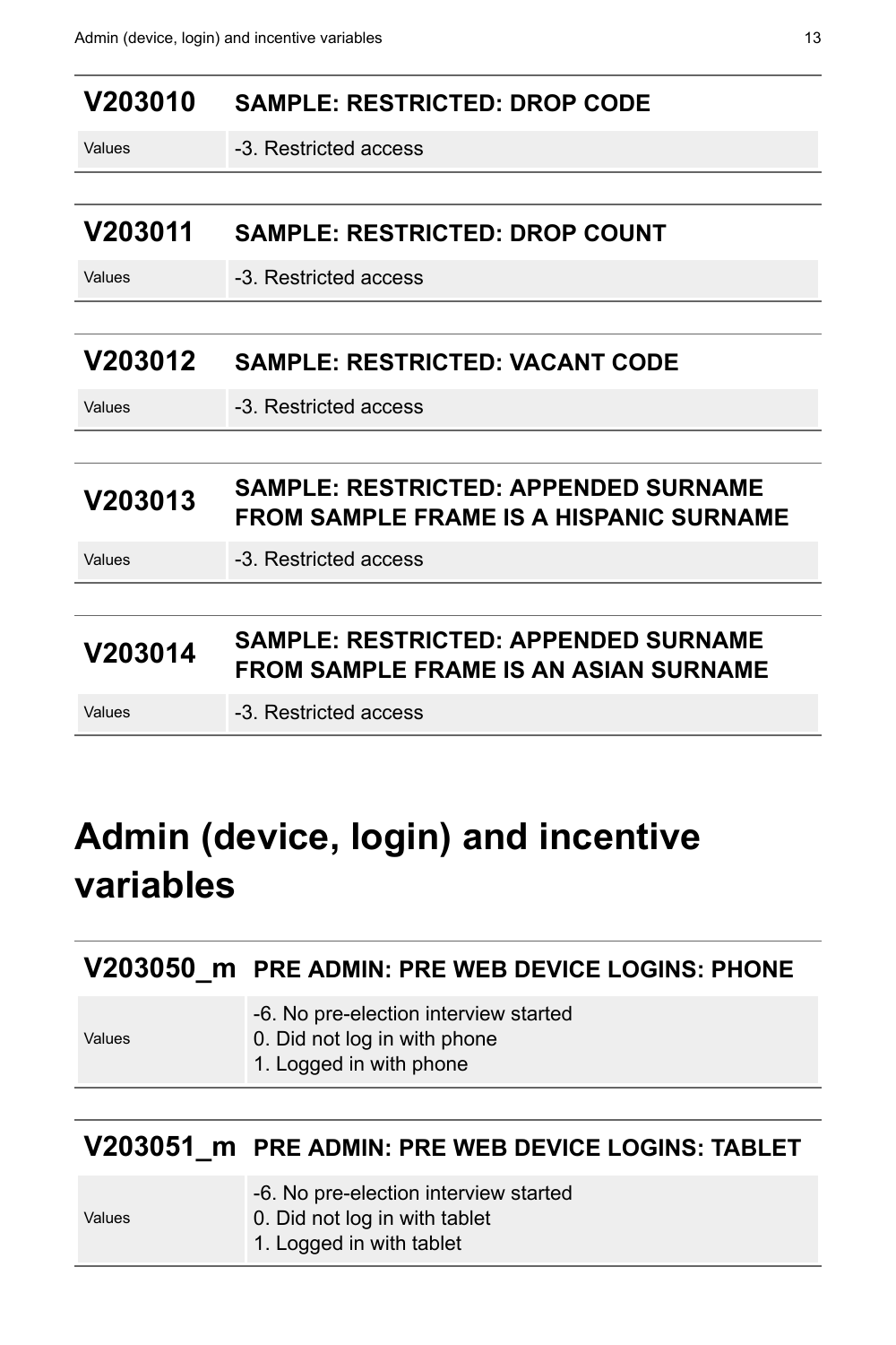| V203010 | SAMPLE: RESTRICTED: DROP CODE |
| --- | --- |
| Values | -3. Restricted access |

| V203011 | SAMPLE: RESTRICTED: DROP COUNT |
| --- | --- |
| Values | -3. Restricted access |

| V203012 | SAMPLE: RESTRICTED: VACANT CODE |
| --- | --- |
| Values | -3. Restricted access |

| V203013 | SAMPLE: RESTRICTED: APPENDED SURNAME FROM SAMPLE FRAME IS A HISPANIC SURNAME |
| --- | --- |
| Values | -3. Restricted access |

| V203014 | SAMPLE: RESTRICTED: APPENDED SURNAME FROM SAMPLE FRAME IS AN ASIAN SURNAME |
| --- | --- |
| Values | -3. Restricted access |

# Admin (device, login) and incentive variables

| V203050_m | PRE ADMIN: PRE WEB DEVICE LOGINS: PHONE |
| --- | --- |
| Values | -6. No pre-election interview started<br>0. Did not log in with phone<br>1. Logged in with phone |

| V203051_m | PRE ADMIN: PRE WEB DEVICE LOGINS: TABLET |
| --- | --- |
| Values | -6. No pre-election interview started<br>0. Did not log in with tablet<br>1. Logged in with tablet |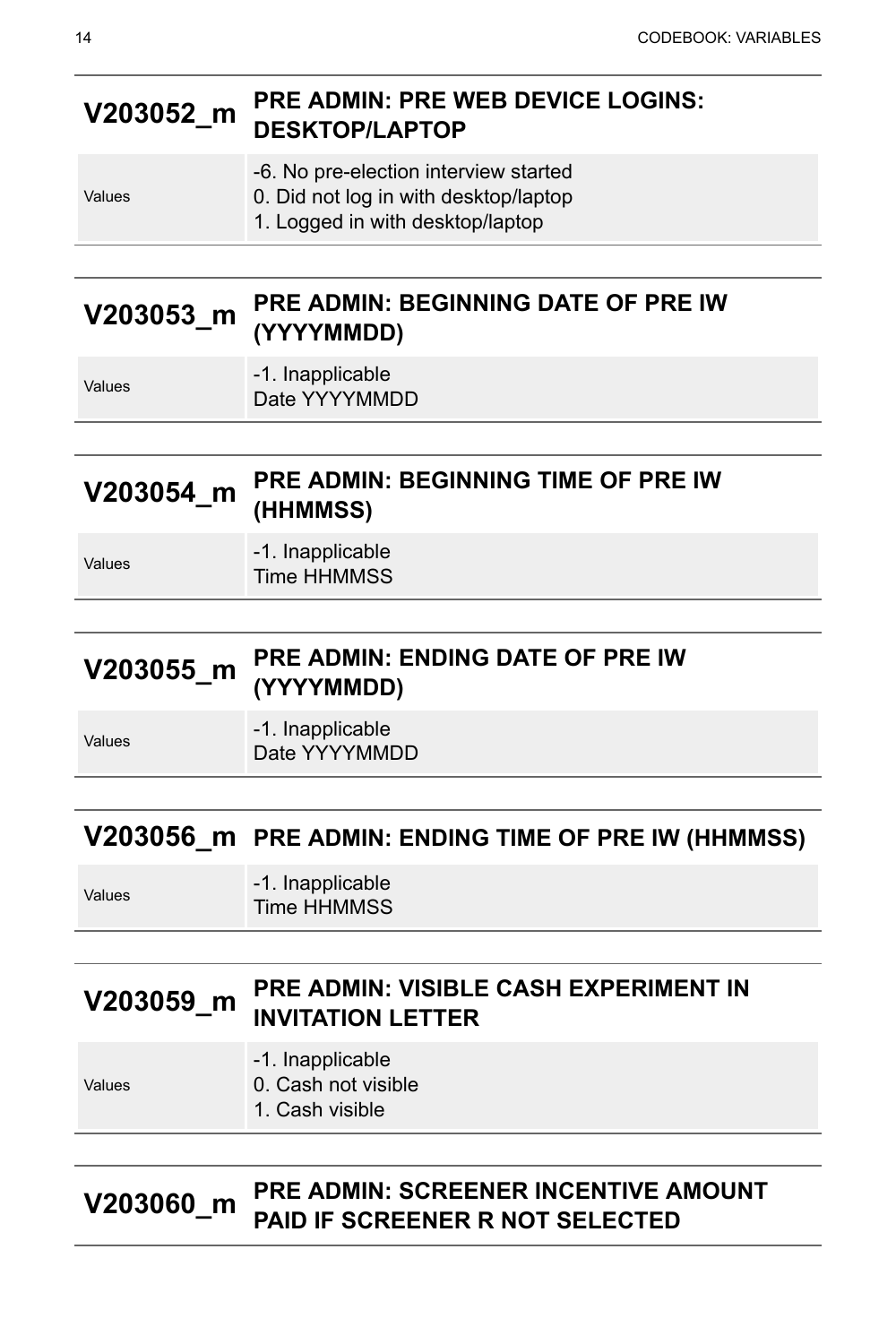## V203052_m PRE ADMIN: PRE WEB DEVICE LOGINS: DESKTOP/LAPTOP

| | |
|---|---|
| Values | -6. No pre-election interview started<br>0. Did not log in with desktop/laptop<br>1. Logged in with desktop/laptop |

## V203053_m PRE ADMIN: BEGINNING DATE OF PRE IW (YYYYMMDD)

| | |
|---|---|
| Values | -1. Inapplicable<br>Date YYYYMMDD |

## V203054_m PRE ADMIN: BEGINNING TIME OF PRE IW (HHMMSS)

| | |
|---|---|
| Values | -1. Inapplicable<br>Time HHMMSS |

## V203055_m PRE ADMIN: ENDING DATE OF PRE IW (YYYYMMDD)

| | |
|---|---|
| Values | -1. Inapplicable<br>Date YYYYMMDD |

## V203056_m PRE ADMIN: ENDING TIME OF PRE IW (HHMMSS)

| | |
|---|---|
| Values | -1. Inapplicable<br>Time HHMMSS |

## V203059_m PRE ADMIN: VISIBLE CASH EXPERIMENT IN INVITATION LETTER

| | |
|---|---|
| Values | -1. Inapplicable<br>0. Cash not visible<br>1. Cash visible |

## V203060_m PRE ADMIN: SCREENER INCENTIVE AMOUNT PAID IF SCREENER R NOT SELECTED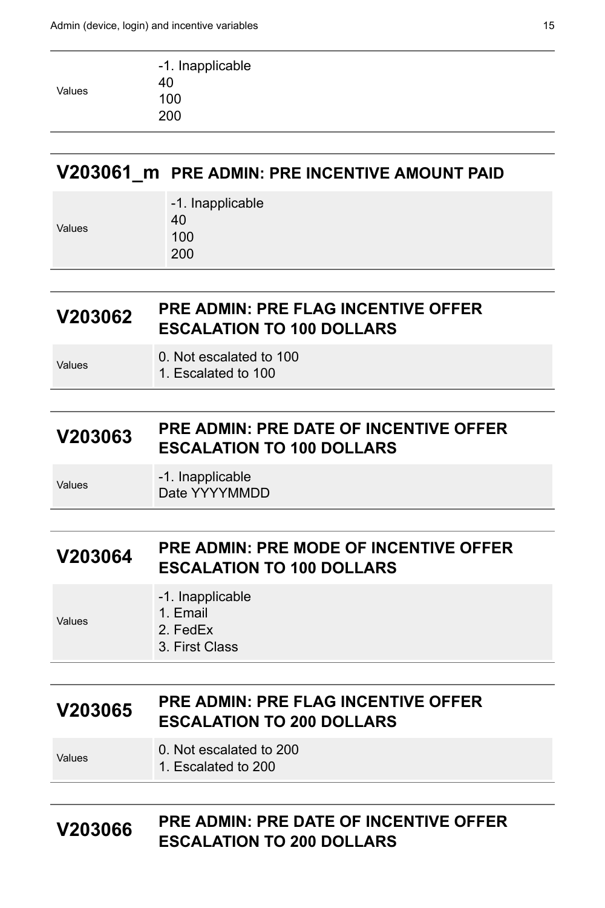| | |
|---|---|
| Values | -1. Inapplicable<br>40<br>100<br>200 |

## V203061_m PRE ADMIN: PRE INCENTIVE AMOUNT PAID

| | |
|---|---|
| Values | -1. Inapplicable<br>40<br>100<br>200 |

## V203062 PRE ADMIN: PRE FLAG INCENTIVE OFFER ESCALATION TO 100 DOLLARS

| | |
|---|---|
| Values | 0. Not escalated to 100<br>1. Escalated to 100 |

## V203063 PRE ADMIN: PRE DATE OF INCENTIVE OFFER ESCALATION TO 100 DOLLARS

| | |
|---|---|
| Values | -1. Inapplicable<br>Date YYYYMMDD |

## V203064 PRE ADMIN: PRE MODE OF INCENTIVE OFFER ESCALATION TO 100 DOLLARS

| | |
|---|---|
| Values | -1. Inapplicable<br>1. Email<br>2. FedEx<br>3. First Class |

## V203065 PRE ADMIN: PRE FLAG INCENTIVE OFFER ESCALATION TO 200 DOLLARS

| | |
|---|---|
| Values | 0. Not escalated to 200<br>1. Escalated to 200 |

## V203066 PRE ADMIN: PRE DATE OF INCENTIVE OFFER ESCALATION TO 200 DOLLARS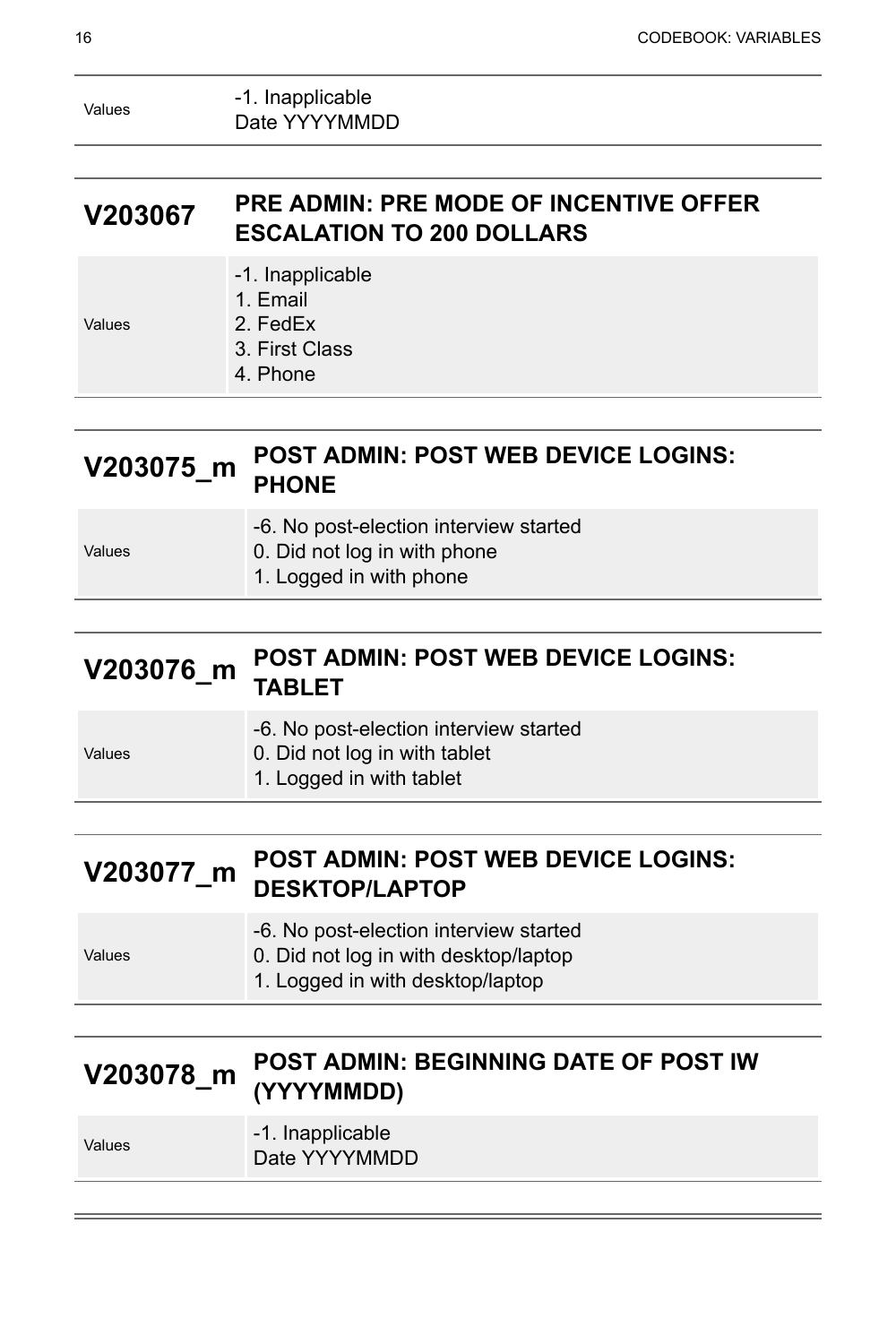| | |
|---|---|
| Values | -1. Inapplicable<br>Date YYYYMMDD |

## V203067 PRE ADMIN: PRE MODE OF INCENTIVE OFFER ESCALATION TO 200 DOLLARS

| | |
|---|---|
| Values | -1. Inapplicable<br>1. Email<br>2. FedEx<br>3. First Class<br>4. Phone |

## V203075_m POST ADMIN: POST WEB DEVICE LOGINS: PHONE

| | |
|---|---|
| Values | -6. No post-election interview started<br>0. Did not log in with phone<br>1. Logged in with phone |

## V203076_m POST ADMIN: POST WEB DEVICE LOGINS: TABLET

| | |
|---|---|
| Values | -6. No post-election interview started<br>0. Did not log in with tablet<br>1. Logged in with tablet |

## V203077_m POST ADMIN: POST WEB DEVICE LOGINS: DESKTOP/LAPTOP

| | |
|---|---|
| Values | -6. No post-election interview started<br>0. Did not log in with desktop/laptop<br>1. Logged in with desktop/laptop |

## V203078_m POST ADMIN: BEGINNING DATE OF POST IW (YYYYMMDD)

| | |
|---|---|
| Values | -1. Inapplicable<br>Date YYYYMMDD |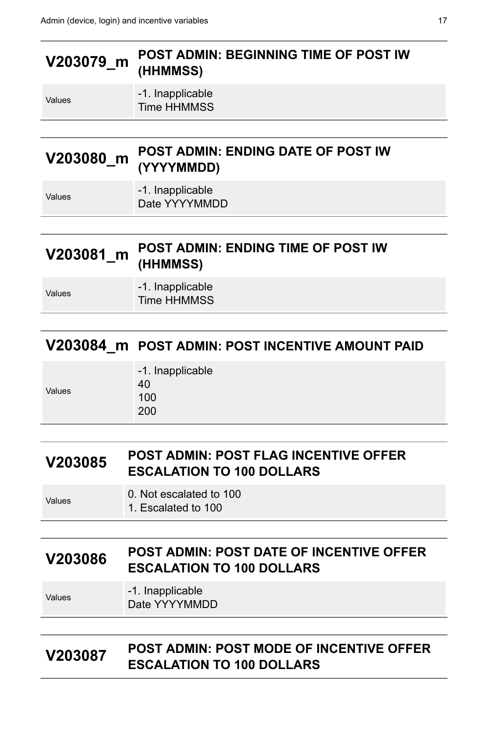## V203079_m POST ADMIN: BEGINNING TIME OF POST IW (HHMMSS)

| | |
|---|---|
| Values | -1. Inapplicable<br>Time HHMMSS |

## V203080_m POST ADMIN: ENDING DATE OF POST IW (YYYYMMDD)

| | |
|---|---|
| Values | -1. Inapplicable<br>Date YYYYMMDD |

## V203081_m POST ADMIN: ENDING TIME OF POST IW (HHMMSS)

| | |
|---|---|
| Values | -1. Inapplicable<br>Time HHMMSS |

## V203084_m POST ADMIN: POST INCENTIVE AMOUNT PAID

| | |
|---|---|
| Values | -1. Inapplicable<br>40<br>100<br>200 |

## V203085 POST ADMIN: POST FLAG INCENTIVE OFFER ESCALATION TO 100 DOLLARS

| | |
|---|---|
| Values | 0. Not escalated to 100<br>1. Escalated to 100 |

## V203086 POST ADMIN: POST DATE OF INCENTIVE OFFER ESCALATION TO 100 DOLLARS

| | |
|---|---|
| Values | -1. Inapplicable<br>Date YYYYMMDD |

## V203087 POST ADMIN: POST MODE OF INCENTIVE OFFER ESCALATION TO 100 DOLLARS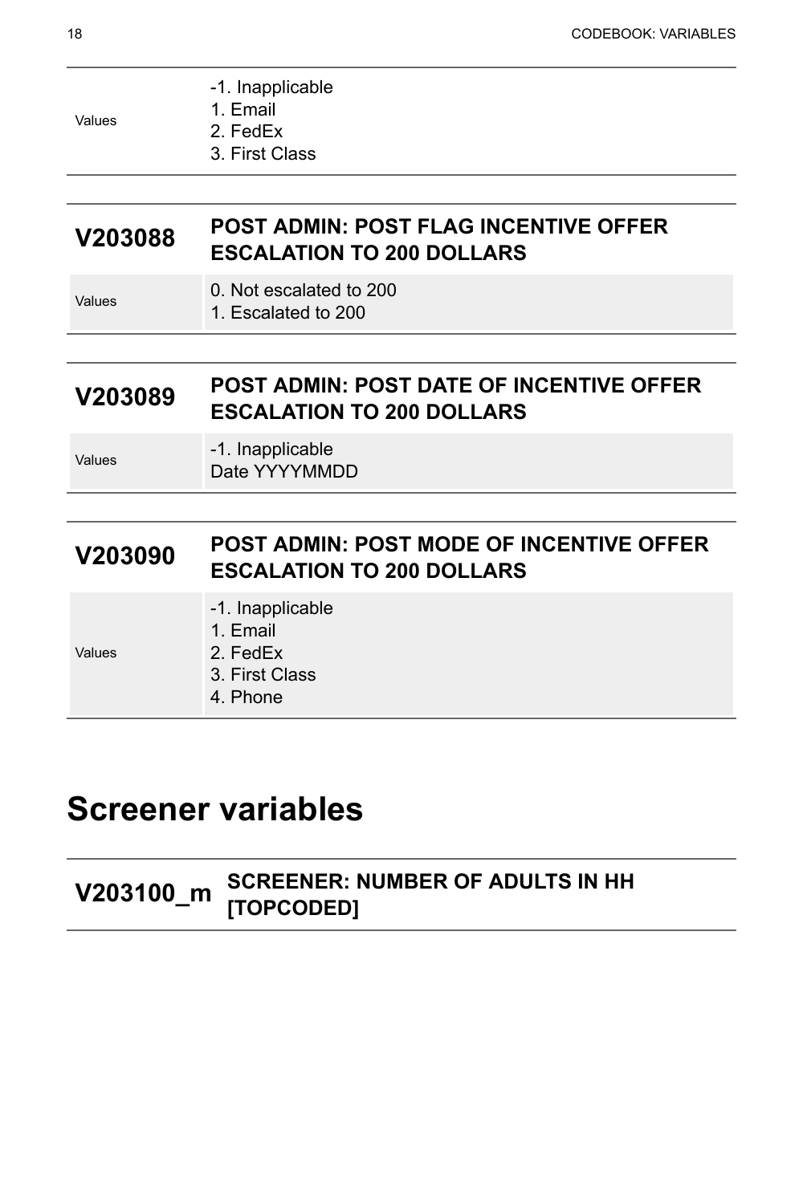| | |
|---|---|
| Values | -1. Inapplicable<br>1. Email<br>2. FedEx<br>3. First Class |

## V203088 POST ADMIN: POST FLAG INCENTIVE OFFER ESCALATION TO 200 DOLLARS

| | |
|---|---|
| Values | 0. Not escalated to 200<br>1. Escalated to 200 |

## V203089 POST ADMIN: POST DATE OF INCENTIVE OFFER ESCALATION TO 200 DOLLARS

| | |
|---|---|
| Values | -1. Inapplicable<br>Date YYYYMMDD |

## V203090 POST ADMIN: POST MODE OF INCENTIVE OFFER ESCALATION TO 200 DOLLARS

| | |
|---|---|
| Values | -1. Inapplicable<br>1. Email<br>2. FedEx<br>3. First Class<br>4. Phone |

# Screener variables

## V203100_m SCREENER: NUMBER OF ADULTS IN HH [TOPCODED]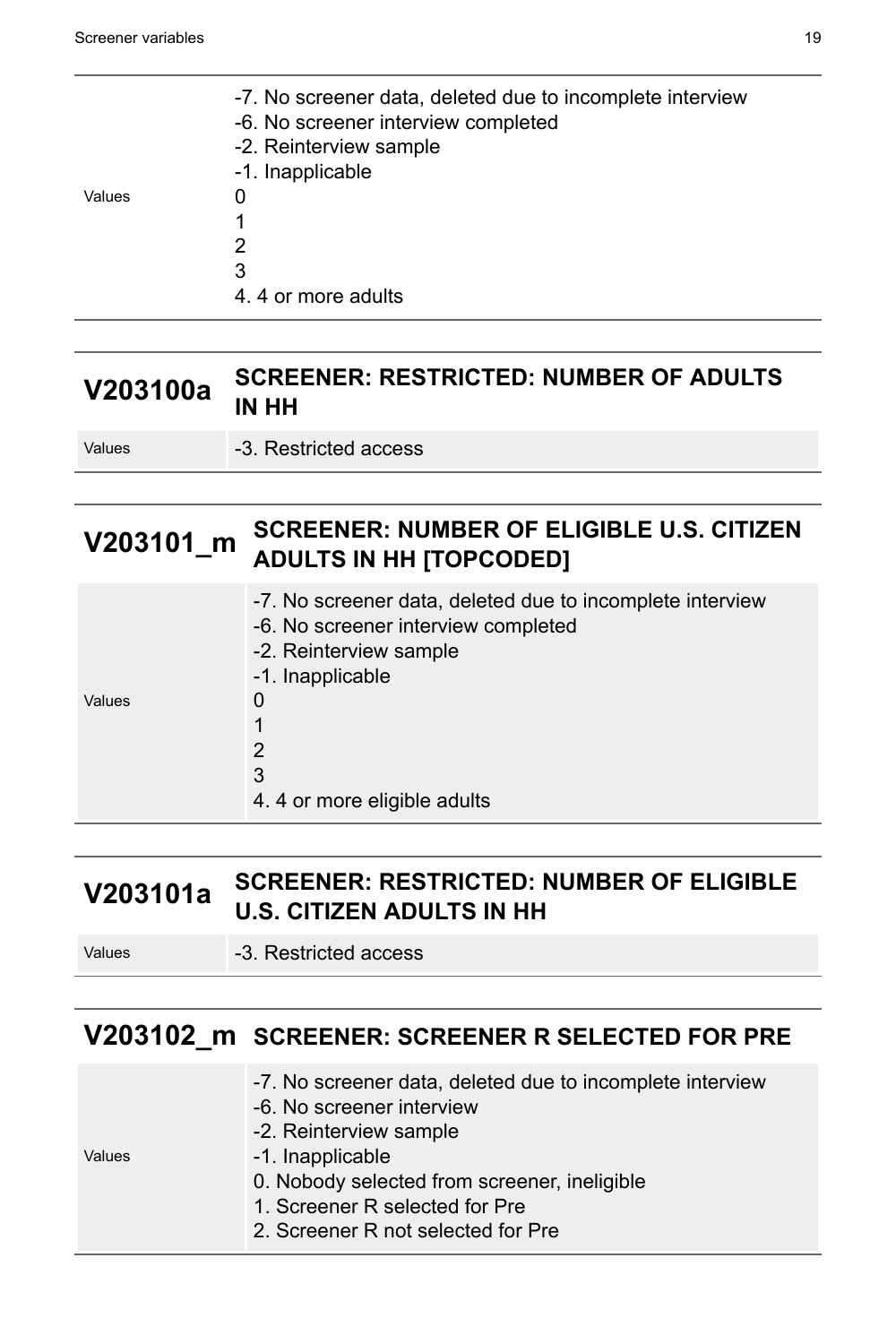| | |
|---|---|
| Values | -7. No screener data, deleted due to incomplete interview<br>-6. No screener interview completed<br>-2. Reinterview sample<br>-1. Inapplicable<br>0<br>1<br>2<br>3<br>4. 4 or more adults |

## V203100a SCREENER: RESTRICTED: NUMBER OF ADULTS IN HH

| | |
|---|---|
| Values | -3. Restricted access |

## V203101_m SCREENER: NUMBER OF ELIGIBLE U.S. CITIZEN ADULTS IN HH [TOPCODED]

| | |
|---|---|
| Values | -7. No screener data, deleted due to incomplete interview<br>-6. No screener interview completed<br>-2. Reinterview sample<br>-1. Inapplicable<br>0<br>1<br>2<br>3<br>4. 4 or more eligible adults |

## V203101a SCREENER: RESTRICTED: NUMBER OF ELIGIBLE U.S. CITIZEN ADULTS IN HH

| | |
|---|---|
| Values | -3. Restricted access |

## V203102_m SCREENER: SCREENER R SELECTED FOR PRE

| | |
|---|---|
| Values | -7. No screener data, deleted due to incomplete interview<br>-6. No screener interview<br>-2. Reinterview sample<br>-1. Inapplicable<br>0. Nobody selected from screener, ineligible<br>1. Screener R selected for Pre<br>2. Screener R not selected for Pre |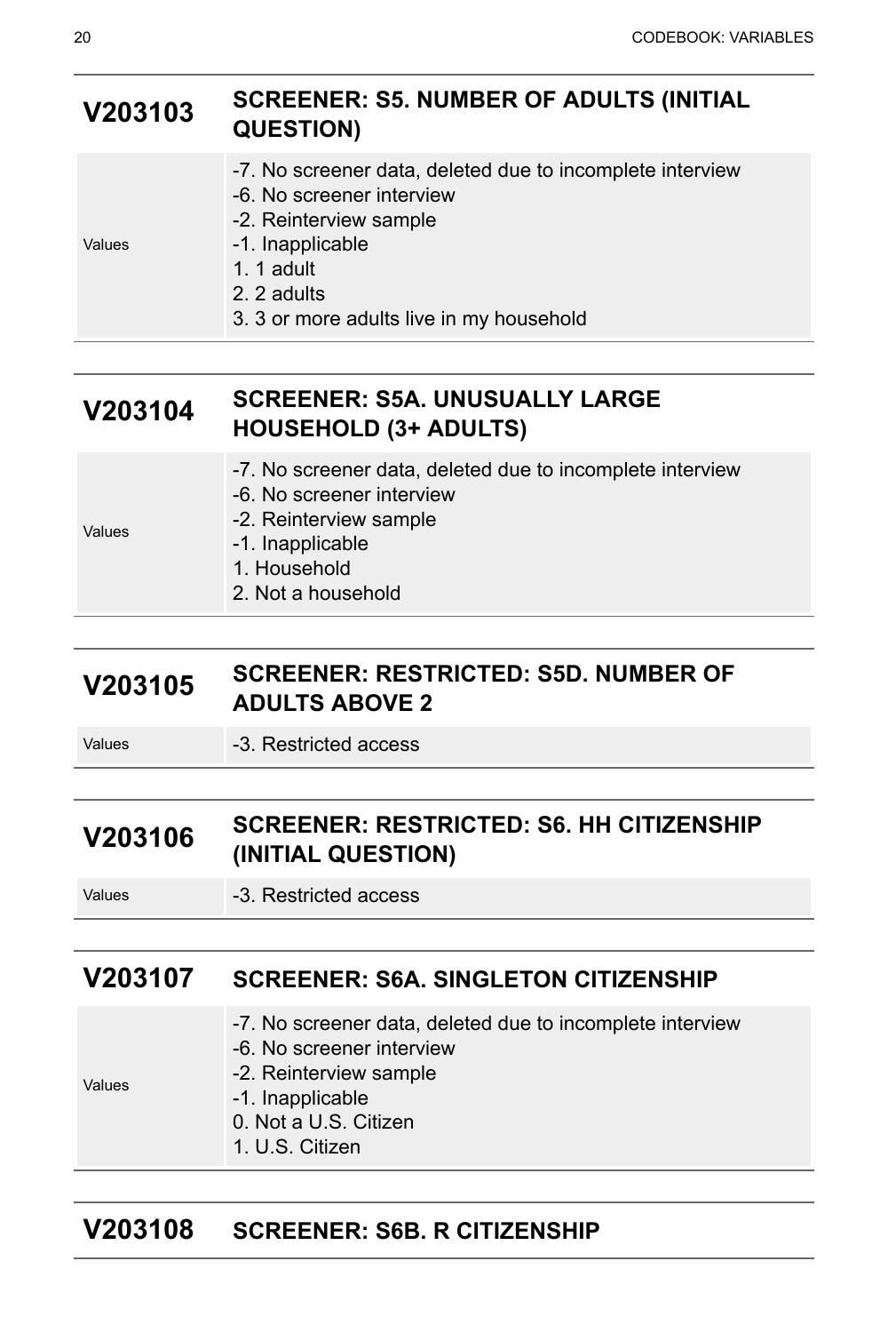## V203103 SCREENER: S5. NUMBER OF ADULTS (INITIAL QUESTION)

| | |
|---|---|
| Values | -7. No screener data, deleted due to incomplete interview<br>-6. No screener interview<br>-2. Reinterview sample<br>-1. Inapplicable<br>1. 1 adult<br>2. 2 adults<br>3. 3 or more adults live in my household |

## V203104 SCREENER: S5A. UNUSUALLY LARGE HOUSEHOLD (3+ ADULTS)

| | |
|---|---|
| Values | -7. No screener data, deleted due to incomplete interview<br>-6. No screener interview<br>-2. Reinterview sample<br>-1. Inapplicable<br>1. Household<br>2. Not a household |

## V203105 SCREENER: RESTRICTED: S5D. NUMBER OF ADULTS ABOVE 2

| | |
|---|---|
| Values | -3. Restricted access |

## V203106 SCREENER: RESTRICTED: S6. HH CITIZENSHIP (INITIAL QUESTION)

| | |
|---|---|
| Values | -3. Restricted access |

## V203107 SCREENER: S6A. SINGLETON CITIZENSHIP

| | |
|---|---|
| Values | -7. No screener data, deleted due to incomplete interview<br>-6. No screener interview<br>-2. Reinterview sample<br>-1. Inapplicable<br>0. Not a U.S. Citizen<br>1. U.S. Citizen |

## V203108 SCREENER: S6B. R CITIZENSHIP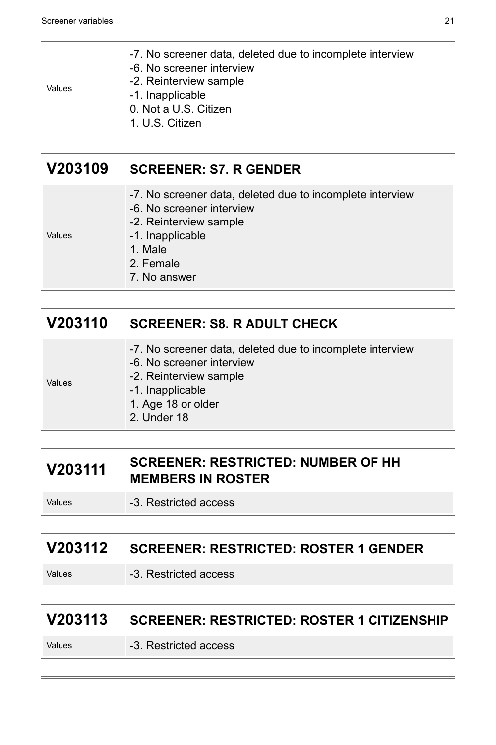| | |
|---|---|
| Values | -7. No screener data, deleted due to incomplete interview<br>-6. No screener interview<br>-2. Reinterview sample<br>-1. Inapplicable<br>0. Not a U.S. Citizen<br>1. U.S. Citizen |

## V203109 SCREENER: S7. R GENDER

| | |
|---|---|
| Values | -7. No screener data, deleted due to incomplete interview<br>-6. No screener interview<br>-2. Reinterview sample<br>-1. Inapplicable<br>1. Male<br>2. Female<br>7. No answer |

## V203110 SCREENER: S8. R ADULT CHECK

| | |
|---|---|
| Values | -7. No screener data, deleted due to incomplete interview<br>-6. No screener interview<br>-2. Reinterview sample<br>-1. Inapplicable<br>1. Age 18 or older<br>2. Under 18 |

## V203111 SCREENER: RESTRICTED: NUMBER OF HH MEMBERS IN ROSTER

| | |
|---|---|
| Values | -3. Restricted access |

## V203112 SCREENER: RESTRICTED: ROSTER 1 GENDER

| | |
|---|---|
| Values | -3. Restricted access |

## V203113 SCREENER: RESTRICTED: ROSTER 1 CITIZENSHIP

| | |
|---|---|
| Values | -3. Restricted access |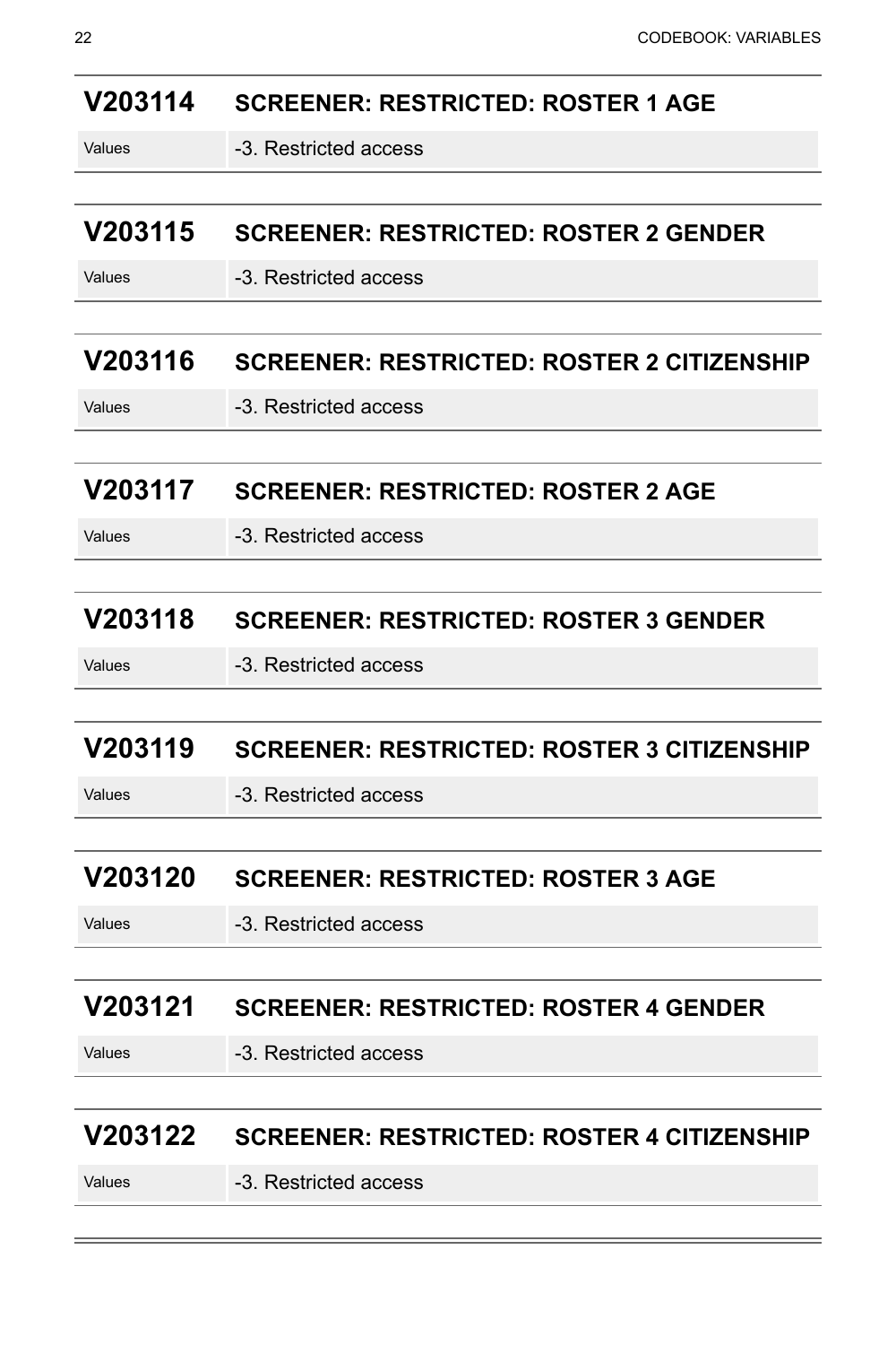## V203114 SCREENER: RESTRICTED: ROSTER 1 AGE

| Values | -3. Restricted access |
|---|---|

## V203115 SCREENER: RESTRICTED: ROSTER 2 GENDER

| Values | -3. Restricted access |
|---|---|

## V203116 SCREENER: RESTRICTED: ROSTER 2 CITIZENSHIP

| Values | -3. Restricted access |
|---|---|

## V203117 SCREENER: RESTRICTED: ROSTER 2 AGE

| Values | -3. Restricted access |
|---|---|

## V203118 SCREENER: RESTRICTED: ROSTER 3 GENDER

| Values | -3. Restricted access |
|---|---|

## V203119 SCREENER: RESTRICTED: ROSTER 3 CITIZENSHIP

| Values | -3. Restricted access |
|---|---|

## V203120 SCREENER: RESTRICTED: ROSTER 3 AGE

| Values | -3. Restricted access |
|---|---|

## V203121 SCREENER: RESTRICTED: ROSTER 4 GENDER

| Values | -3. Restricted access |
|---|---|

## V203122 SCREENER: RESTRICTED: ROSTER 4 CITIZENSHIP

| Values | -3. Restricted access |
|---|---|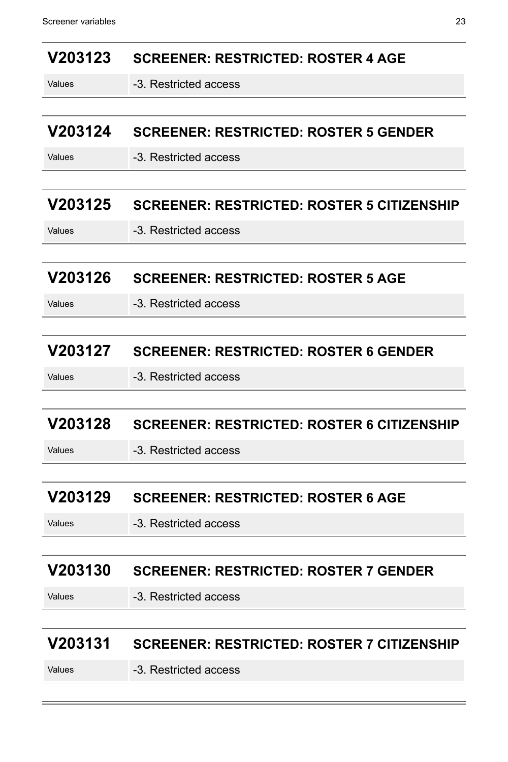## V203123 SCREENER: RESTRICTED: ROSTER 4 AGE

| Values | -3. Restricted access |
|---|---|

## V203124 SCREENER: RESTRICTED: ROSTER 5 GENDER

| Values | -3. Restricted access |
|---|---|

## V203125 SCREENER: RESTRICTED: ROSTER 5 CITIZENSHIP

| Values | -3. Restricted access |
|---|---|

## V203126 SCREENER: RESTRICTED: ROSTER 5 AGE

| Values | -3. Restricted access |
|---|---|

## V203127 SCREENER: RESTRICTED: ROSTER 6 GENDER

| Values | -3. Restricted access |
|---|---|

## V203128 SCREENER: RESTRICTED: ROSTER 6 CITIZENSHIP

| Values | -3. Restricted access |
|---|---|

## V203129 SCREENER: RESTRICTED: ROSTER 6 AGE

| Values | -3. Restricted access |
|---|---|

## V203130 SCREENER: RESTRICTED: ROSTER 7 GENDER

| Values | -3. Restricted access |
|---|---|

## V203131 SCREENER: RESTRICTED: ROSTER 7 CITIZENSHIP

| Values | -3. Restricted access |
|---|---|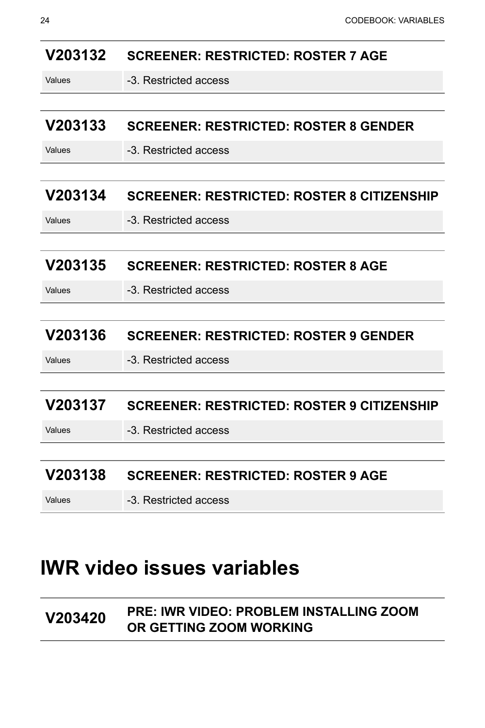### V203132 SCREENER: RESTRICTED: ROSTER 7 AGE

| Values | -3. Restricted access |
|---|---|

### V203133 SCREENER: RESTRICTED: ROSTER 8 GENDER

| Values | -3. Restricted access |
|---|---|

### V203134 SCREENER: RESTRICTED: ROSTER 8 CITIZENSHIP

| Values | -3. Restricted access |
|---|---|

### V203135 SCREENER: RESTRICTED: ROSTER 8 AGE

| Values | -3. Restricted access |
|---|---|

### V203136 SCREENER: RESTRICTED: ROSTER 9 GENDER

| Values | -3. Restricted access |
|---|---|

### V203137 SCREENER: RESTRICTED: ROSTER 9 CITIZENSHIP

| Values | -3. Restricted access |
|---|---|

### V203138 SCREENER: RESTRICTED: ROSTER 9 AGE

| Values | -3. Restricted access |
|---|---|

# IWR video issues variables

### V203420 PRE: IWR VIDEO: PROBLEM INSTALLING ZOOM OR GETTING ZOOM WORKING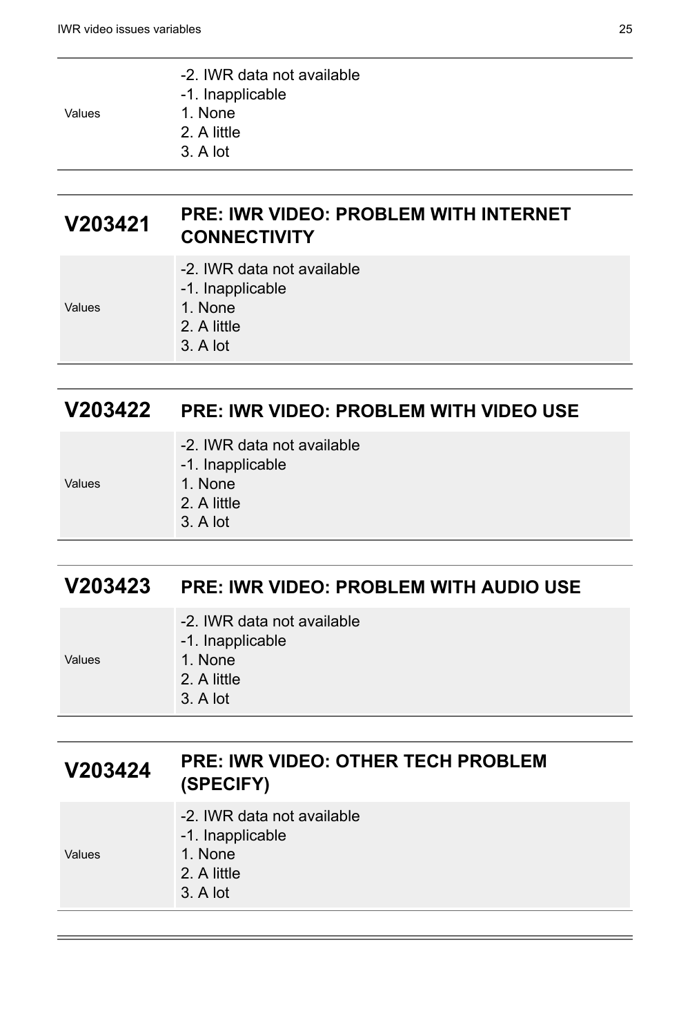| | |
|---|---|
| Values | -2. IWR data not available<br>-1. Inapplicable<br>1. None<br>2. A little<br>3. A lot |

## V203421 PRE: IWR VIDEO: PROBLEM WITH INTERNET CONNECTIVITY

| | |
|---|---|
| Values | -2. IWR data not available<br>-1. Inapplicable<br>1. None<br>2. A little<br>3. A lot |

## V203422 PRE: IWR VIDEO: PROBLEM WITH VIDEO USE

| | |
|---|---|
| Values | -2. IWR data not available<br>-1. Inapplicable<br>1. None<br>2. A little<br>3. A lot |

## V203423 PRE: IWR VIDEO: PROBLEM WITH AUDIO USE

| | |
|---|---|
| Values | -2. IWR data not available<br>-1. Inapplicable<br>1. None<br>2. A little<br>3. A lot |

## V203424 PRE: IWR VIDEO: OTHER TECH PROBLEM (SPECIFY)

| | |
|---|---|
| Values | -2. IWR data not available<br>-1. Inapplicable<br>1. None<br>2. A little<br>3. A lot |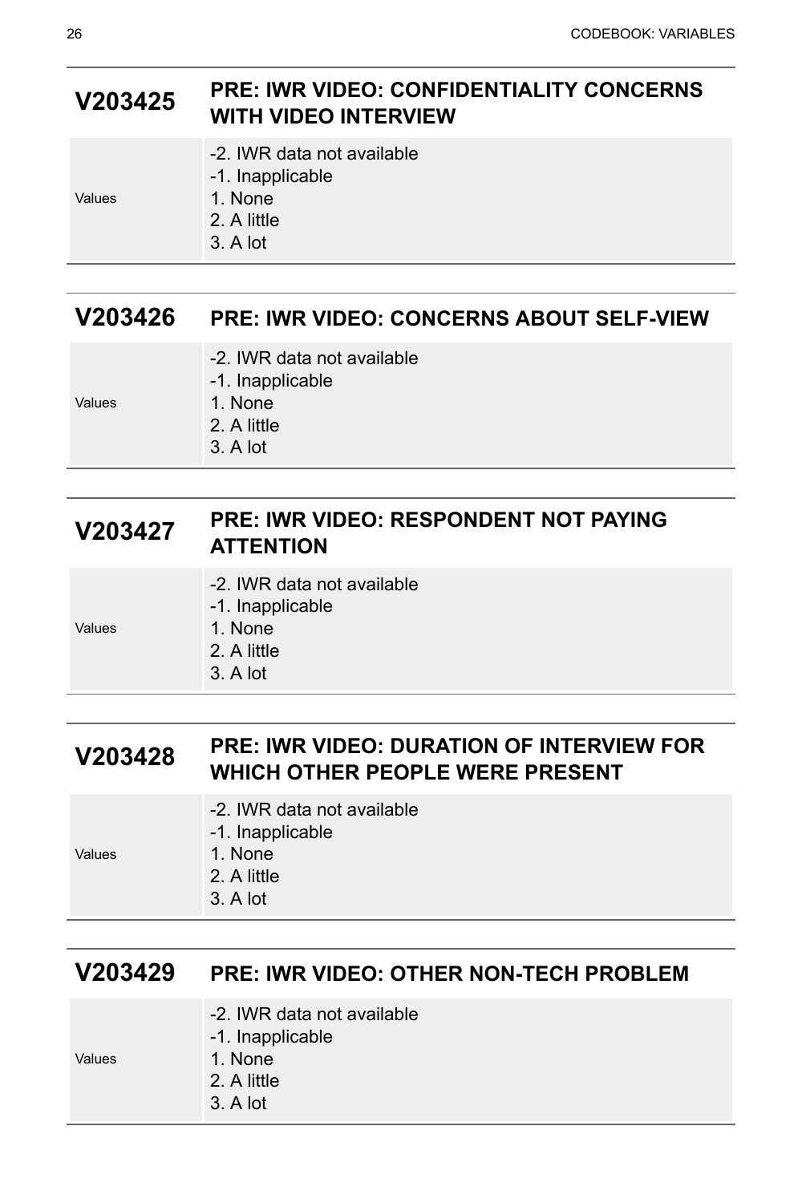## V203425 PRE: IWR VIDEO: CONFIDENTIALITY CONCERNS WITH VIDEO INTERVIEW

| | |
|---|---|
| Values | -2. IWR data not available<br>-1. Inapplicable<br>1. None<br>2. A little<br>3. A lot |

## V203426 PRE: IWR VIDEO: CONCERNS ABOUT SELF-VIEW

| | |
|---|---|
| Values | -2. IWR data not available<br>-1. Inapplicable<br>1. None<br>2. A little<br>3. A lot |

## V203427 PRE: IWR VIDEO: RESPONDENT NOT PAYING ATTENTION

| | |
|---|---|
| Values | -2. IWR data not available<br>-1. Inapplicable<br>1. None<br>2. A little<br>3. A lot |

## V203428 PRE: IWR VIDEO: DURATION OF INTERVIEW FOR WHICH OTHER PEOPLE WERE PRESENT

| | |
|---|---|
| Values | -2. IWR data not available<br>-1. Inapplicable<br>1. None<br>2. A little<br>3. A lot |

## V203429 PRE: IWR VIDEO: OTHER NON-TECH PROBLEM

| | |
|---|---|
| Values | -2. IWR data not available<br>-1. Inapplicable<br>1. None<br>2. A little<br>3. A lot |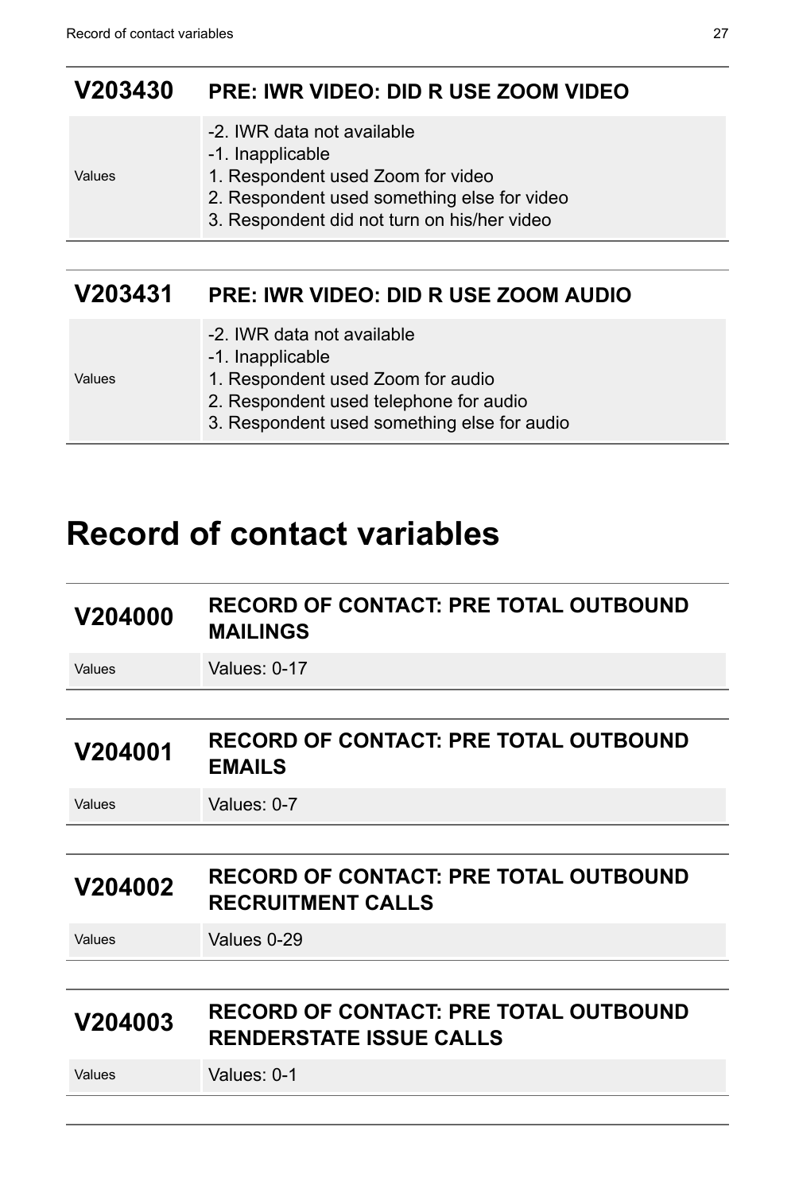| V203430 | PRE: IWR VIDEO: DID R USE ZOOM VIDEO |
| --- | --- |
| Values | -2. IWR data not available<br>-1. Inapplicable<br>1. Respondent used Zoom for video<br>2. Respondent used something else for video<br>3. Respondent did not turn on his/her video |

| V203431 | PRE: IWR VIDEO: DID R USE ZOOM AUDIO |
| --- | --- |
| Values | -2. IWR data not available<br>-1. Inapplicable<br>1. Respondent used Zoom for audio<br>2. Respondent used telephone for audio<br>3. Respondent used something else for audio |

# Record of contact variables

| V204000 | RECORD OF CONTACT: PRE TOTAL OUTBOUND MAILINGS |
| --- | --- |
| Values | Values: 0-17 |

| V204001 | RECORD OF CONTACT: PRE TOTAL OUTBOUND EMAILS |
| --- | --- |
| Values | Values: 0-7 |

| V204002 | RECORD OF CONTACT: PRE TOTAL OUTBOUND RECRUITMENT CALLS |
| --- | --- |
| Values | Values 0-29 |

| V204003 | RECORD OF CONTACT: PRE TOTAL OUTBOUND RENDERSTATE ISSUE CALLS |
| --- | --- |
| Values | Values: 0-1 |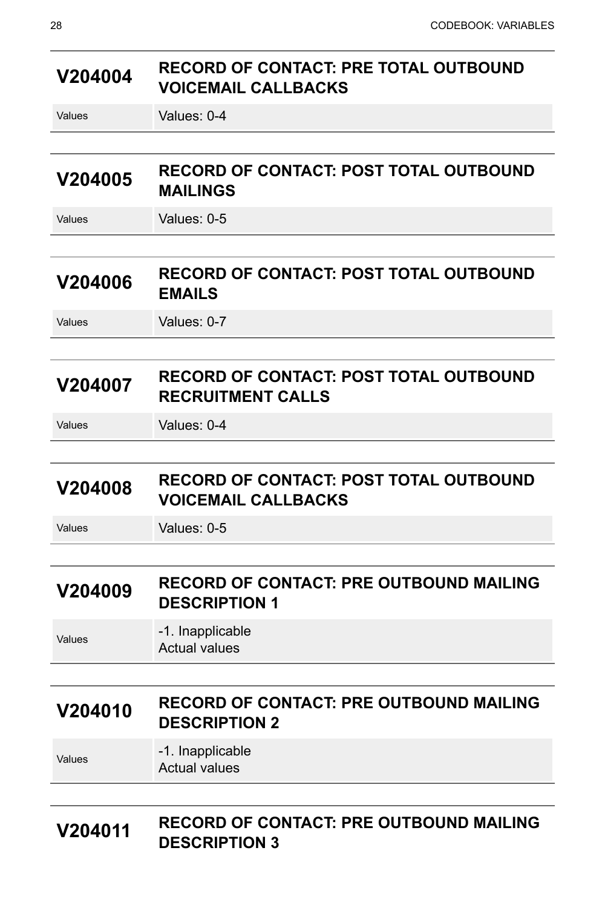## V204004 RECORD OF CONTACT: PRE TOTAL OUTBOUND VOICEMAIL CALLBACKS

| | |
|---|---|
| Values | Values: 0-4 |

## V204005 RECORD OF CONTACT: POST TOTAL OUTBOUND MAILINGS

| | |
|---|---|
| Values | Values: 0-5 |

## V204006 RECORD OF CONTACT: POST TOTAL OUTBOUND EMAILS

| | |
|---|---|
| Values | Values: 0-7 |

## V204007 RECORD OF CONTACT: POST TOTAL OUTBOUND RECRUITMENT CALLS

| | |
|---|---|
| Values | Values: 0-4 |

## V204008 RECORD OF CONTACT: POST TOTAL OUTBOUND VOICEMAIL CALLBACKS

| | |
|---|---|
| Values | Values: 0-5 |

## V204009 RECORD OF CONTACT: PRE OUTBOUND MAILING DESCRIPTION 1

| | |
|---|---|
| Values | -1. Inapplicable<br>Actual values |

## V204010 RECORD OF CONTACT: PRE OUTBOUND MAILING DESCRIPTION 2

| | |
|---|---|
| Values | -1. Inapplicable<br>Actual values |

## V204011 RECORD OF CONTACT: PRE OUTBOUND MAILING DESCRIPTION 3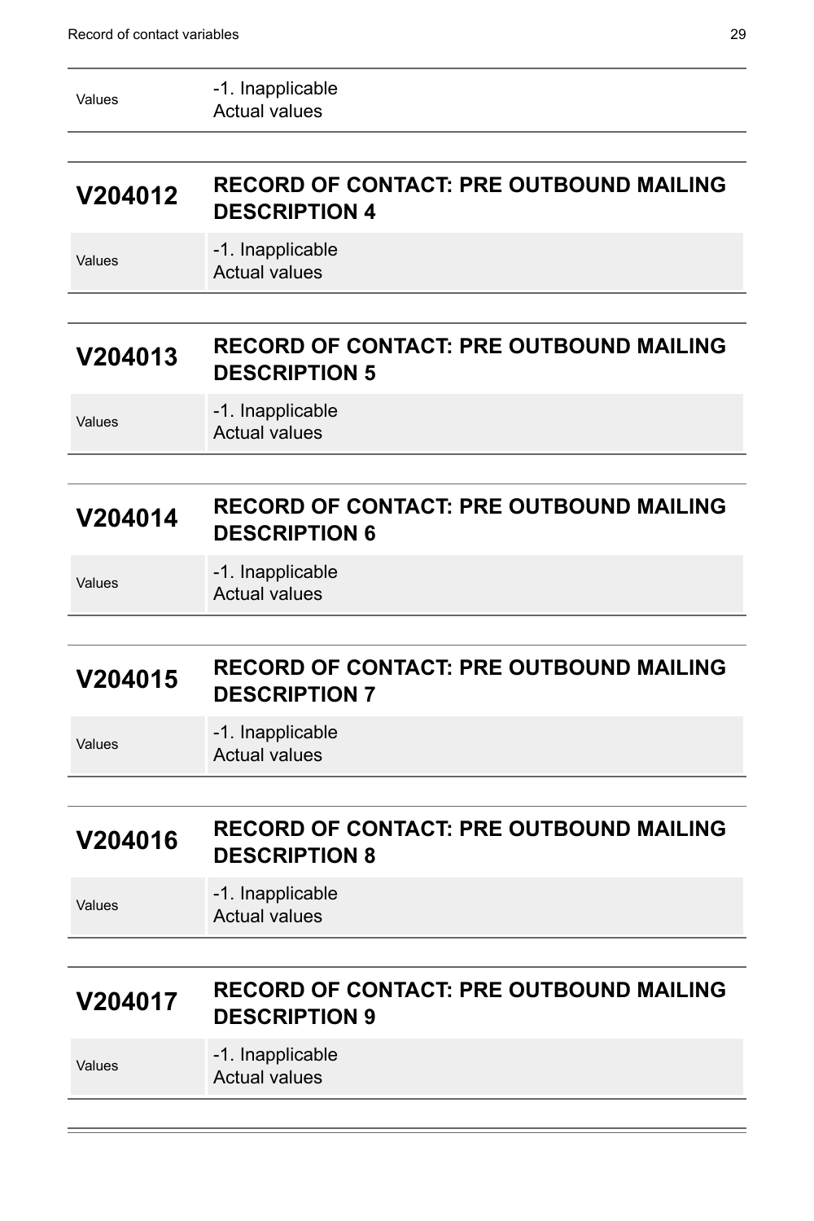| | |
|---|---|
| Values | -1. Inapplicable<br>Actual values |

## V204012 RECORD OF CONTACT: PRE OUTBOUND MAILING DESCRIPTION 4

| | |
|---|---|
| Values | -1. Inapplicable<br>Actual values |

## V204013 RECORD OF CONTACT: PRE OUTBOUND MAILING DESCRIPTION 5

| | |
|---|---|
| Values | -1. Inapplicable<br>Actual values |

## V204014 RECORD OF CONTACT: PRE OUTBOUND MAILING DESCRIPTION 6

| | |
|---|---|
| Values | -1. Inapplicable<br>Actual values |

## V204015 RECORD OF CONTACT: PRE OUTBOUND MAILING DESCRIPTION 7

| | |
|---|---|
| Values | -1. Inapplicable<br>Actual values |

## V204016 RECORD OF CONTACT: PRE OUTBOUND MAILING DESCRIPTION 8

| | |
|---|---|
| Values | -1. Inapplicable<br>Actual values |

## V204017 RECORD OF CONTACT: PRE OUTBOUND MAILING DESCRIPTION 9

| | |
|---|---|
| Values | -1. Inapplicable<br>Actual values |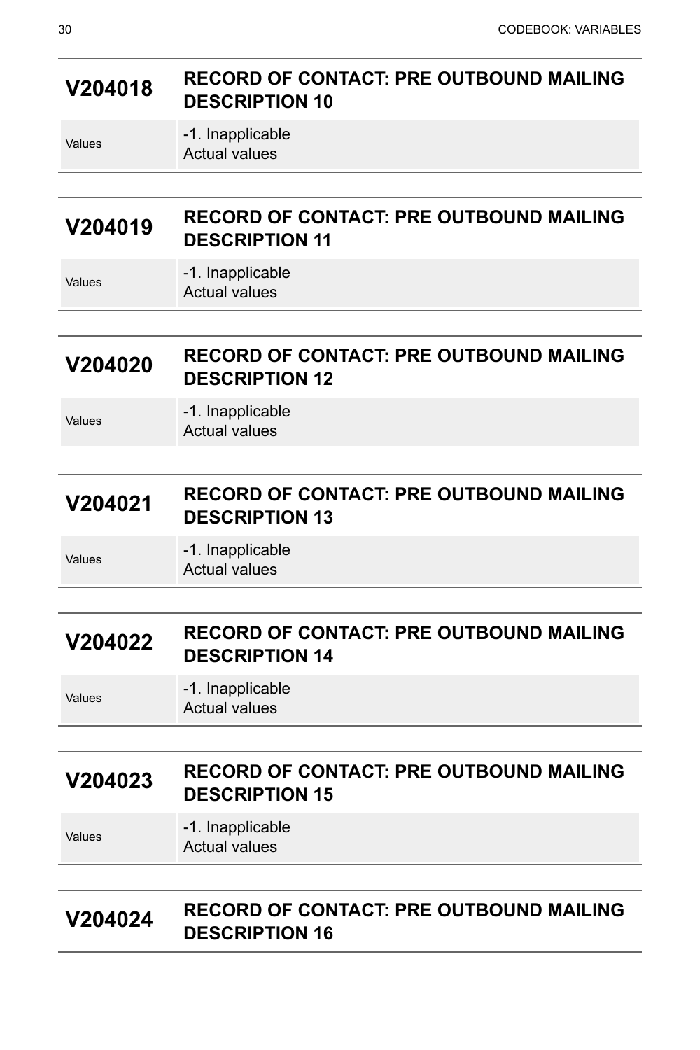## V204018 RECORD OF CONTACT: PRE OUTBOUND MAILING DESCRIPTION 10

| | |
|---|---|
| Values | -1. Inapplicable<br>Actual values |

## V204019 RECORD OF CONTACT: PRE OUTBOUND MAILING DESCRIPTION 11

| | |
|---|---|
| Values | -1. Inapplicable<br>Actual values |

## V204020 RECORD OF CONTACT: PRE OUTBOUND MAILING DESCRIPTION 12

| | |
|---|---|
| Values | -1. Inapplicable<br>Actual values |

## V204021 RECORD OF CONTACT: PRE OUTBOUND MAILING DESCRIPTION 13

| | |
|---|---|
| Values | -1. Inapplicable<br>Actual values |

## V204022 RECORD OF CONTACT: PRE OUTBOUND MAILING DESCRIPTION 14

| | |
|---|---|
| Values | -1. Inapplicable<br>Actual values |

## V204023 RECORD OF CONTACT: PRE OUTBOUND MAILING DESCRIPTION 15

| | |
|---|---|
| Values | -1. Inapplicable<br>Actual values |

## V204024 RECORD OF CONTACT: PRE OUTBOUND MAILING DESCRIPTION 16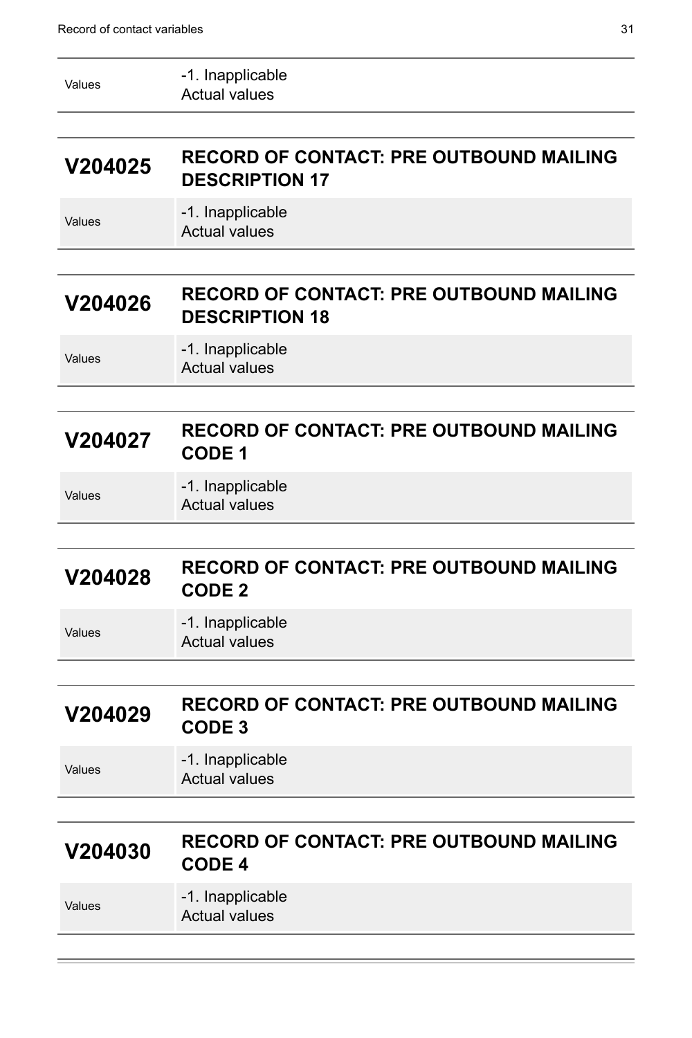| | |
|---|---|
| Values | -1. Inapplicable<br>Actual values |

## V204025 RECORD OF CONTACT: PRE OUTBOUND MAILING DESCRIPTION 17

| | |
|---|---|
| Values | -1. Inapplicable<br>Actual values |

## V204026 RECORD OF CONTACT: PRE OUTBOUND MAILING DESCRIPTION 18

| | |
|---|---|
| Values | -1. Inapplicable<br>Actual values |

## V204027 RECORD OF CONTACT: PRE OUTBOUND MAILING CODE 1

| | |
|---|---|
| Values | -1. Inapplicable<br>Actual values |

## V204028 RECORD OF CONTACT: PRE OUTBOUND MAILING CODE 2

| | |
|---|---|
| Values | -1. Inapplicable<br>Actual values |

## V204029 RECORD OF CONTACT: PRE OUTBOUND MAILING CODE 3

| | |
|---|---|
| Values | -1. Inapplicable<br>Actual values |

## V204030 RECORD OF CONTACT: PRE OUTBOUND MAILING CODE 4

| | |
|---|---|
| Values | -1. Inapplicable<br>Actual values |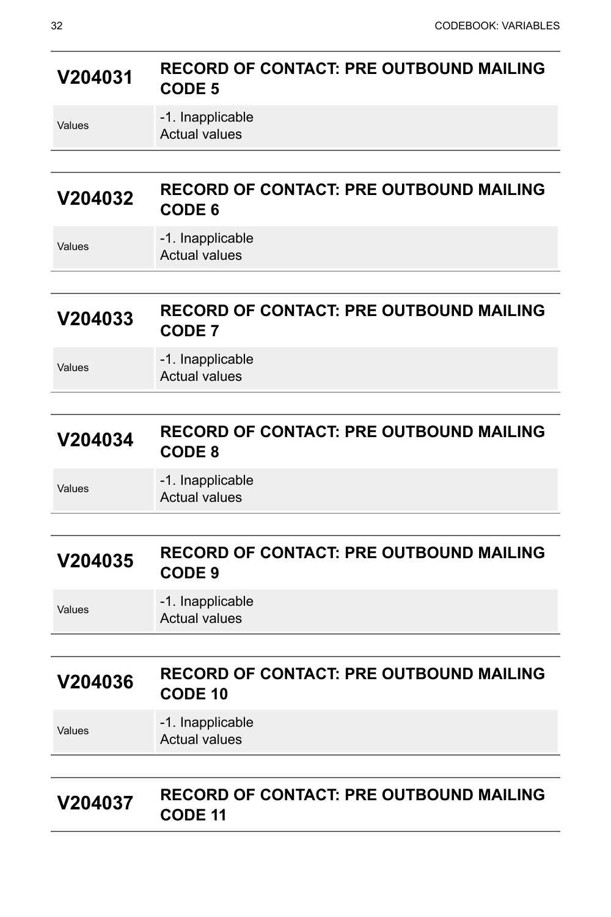## V204031 RECORD OF CONTACT: PRE OUTBOUND MAILING CODE 5

| Values | -1. Inapplicable<br>Actual values |
|---|---|

## V204032 RECORD OF CONTACT: PRE OUTBOUND MAILING CODE 6

| Values | -1. Inapplicable<br>Actual values |
|---|---|

## V204033 RECORD OF CONTACT: PRE OUTBOUND MAILING CODE 7

| Values | -1. Inapplicable<br>Actual values |
|---|---|

## V204034 RECORD OF CONTACT: PRE OUTBOUND MAILING CODE 8

| Values | -1. Inapplicable<br>Actual values |
|---|---|

## V204035 RECORD OF CONTACT: PRE OUTBOUND MAILING CODE 9

| Values | -1. Inapplicable<br>Actual values |
|---|---|

## V204036 RECORD OF CONTACT: PRE OUTBOUND MAILING CODE 10

| Values | -1. Inapplicable<br>Actual values |
|---|---|

## V204037 RECORD OF CONTACT: PRE OUTBOUND MAILING CODE 11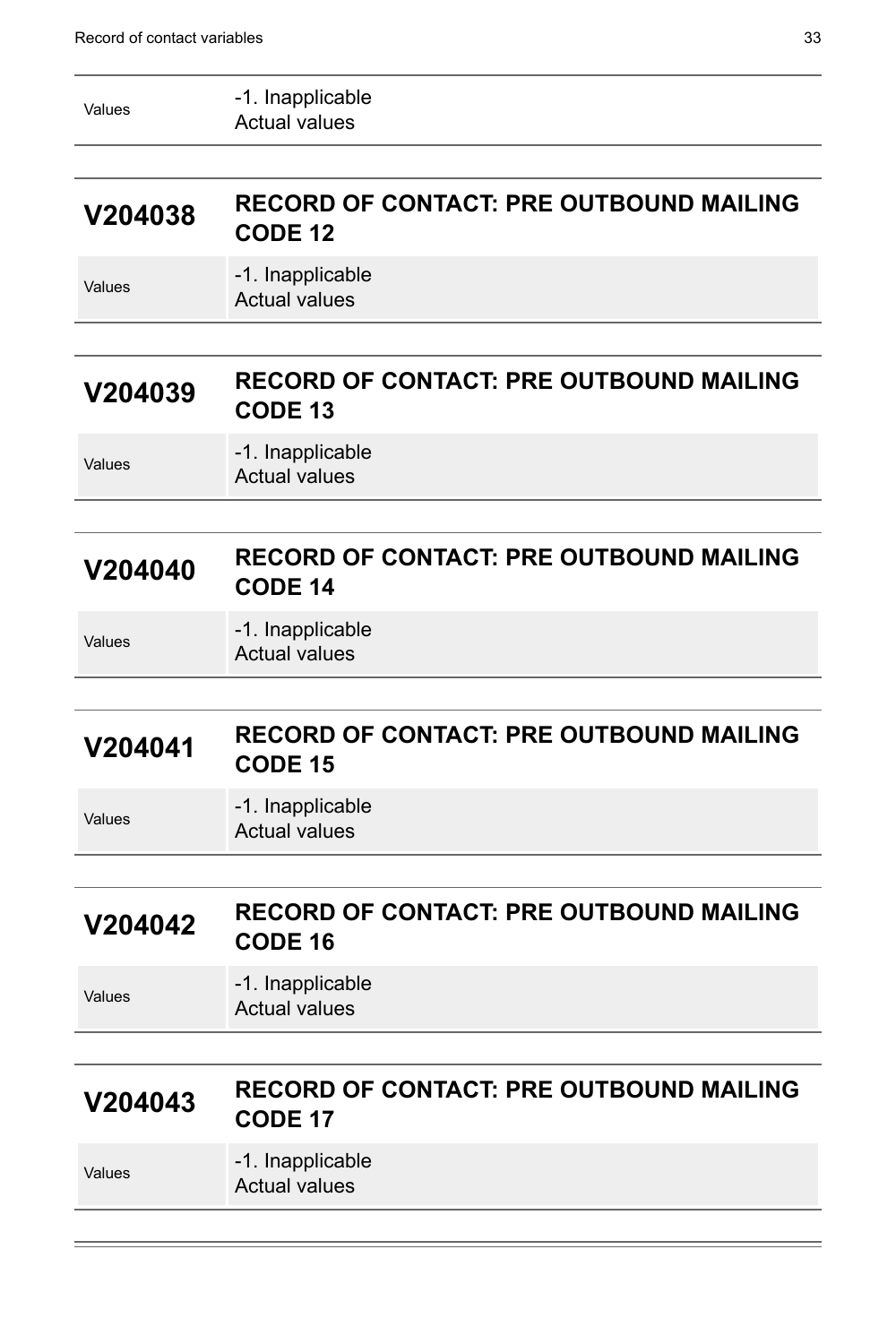| | |
|---|---|
| Values | -1. Inapplicable<br>Actual values |

## V204038 RECORD OF CONTACT: PRE OUTBOUND MAILING CODE 12

| | |
|---|---|
| Values | -1. Inapplicable<br>Actual values |

## V204039 RECORD OF CONTACT: PRE OUTBOUND MAILING CODE 13

| | |
|---|---|
| Values | -1. Inapplicable<br>Actual values |

## V204040 RECORD OF CONTACT: PRE OUTBOUND MAILING CODE 14

| | |
|---|---|
| Values | -1. Inapplicable<br>Actual values |

## V204041 RECORD OF CONTACT: PRE OUTBOUND MAILING CODE 15

| | |
|---|---|
| Values | -1. Inapplicable<br>Actual values |

## V204042 RECORD OF CONTACT: PRE OUTBOUND MAILING CODE 16

| | |
|---|---|
| Values | -1. Inapplicable<br>Actual values |

## V204043 RECORD OF CONTACT: PRE OUTBOUND MAILING CODE 17

| | |
|---|---|
| Values | -1. Inapplicable<br>Actual values |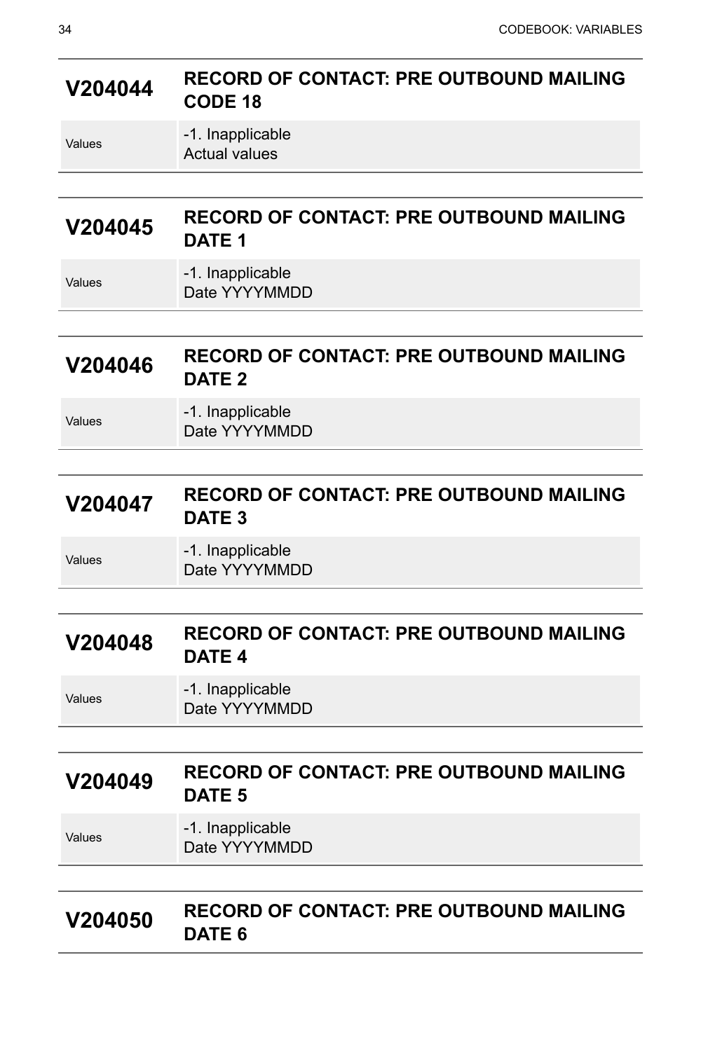## V204044 RECORD OF CONTACT: PRE OUTBOUND MAILING CODE 18

| | |
|---|---|
| Values | -1. Inapplicable<br>Actual values |

## V204045 RECORD OF CONTACT: PRE OUTBOUND MAILING DATE 1

| | |
|---|---|
| Values | -1. Inapplicable<br>Date YYYYMMDD |

## V204046 RECORD OF CONTACT: PRE OUTBOUND MAILING DATE 2

| | |
|---|---|
| Values | -1. Inapplicable<br>Date YYYYMMDD |

## V204047 RECORD OF CONTACT: PRE OUTBOUND MAILING DATE 3

| | |
|---|---|
| Values | -1. Inapplicable<br>Date YYYYMMDD |

## V204048 RECORD OF CONTACT: PRE OUTBOUND MAILING DATE 4

| | |
|---|---|
| Values | -1. Inapplicable<br>Date YYYYMMDD |

## V204049 RECORD OF CONTACT: PRE OUTBOUND MAILING DATE 5

| | |
|---|---|
| Values | -1. Inapplicable<br>Date YYYYMMDD |

## V204050 RECORD OF CONTACT: PRE OUTBOUND MAILING DATE 6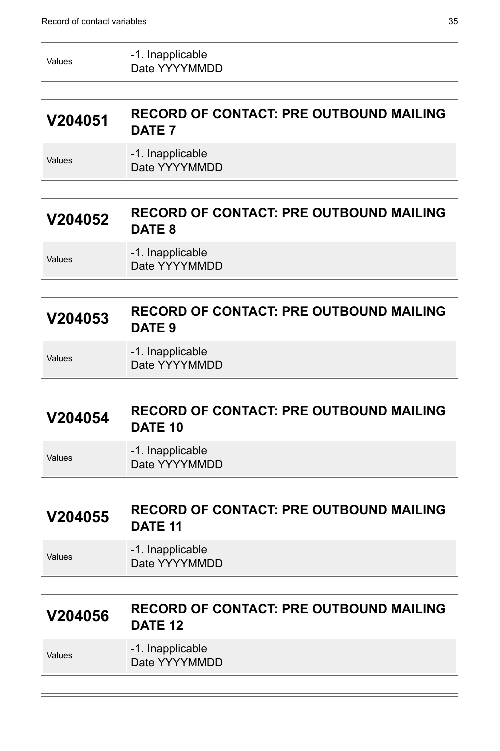| | |
|---|---|
| Values | -1. Inapplicable<br>Date YYYYMMDD |

## V204051 RECORD OF CONTACT: PRE OUTBOUND MAILING DATE 7

| | |
|---|---|
| Values | -1. Inapplicable<br>Date YYYYMMDD |

## V204052 RECORD OF CONTACT: PRE OUTBOUND MAILING DATE 8

| | |
|---|---|
| Values | -1. Inapplicable<br>Date YYYYMMDD |

## V204053 RECORD OF CONTACT: PRE OUTBOUND MAILING DATE 9

| | |
|---|---|
| Values | -1. Inapplicable<br>Date YYYYMMDD |

## V204054 RECORD OF CONTACT: PRE OUTBOUND MAILING DATE 10

| | |
|---|---|
| Values | -1. Inapplicable<br>Date YYYYMMDD |

## V204055 RECORD OF CONTACT: PRE OUTBOUND MAILING DATE 11

| | |
|---|---|
| Values | -1. Inapplicable<br>Date YYYYMMDD |

## V204056 RECORD OF CONTACT: PRE OUTBOUND MAILING DATE 12

| | |
|---|---|
| Values | -1. Inapplicable<br>Date YYYYMMDD |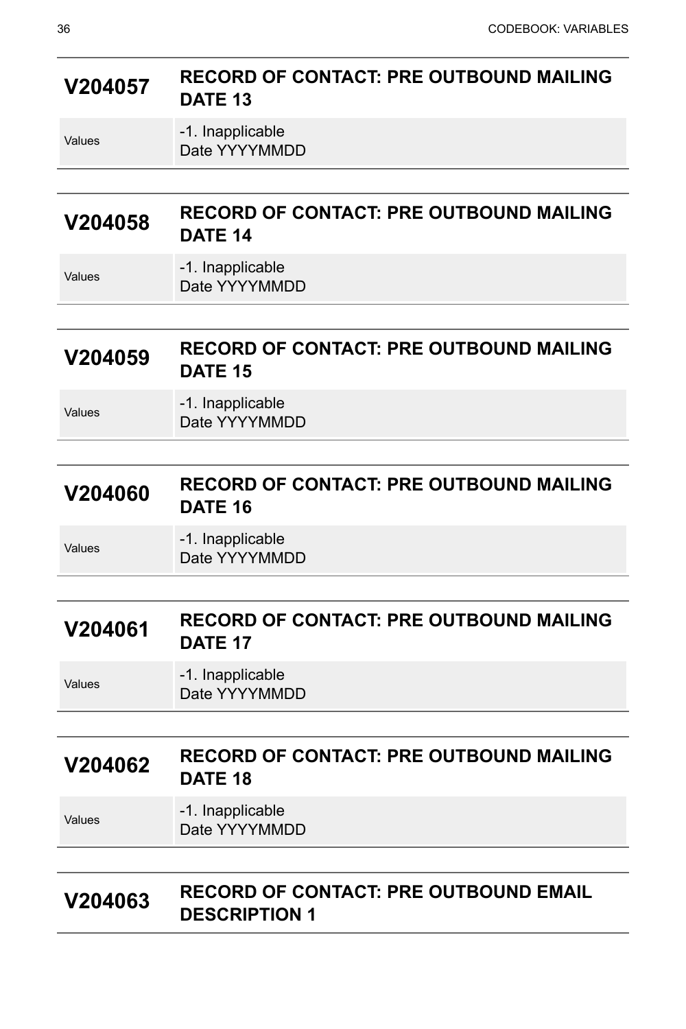## V204057 RECORD OF CONTACT: PRE OUTBOUND MAILING DATE 13

| | |
|---|---|
| Values | -1. Inapplicable<br>Date YYYYMMDD |

## V204058 RECORD OF CONTACT: PRE OUTBOUND MAILING DATE 14

| | |
|---|---|
| Values | -1. Inapplicable<br>Date YYYYMMDD |

## V204059 RECORD OF CONTACT: PRE OUTBOUND MAILING DATE 15

| | |
|---|---|
| Values | -1. Inapplicable<br>Date YYYYMMDD |

## V204060 RECORD OF CONTACT: PRE OUTBOUND MAILING DATE 16

| | |
|---|---|
| Values | -1. Inapplicable<br>Date YYYYMMDD |

## V204061 RECORD OF CONTACT: PRE OUTBOUND MAILING DATE 17

| | |
|---|---|
| Values | -1. Inapplicable<br>Date YYYYMMDD |

## V204062 RECORD OF CONTACT: PRE OUTBOUND MAILING DATE 18

| | |
|---|---|
| Values | -1. Inapplicable<br>Date YYYYMMDD |

## V204063 RECORD OF CONTACT: PRE OUTBOUND EMAIL DESCRIPTION 1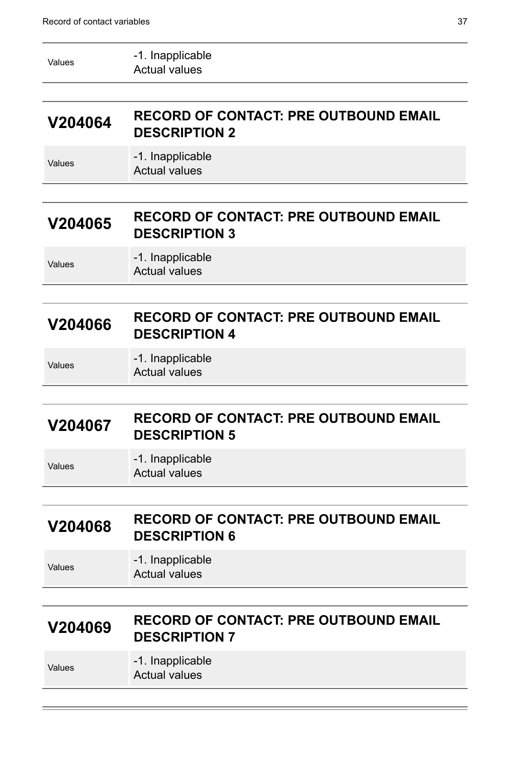| Values | -1. Inapplicable<br>Actual values |
|---|---|

## V204064 RECORD OF CONTACT: PRE OUTBOUND EMAIL DESCRIPTION 2

| Values | -1. Inapplicable<br>Actual values |
|---|---|

## V204065 RECORD OF CONTACT: PRE OUTBOUND EMAIL DESCRIPTION 3

| Values | -1. Inapplicable<br>Actual values |
|---|---|

## V204066 RECORD OF CONTACT: PRE OUTBOUND EMAIL DESCRIPTION 4

| Values | -1. Inapplicable<br>Actual values |
|---|---|

## V204067 RECORD OF CONTACT: PRE OUTBOUND EMAIL DESCRIPTION 5

| Values | -1. Inapplicable<br>Actual values |
|---|---|

## V204068 RECORD OF CONTACT: PRE OUTBOUND EMAIL DESCRIPTION 6

| Values | -1. Inapplicable<br>Actual values |
|---|---|

## V204069 RECORD OF CONTACT: PRE OUTBOUND EMAIL DESCRIPTION 7

| Values | -1. Inapplicable<br>Actual values |
|---|---|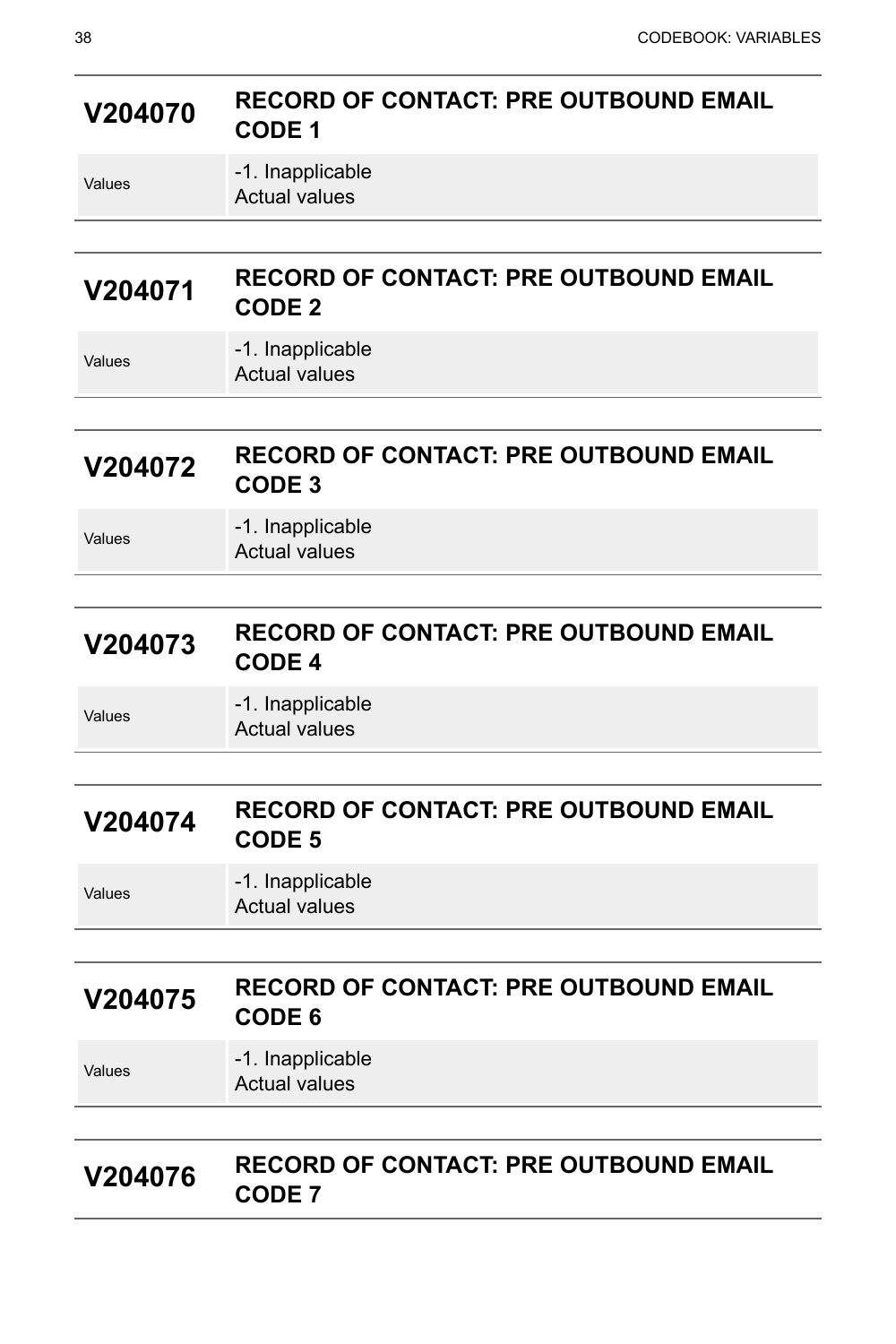## V204070 RECORD OF CONTACT: PRE OUTBOUND EMAIL CODE 1

| Values | -1. Inapplicable<br>Actual values |
|---|---|

## V204071 RECORD OF CONTACT: PRE OUTBOUND EMAIL CODE 2

| Values | -1. Inapplicable<br>Actual values |
|---|---|

## V204072 RECORD OF CONTACT: PRE OUTBOUND EMAIL CODE 3

| Values | -1. Inapplicable<br>Actual values |
|---|---|

## V204073 RECORD OF CONTACT: PRE OUTBOUND EMAIL CODE 4

| Values | -1. Inapplicable<br>Actual values |
|---|---|

## V204074 RECORD OF CONTACT: PRE OUTBOUND EMAIL CODE 5

| Values | -1. Inapplicable<br>Actual values |
|---|---|

## V204075 RECORD OF CONTACT: PRE OUTBOUND EMAIL CODE 6

| Values | -1. Inapplicable<br>Actual values |
|---|---|

## V204076 RECORD OF CONTACT: PRE OUTBOUND EMAIL CODE 7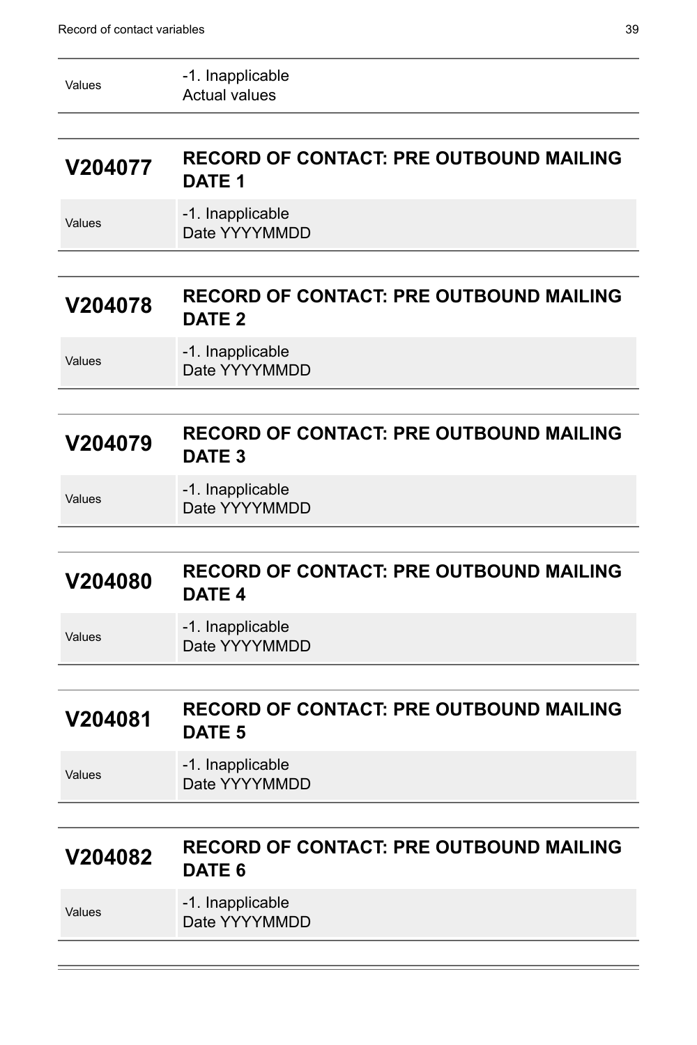| Values | -1. Inapplicable<br>Actual values |
|---|---|

## V204077 RECORD OF CONTACT: PRE OUTBOUND MAILING DATE 1

| Values | -1. Inapplicable<br>Date YYYYMMDD |
|---|---|

## V204078 RECORD OF CONTACT: PRE OUTBOUND MAILING DATE 2

| Values | -1. Inapplicable<br>Date YYYYMMDD |
|---|---|

## V204079 RECORD OF CONTACT: PRE OUTBOUND MAILING DATE 3

| Values | -1. Inapplicable<br>Date YYYYMMDD |
|---|---|

## V204080 RECORD OF CONTACT: PRE OUTBOUND MAILING DATE 4

| Values | -1. Inapplicable<br>Date YYYYMMDD |
|---|---|

## V204081 RECORD OF CONTACT: PRE OUTBOUND MAILING DATE 5

| Values | -1. Inapplicable<br>Date YYYYMMDD |
|---|---|

## V204082 RECORD OF CONTACT: PRE OUTBOUND MAILING DATE 6

| Values | -1. Inapplicable<br>Date YYYYMMDD |
|---|---|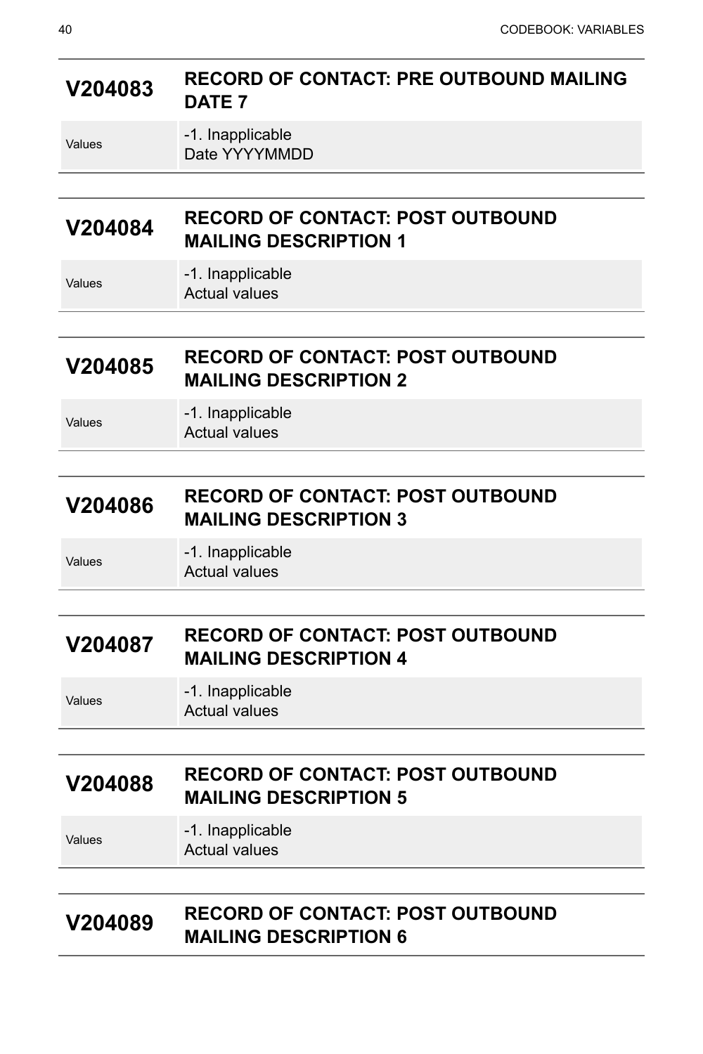## V204083 RECORD OF CONTACT: PRE OUTBOUND MAILING DATE 7

| Values | -1. Inapplicable<br>Date YYYYMMDD |
|---|---|

## V204084 RECORD OF CONTACT: POST OUTBOUND MAILING DESCRIPTION 1

| Values | -1. Inapplicable<br>Actual values |
|---|---|

## V204085 RECORD OF CONTACT: POST OUTBOUND MAILING DESCRIPTION 2

| Values | -1. Inapplicable<br>Actual values |
|---|---|

## V204086 RECORD OF CONTACT: POST OUTBOUND MAILING DESCRIPTION 3

| Values | -1. Inapplicable<br>Actual values |
|---|---|

## V204087 RECORD OF CONTACT: POST OUTBOUND MAILING DESCRIPTION 4

| Values | -1. Inapplicable<br>Actual values |
|---|---|

## V204088 RECORD OF CONTACT: POST OUTBOUND MAILING DESCRIPTION 5

| Values | -1. Inapplicable<br>Actual values |
|---|---|

## V204089 RECORD OF CONTACT: POST OUTBOUND MAILING DESCRIPTION 6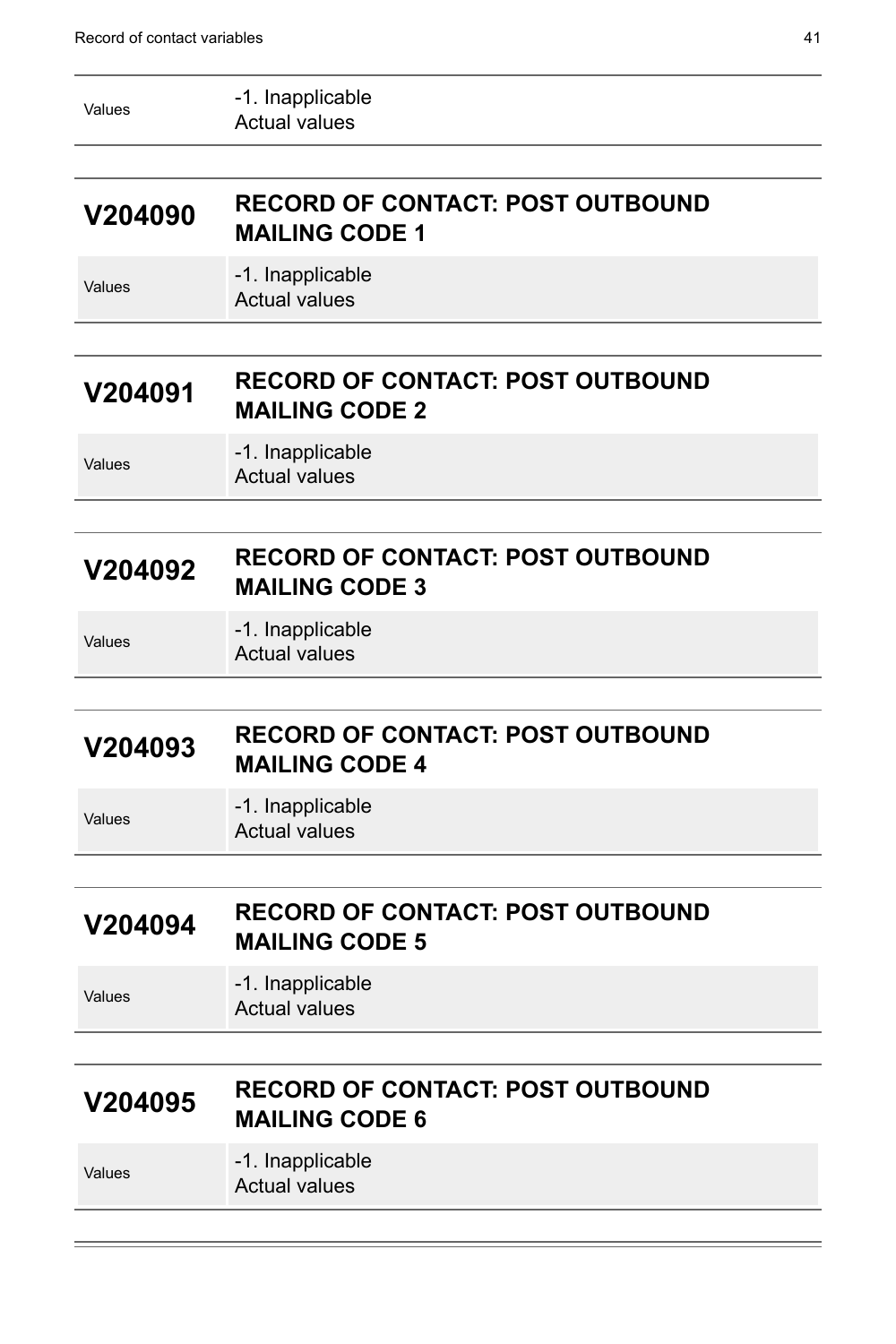| | |
|---|---|
| Values | -1. Inapplicable<br>Actual values |

## V204090 RECORD OF CONTACT: POST OUTBOUND MAILING CODE 1

| | |
|---|---|
| Values | -1. Inapplicable<br>Actual values |

## V204091 RECORD OF CONTACT: POST OUTBOUND MAILING CODE 2

| | |
|---|---|
| Values | -1. Inapplicable<br>Actual values |

## V204092 RECORD OF CONTACT: POST OUTBOUND MAILING CODE 3

| | |
|---|---|
| Values | -1. Inapplicable<br>Actual values |

## V204093 RECORD OF CONTACT: POST OUTBOUND MAILING CODE 4

| | |
|---|---|
| Values | -1. Inapplicable<br>Actual values |

## V204094 RECORD OF CONTACT: POST OUTBOUND MAILING CODE 5

| | |
|---|---|
| Values | -1. Inapplicable<br>Actual values |

## V204095 RECORD OF CONTACT: POST OUTBOUND MAILING CODE 6

| | |
|---|---|
| Values | -1. Inapplicable<br>Actual values |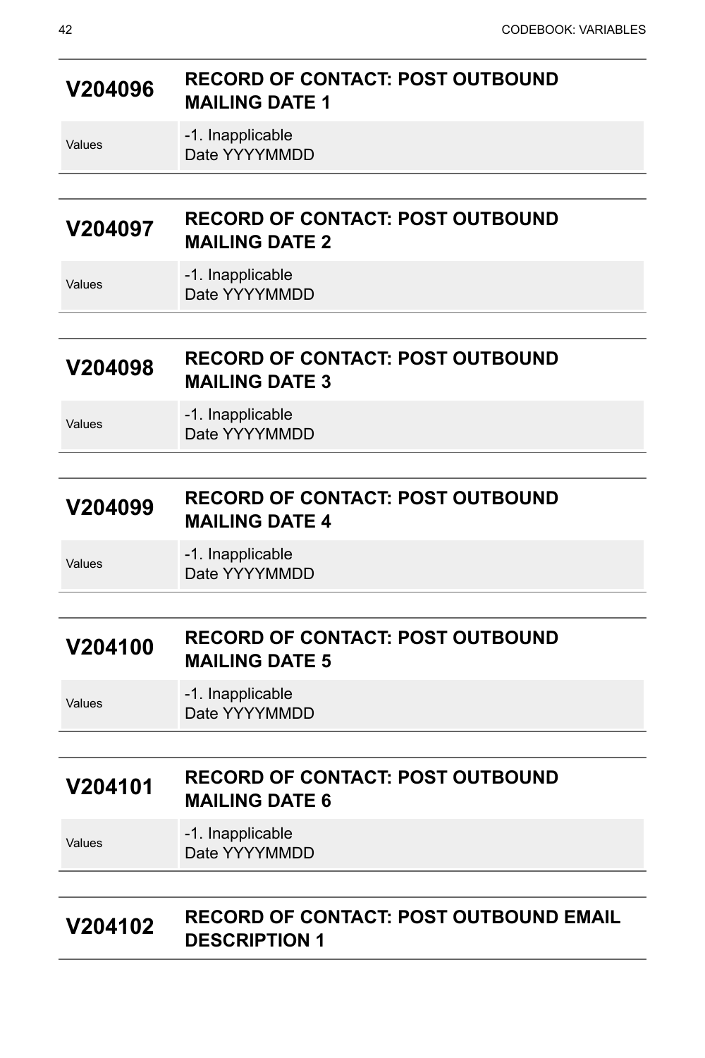## V204096 RECORD OF CONTACT: POST OUTBOUND MAILING DATE 1

| Values | -1. Inapplicable<br>Date YYYYMMDD |
|---|---|

## V204097 RECORD OF CONTACT: POST OUTBOUND MAILING DATE 2

| Values | -1. Inapplicable<br>Date YYYYMMDD |
|---|---|

## V204098 RECORD OF CONTACT: POST OUTBOUND MAILING DATE 3

| Values | -1. Inapplicable<br>Date YYYYMMDD |
|---|---|

## V204099 RECORD OF CONTACT: POST OUTBOUND MAILING DATE 4

| Values | -1. Inapplicable<br>Date YYYYMMDD |
|---|---|

## V204100 RECORD OF CONTACT: POST OUTBOUND MAILING DATE 5

| Values | -1. Inapplicable<br>Date YYYYMMDD |
|---|---|

## V204101 RECORD OF CONTACT: POST OUTBOUND MAILING DATE 6

| Values | -1. Inapplicable<br>Date YYYYMMDD |
|---|---|

## V204102 RECORD OF CONTACT: POST OUTBOUND EMAIL DESCRIPTION 1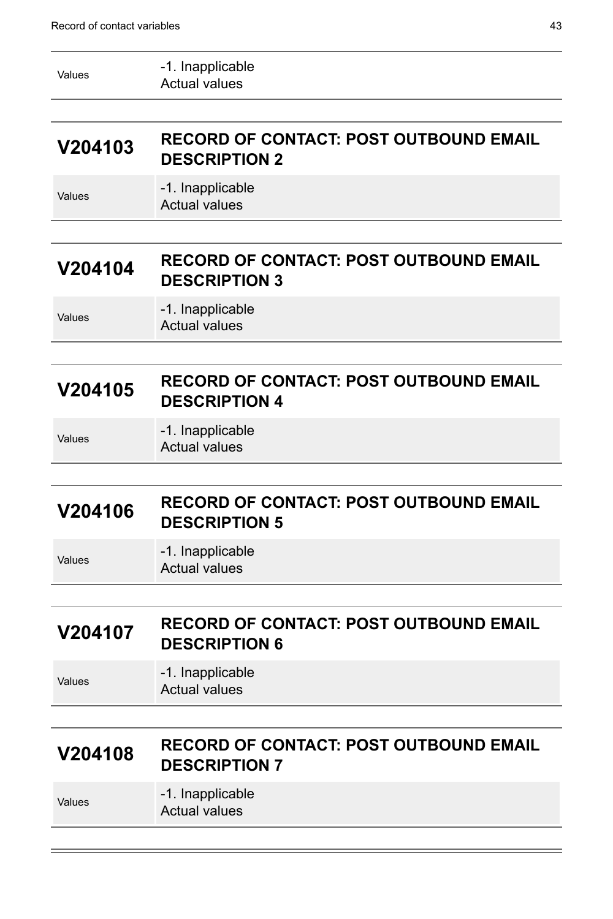| | |
|---|---|
| Values | -1. Inapplicable<br>Actual values |

## V204103 RECORD OF CONTACT: POST OUTBOUND EMAIL DESCRIPTION 2

| | |
|---|---|
| Values | -1. Inapplicable<br>Actual values |

## V204104 RECORD OF CONTACT: POST OUTBOUND EMAIL DESCRIPTION 3

| | |
|---|---|
| Values | -1. Inapplicable<br>Actual values |

## V204105 RECORD OF CONTACT: POST OUTBOUND EMAIL DESCRIPTION 4

| | |
|---|---|
| Values | -1. Inapplicable<br>Actual values |

## V204106 RECORD OF CONTACT: POST OUTBOUND EMAIL DESCRIPTION 5

| | |
|---|---|
| Values | -1. Inapplicable<br>Actual values |

## V204107 RECORD OF CONTACT: POST OUTBOUND EMAIL DESCRIPTION 6

| | |
|---|---|
| Values | -1. Inapplicable<br>Actual values |

## V204108 RECORD OF CONTACT: POST OUTBOUND EMAIL DESCRIPTION 7

| | |
|---|---|
| Values | -1. Inapplicable<br>Actual values |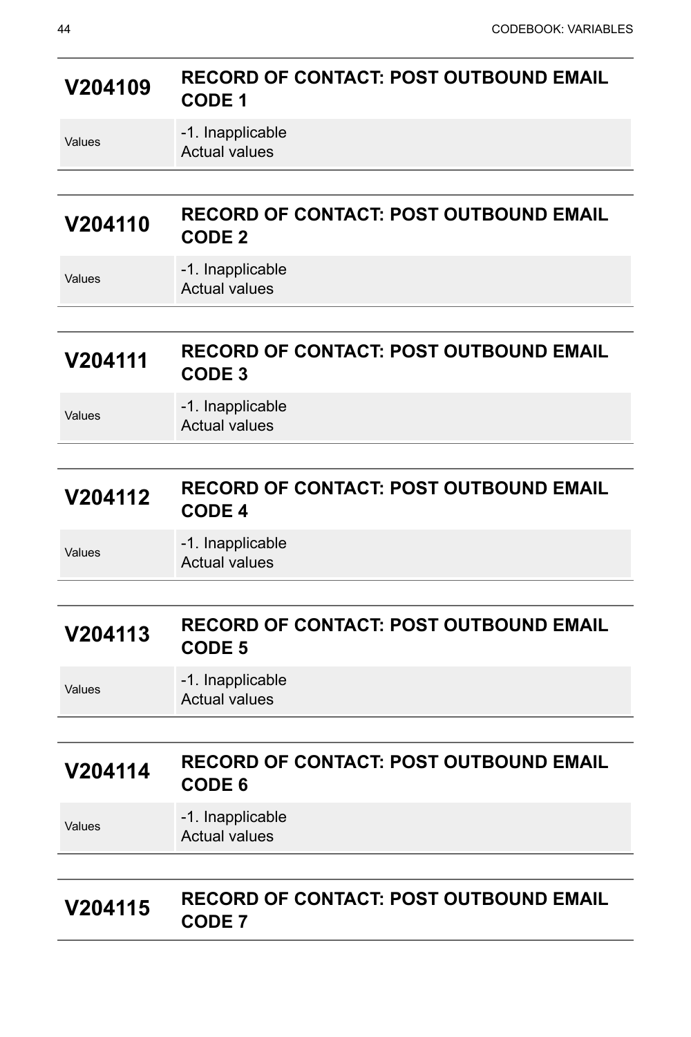## V204109 RECORD OF CONTACT: POST OUTBOUND EMAIL CODE 1

| Values | -1. Inapplicable<br>Actual values |
|---|---|

## V204110 RECORD OF CONTACT: POST OUTBOUND EMAIL CODE 2

| Values | -1. Inapplicable<br>Actual values |
|---|---|

## V204111 RECORD OF CONTACT: POST OUTBOUND EMAIL CODE 3

| Values | -1. Inapplicable<br>Actual values |
|---|---|

## V204112 RECORD OF CONTACT: POST OUTBOUND EMAIL CODE 4

| Values | -1. Inapplicable<br>Actual values |
|---|---|

## V204113 RECORD OF CONTACT: POST OUTBOUND EMAIL CODE 5

| Values | -1. Inapplicable<br>Actual values |
|---|---|

## V204114 RECORD OF CONTACT: POST OUTBOUND EMAIL CODE 6

| Values | -1. Inapplicable<br>Actual values |
|---|---|

## V204115 RECORD OF CONTACT: POST OUTBOUND EMAIL CODE 7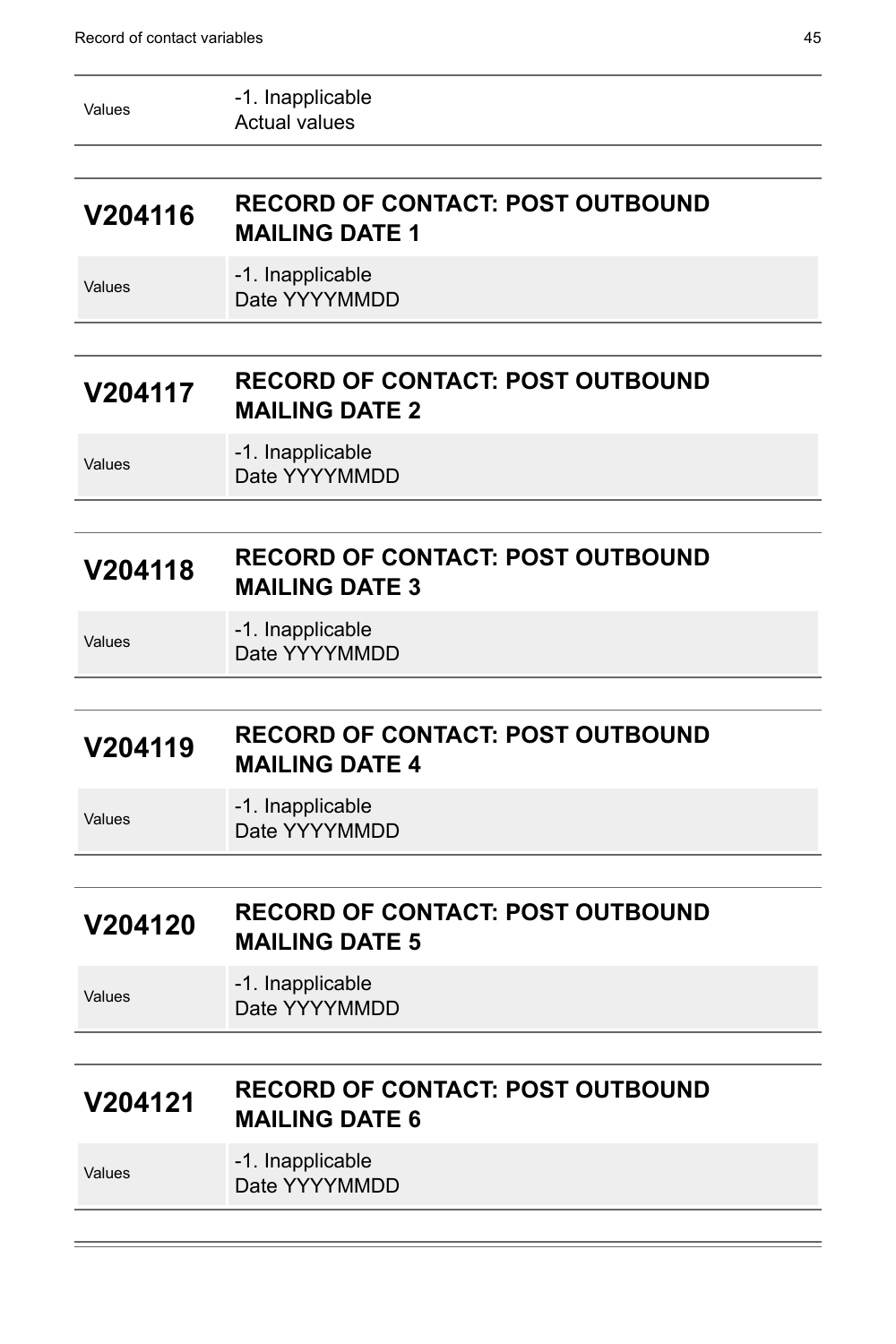| | |
|---|---|
| Values | -1. Inapplicable<br>Actual values |

## V204116 RECORD OF CONTACT: POST OUTBOUND MAILING DATE 1

| | |
|---|---|
| Values | -1. Inapplicable<br>Date YYYYMMDD |

## V204117 RECORD OF CONTACT: POST OUTBOUND MAILING DATE 2

| | |
|---|---|
| Values | -1. Inapplicable<br>Date YYYYMMDD |

## V204118 RECORD OF CONTACT: POST OUTBOUND MAILING DATE 3

| | |
|---|---|
| Values | -1. Inapplicable<br>Date YYYYMMDD |

## V204119 RECORD OF CONTACT: POST OUTBOUND MAILING DATE 4

| | |
|---|---|
| Values | -1. Inapplicable<br>Date YYYYMMDD |

## V204120 RECORD OF CONTACT: POST OUTBOUND MAILING DATE 5

| | |
|---|---|
| Values | -1. Inapplicable<br>Date YYYYMMDD |

## V204121 RECORD OF CONTACT: POST OUTBOUND MAILING DATE 6

| | |
|---|---|
| Values | -1. Inapplicable<br>Date YYYYMMDD |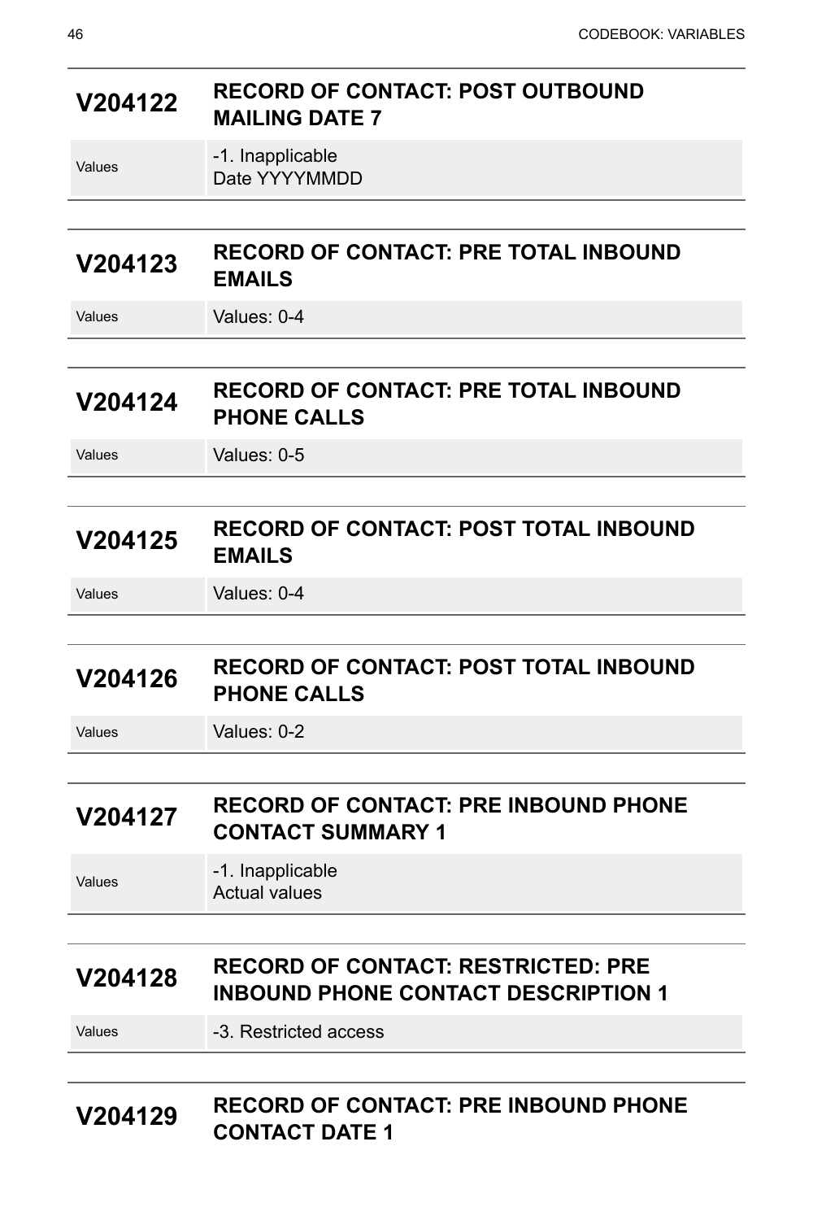## V204122 RECORD OF CONTACT: POST OUTBOUND MAILING DATE 7

| | |
|---|---|
| Values | -1. Inapplicable<br>Date YYYYMMDD |

## V204123 RECORD OF CONTACT: PRE TOTAL INBOUND EMAILS

| | |
|---|---|
| Values | Values: 0-4 |

## V204124 RECORD OF CONTACT: PRE TOTAL INBOUND PHONE CALLS

| | |
|---|---|
| Values | Values: 0-5 |

## V204125 RECORD OF CONTACT: POST TOTAL INBOUND EMAILS

| | |
|---|---|
| Values | Values: 0-4 |

## V204126 RECORD OF CONTACT: POST TOTAL INBOUND PHONE CALLS

| | |
|---|---|
| Values | Values: 0-2 |

## V204127 RECORD OF CONTACT: PRE INBOUND PHONE CONTACT SUMMARY 1

| | |
|---|---|
| Values | -1. Inapplicable<br>Actual values |

## V204128 RECORD OF CONTACT: RESTRICTED: PRE INBOUND PHONE CONTACT DESCRIPTION 1

| | |
|---|---|
| Values | -3. Restricted access |

## V204129 RECORD OF CONTACT: PRE INBOUND PHONE CONTACT DATE 1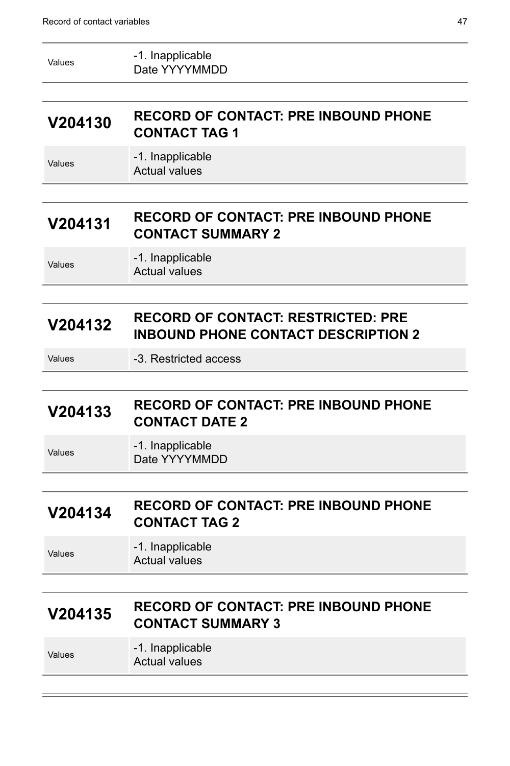| Values | -1. Inapplicable<br>Date YYYYMMDD |
|---|---|

## V204130 RECORD OF CONTACT: PRE INBOUND PHONE CONTACT TAG 1

| Values | -1. Inapplicable<br>Actual values |
|---|---|

## V204131 RECORD OF CONTACT: PRE INBOUND PHONE CONTACT SUMMARY 2

| Values | -1. Inapplicable<br>Actual values |
|---|---|

## V204132 RECORD OF CONTACT: RESTRICTED: PRE INBOUND PHONE CONTACT DESCRIPTION 2

| Values | -3. Restricted access |
|---|---|

## V204133 RECORD OF CONTACT: PRE INBOUND PHONE CONTACT DATE 2

| Values | -1. Inapplicable<br>Date YYYYMMDD |
|---|---|

## V204134 RECORD OF CONTACT: PRE INBOUND PHONE CONTACT TAG 2

| Values | -1. Inapplicable<br>Actual values |
|---|---|

## V204135 RECORD OF CONTACT: PRE INBOUND PHONE CONTACT SUMMARY 3

| Values | -1. Inapplicable<br>Actual values |
|---|---|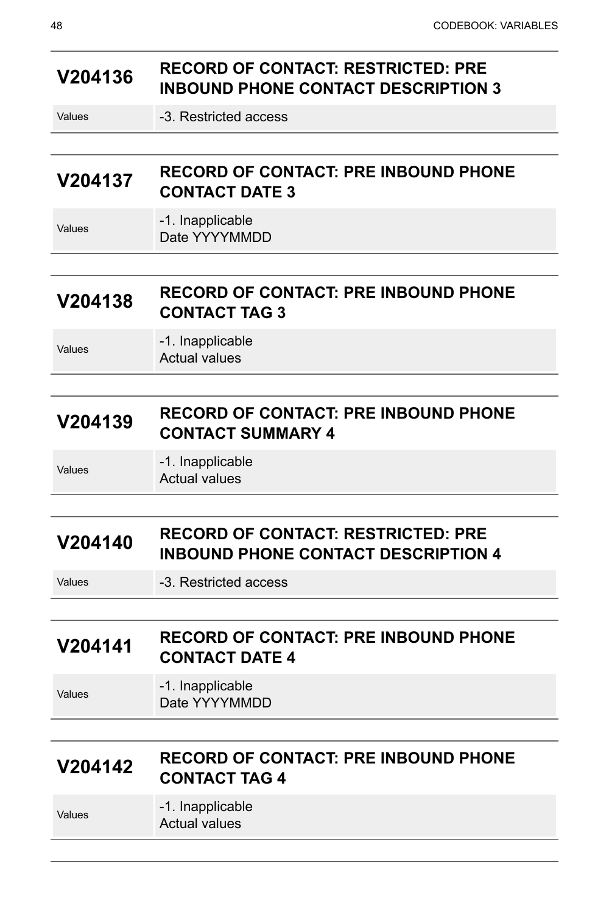## V204136 RECORD OF CONTACT: RESTRICTED: PRE INBOUND PHONE CONTACT DESCRIPTION 3

| Values | -3. Restricted access |
|---|---|

## V204137 RECORD OF CONTACT: PRE INBOUND PHONE CONTACT DATE 3

| Values | -1. Inapplicable<br>Date YYYYMMDD |
|---|---|

## V204138 RECORD OF CONTACT: PRE INBOUND PHONE CONTACT TAG 3

| Values | -1. Inapplicable<br>Actual values |
|---|---|

## V204139 RECORD OF CONTACT: PRE INBOUND PHONE CONTACT SUMMARY 4

| Values | -1. Inapplicable<br>Actual values |
|---|---|

## V204140 RECORD OF CONTACT: RESTRICTED: PRE INBOUND PHONE CONTACT DESCRIPTION 4

| Values | -3. Restricted access |
|---|---|

## V204141 RECORD OF CONTACT: PRE INBOUND PHONE CONTACT DATE 4

| Values | -1. Inapplicable<br>Date YYYYMMDD |
|---|---|

## V204142 RECORD OF CONTACT: PRE INBOUND PHONE CONTACT TAG 4

| Values | -1. Inapplicable<br>Actual values |
|---|---|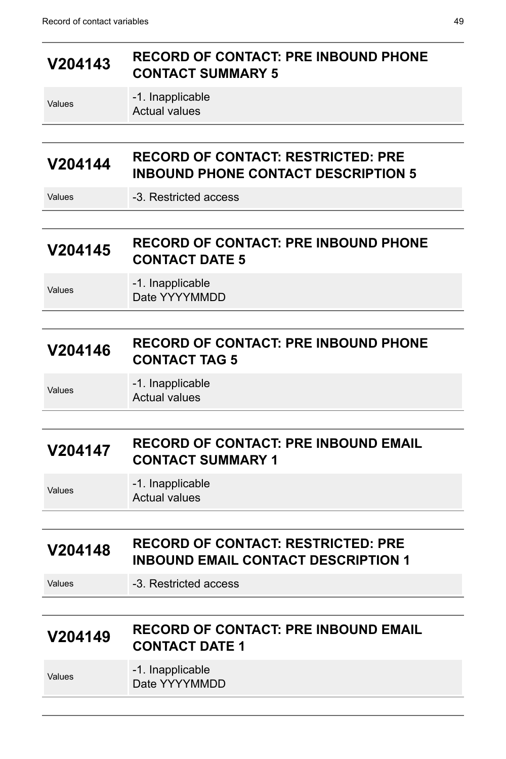## V204143 RECORD OF CONTACT: PRE INBOUND PHONE CONTACT SUMMARY 5

| Values | -1. Inapplicable<br>Actual values |
| --- | --- |

## V204144 RECORD OF CONTACT: RESTRICTED: PRE INBOUND PHONE CONTACT DESCRIPTION 5

| Values | -3. Restricted access |
| --- | --- |

## V204145 RECORD OF CONTACT: PRE INBOUND PHONE CONTACT DATE 5

| Values | -1. Inapplicable<br>Date YYYYMMDD |
| --- | --- |

## V204146 RECORD OF CONTACT: PRE INBOUND PHONE CONTACT TAG 5

| Values | -1. Inapplicable<br>Actual values |
| --- | --- |

## V204147 RECORD OF CONTACT: PRE INBOUND EMAIL CONTACT SUMMARY 1

| Values | -1. Inapplicable<br>Actual values |
| --- | --- |

## V204148 RECORD OF CONTACT: RESTRICTED: PRE INBOUND EMAIL CONTACT DESCRIPTION 1

| Values | -3. Restricted access |
| --- | --- |

## V204149 RECORD OF CONTACT: PRE INBOUND EMAIL CONTACT DATE 1

| Values | -1. Inapplicable<br>Date YYYYMMDD |
| --- | --- |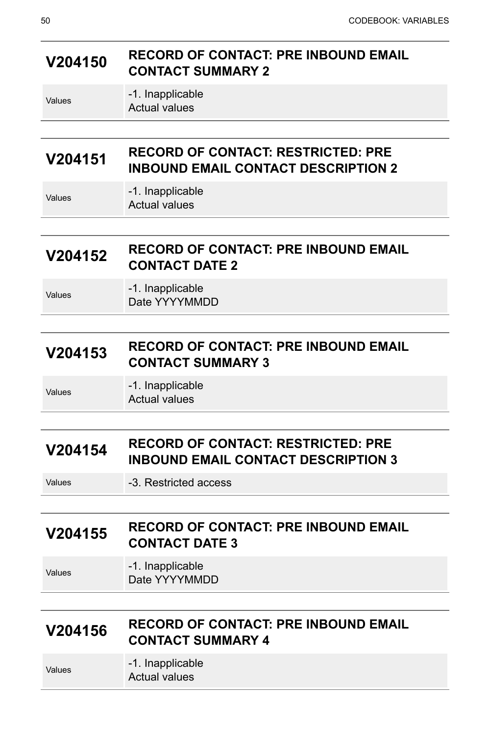## V204150 RECORD OF CONTACT: PRE INBOUND EMAIL CONTACT SUMMARY 2

| Values | -1. Inapplicable<br>Actual values |
|---|---|

## V204151 RECORD OF CONTACT: RESTRICTED: PRE INBOUND EMAIL CONTACT DESCRIPTION 2

| Values | -1. Inapplicable<br>Actual values |
|---|---|

## V204152 RECORD OF CONTACT: PRE INBOUND EMAIL CONTACT DATE 2

| Values | -1. Inapplicable<br>Date YYYYMMDD |
|---|---|

## V204153 RECORD OF CONTACT: PRE INBOUND EMAIL CONTACT SUMMARY 3

| Values | -1. Inapplicable<br>Actual values |
|---|---|

## V204154 RECORD OF CONTACT: RESTRICTED: PRE INBOUND EMAIL CONTACT DESCRIPTION 3

| Values | -3. Restricted access |
|---|---|

## V204155 RECORD OF CONTACT: PRE INBOUND EMAIL CONTACT DATE 3

| Values | -1. Inapplicable<br>Date YYYYMMDD |
|---|---|

## V204156 RECORD OF CONTACT: PRE INBOUND EMAIL CONTACT SUMMARY 4

| Values | -1. Inapplicable<br>Actual values |
|---|---|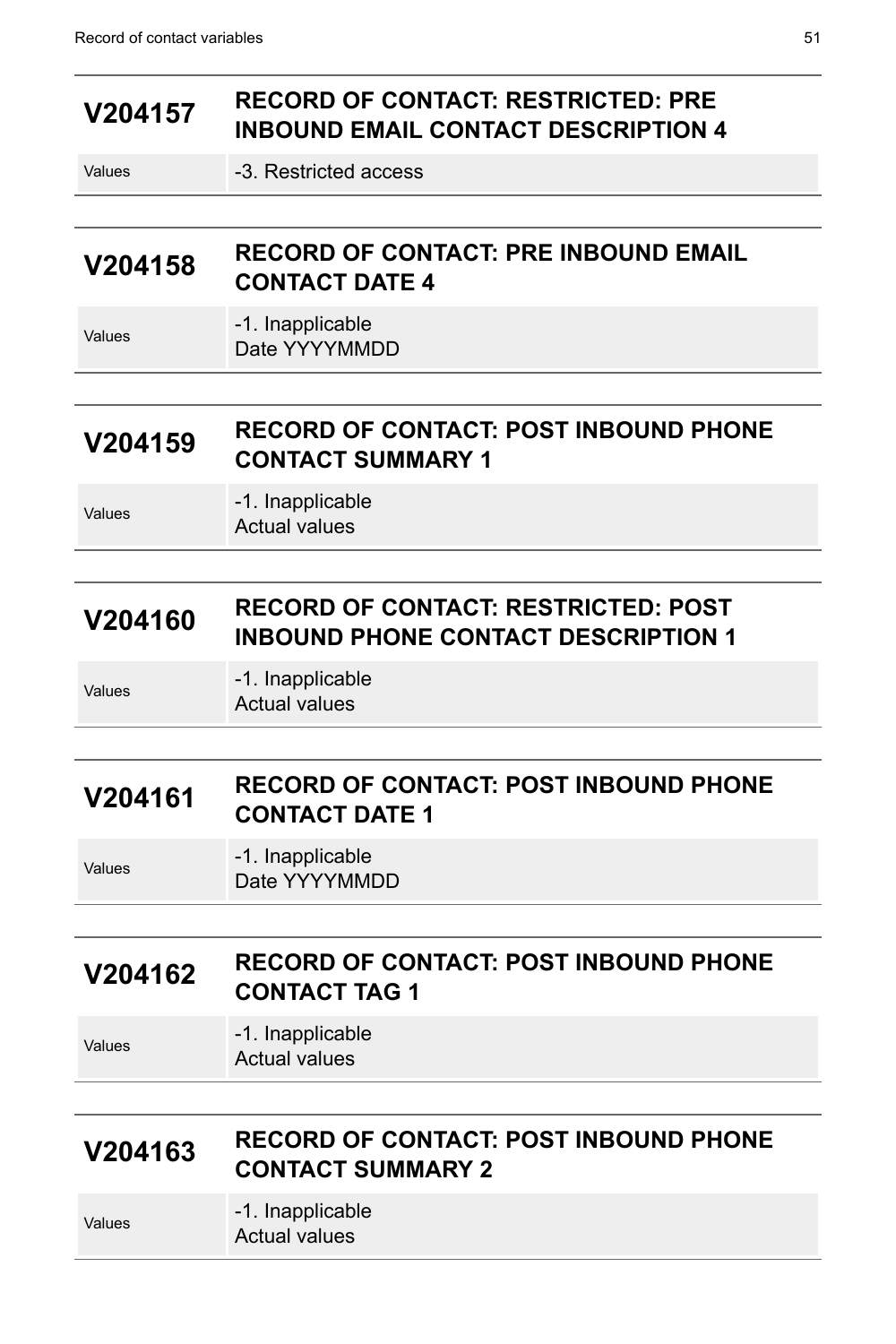## V204157 RECORD OF CONTACT: RESTRICTED: PRE INBOUND EMAIL CONTACT DESCRIPTION 4

| Values | -3. Restricted access |
|---|---|

## V204158 RECORD OF CONTACT: PRE INBOUND EMAIL CONTACT DATE 4

| Values | -1. Inapplicable<br>Date YYYYMMDD |
|---|---|

## V204159 RECORD OF CONTACT: POST INBOUND PHONE CONTACT SUMMARY 1

| Values | -1. Inapplicable<br>Actual values |
|---|---|

## V204160 RECORD OF CONTACT: RESTRICTED: POST INBOUND PHONE CONTACT DESCRIPTION 1

| Values | -1. Inapplicable<br>Actual values |
|---|---|

## V204161 RECORD OF CONTACT: POST INBOUND PHONE CONTACT DATE 1

| Values | -1. Inapplicable<br>Date YYYYMMDD |
|---|---|

## V204162 RECORD OF CONTACT: POST INBOUND PHONE CONTACT TAG 1

| Values | -1. Inapplicable<br>Actual values |
|---|---|

## V204163 RECORD OF CONTACT: POST INBOUND PHONE CONTACT SUMMARY 2

| Values | -1. Inapplicable<br>Actual values |
|---|---|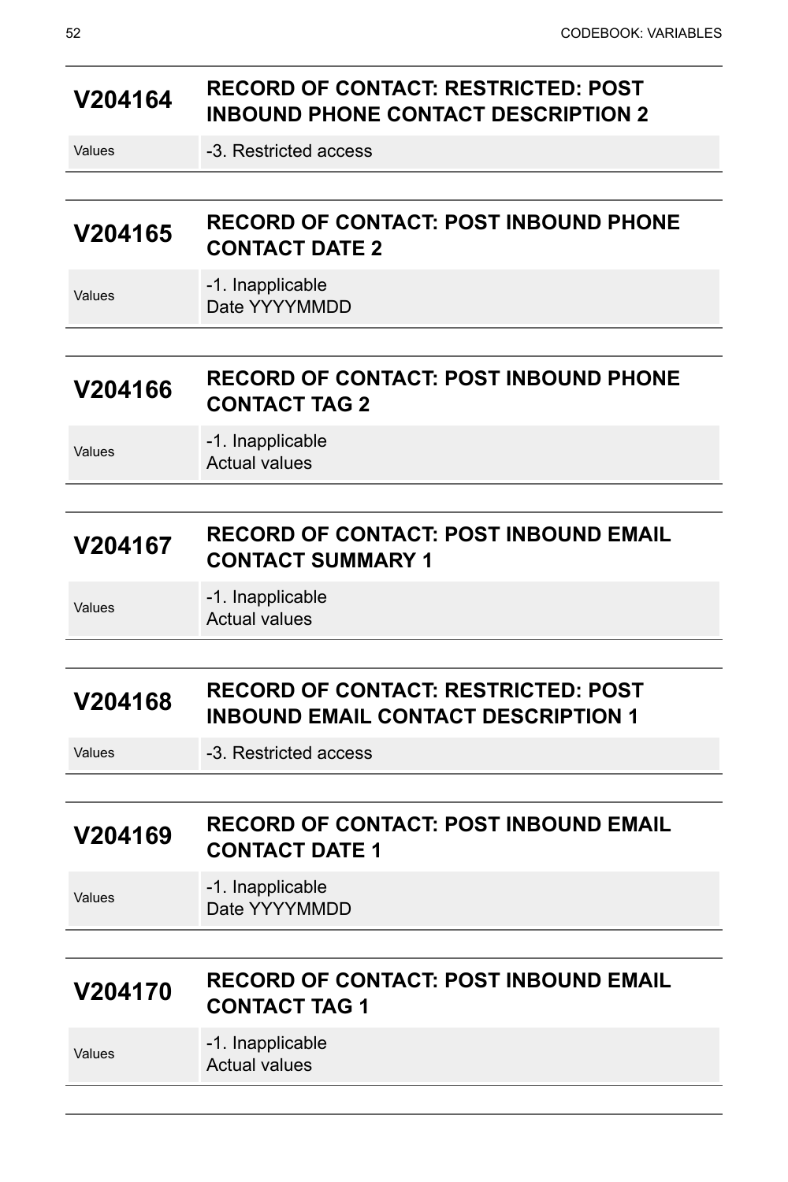## V204164 RECORD OF CONTACT: RESTRICTED: POST INBOUND PHONE CONTACT DESCRIPTION 2

| | |
|---|---|
| Values | -3. Restricted access |

## V204165 RECORD OF CONTACT: POST INBOUND PHONE CONTACT DATE 2

| | |
|---|---|
| Values | -1. Inapplicable<br>Date YYYYMMDD |

## V204166 RECORD OF CONTACT: POST INBOUND PHONE CONTACT TAG 2

| | |
|---|---|
| Values | -1. Inapplicable<br>Actual values |

## V204167 RECORD OF CONTACT: POST INBOUND EMAIL CONTACT SUMMARY 1

| | |
|---|---|
| Values | -1. Inapplicable<br>Actual values |

## V204168 RECORD OF CONTACT: RESTRICTED: POST INBOUND EMAIL CONTACT DESCRIPTION 1

| | |
|---|---|
| Values | -3. Restricted access |

## V204169 RECORD OF CONTACT: POST INBOUND EMAIL CONTACT DATE 1

| | |
|---|---|
| Values | -1. Inapplicable<br>Date YYYYMMDD |

## V204170 RECORD OF CONTACT: POST INBOUND EMAIL CONTACT TAG 1

| | |
|---|---|
| Values | -1. Inapplicable<br>Actual values |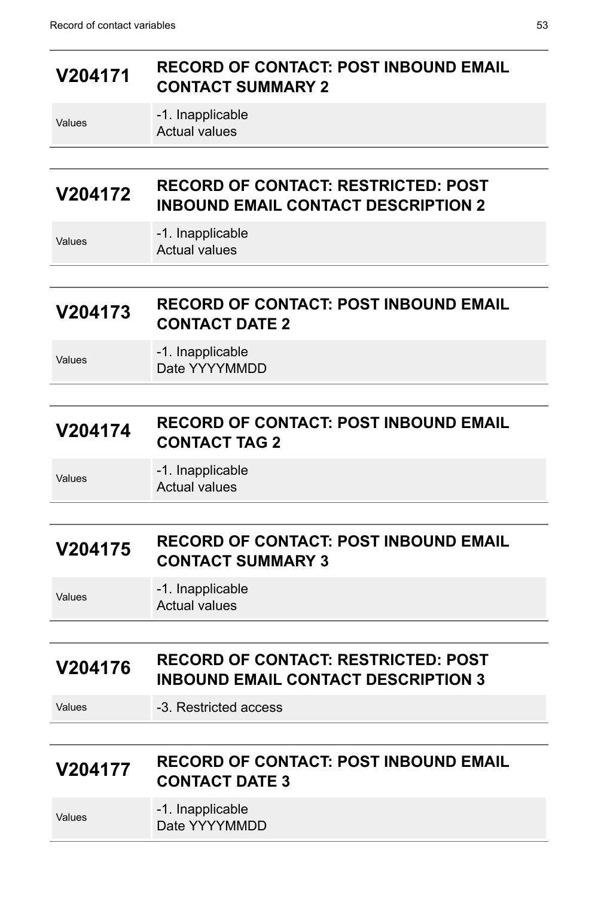## V204171 RECORD OF CONTACT: POST INBOUND EMAIL CONTACT SUMMARY 2

| | |
|---|---|
| Values | -1. Inapplicable<br>Actual values |

## V204172 RECORD OF CONTACT: RESTRICTED: POST INBOUND EMAIL CONTACT DESCRIPTION 2

| | |
|---|---|
| Values | -1. Inapplicable<br>Actual values |

## V204173 RECORD OF CONTACT: POST INBOUND EMAIL CONTACT DATE 2

| | |
|---|---|
| Values | -1. Inapplicable<br>Date YYYYMMDD |

## V204174 RECORD OF CONTACT: POST INBOUND EMAIL CONTACT TAG 2

| | |
|---|---|
| Values | -1. Inapplicable<br>Actual values |

## V204175 RECORD OF CONTACT: POST INBOUND EMAIL CONTACT SUMMARY 3

| | |
|---|---|
| Values | -1. Inapplicable<br>Actual values |

## V204176 RECORD OF CONTACT: RESTRICTED: POST INBOUND EMAIL CONTACT DESCRIPTION 3

| | |
|---|---|
| Values | -3. Restricted access |

## V204177 RECORD OF CONTACT: POST INBOUND EMAIL CONTACT DATE 3

| | |
|---|---|
| Values | -1. Inapplicable<br>Date YYYYMMDD |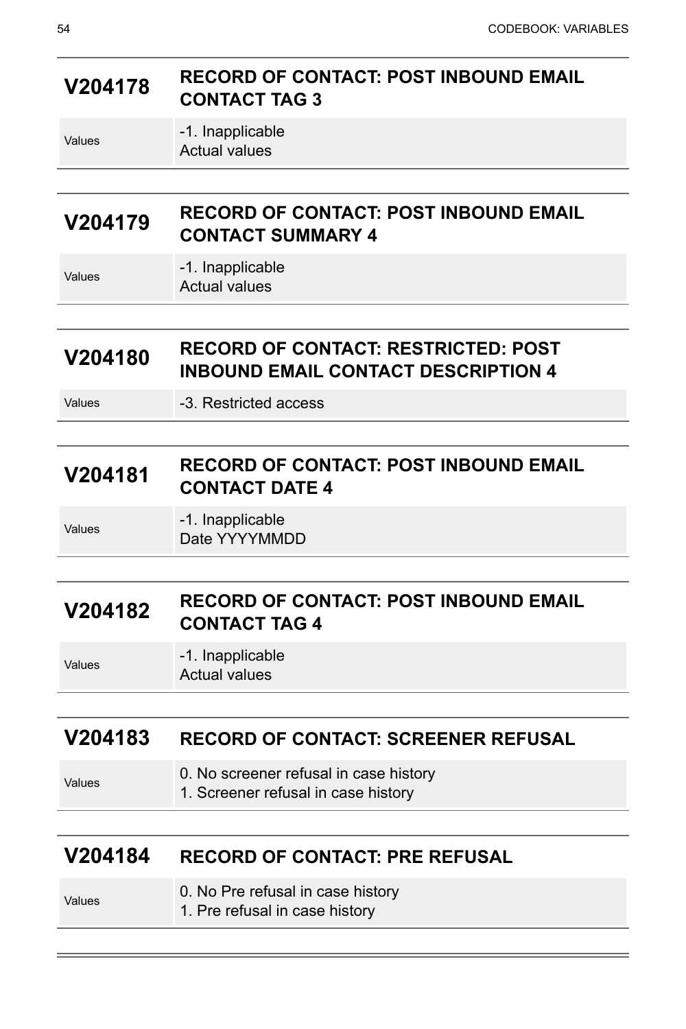## V204178 RECORD OF CONTACT: POST INBOUND EMAIL CONTACT TAG 3

| | |
|---|---|
| Values | -1. Inapplicable<br>Actual values |

## V204179 RECORD OF CONTACT: POST INBOUND EMAIL CONTACT SUMMARY 4

| | |
|---|---|
| Values | -1. Inapplicable<br>Actual values |

## V204180 RECORD OF CONTACT: RESTRICTED: POST INBOUND EMAIL CONTACT DESCRIPTION 4

| | |
|---|---|
| Values | -3. Restricted access |

## V204181 RECORD OF CONTACT: POST INBOUND EMAIL CONTACT DATE 4

| | |
|---|---|
| Values | -1. Inapplicable<br>Date YYYYMMDD |

## V204182 RECORD OF CONTACT: POST INBOUND EMAIL CONTACT TAG 4

| | |
|---|---|
| Values | -1. Inapplicable<br>Actual values |

## V204183 RECORD OF CONTACT: SCREENER REFUSAL

| | |
|---|---|
| Values | 0. No screener refusal in case history<br>1. Screener refusal in case history |

## V204184 RECORD OF CONTACT: PRE REFUSAL

| | |
|---|---|
| Values | 0. No Pre refusal in case history<br>1. Pre refusal in case history |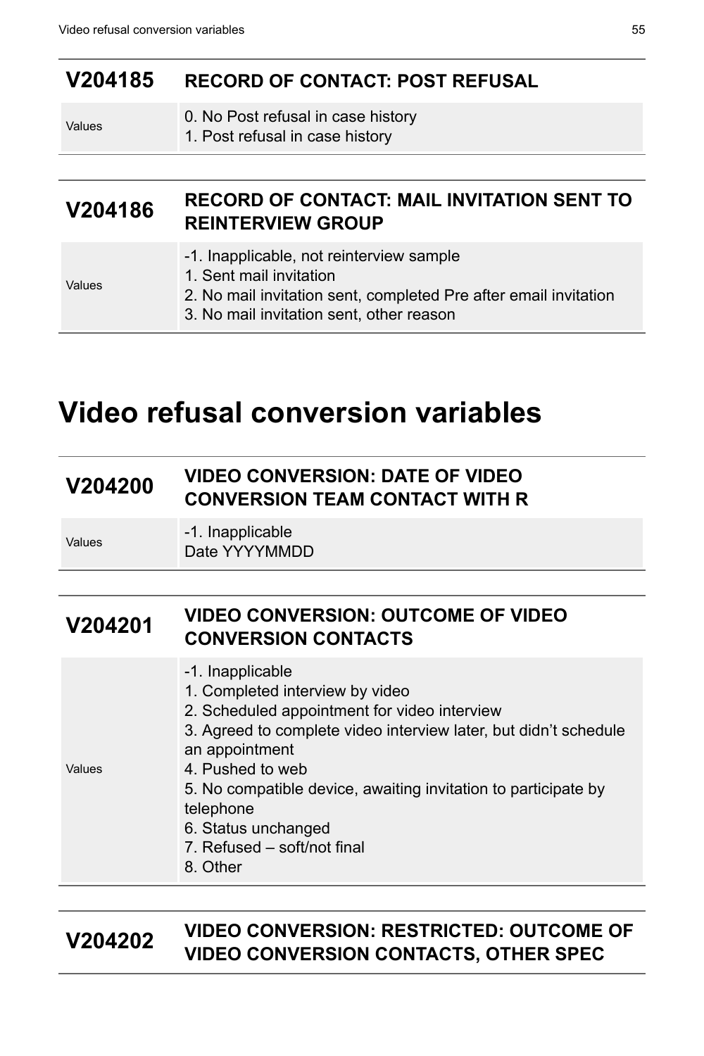| V204185 | RECORD OF CONTACT: POST REFUSAL |
|---|---|
| Values | 0. No Post refusal in case history<br>1. Post refusal in case history |

| V204186 | RECORD OF CONTACT: MAIL INVITATION SENT TO REINTERVIEW GROUP |
|---|---|
| Values | -1. Inapplicable, not reinterview sample<br>1. Sent mail invitation<br>2. No mail invitation sent, completed Pre after email invitation<br>3. No mail invitation sent, other reason |

# Video refusal conversion variables

| V204200 | VIDEO CONVERSION: DATE OF VIDEO CONVERSION TEAM CONTACT WITH R |
|---|---|
| Values | -1. Inapplicable<br>Date YYYYMMDD |

| V204201 | VIDEO CONVERSION: OUTCOME OF VIDEO CONVERSION CONTACTS |
|---|---|
| Values | -1. Inapplicable<br>1. Completed interview by video<br>2. Scheduled appointment for video interview<br>3. Agreed to complete video interview later, but didn't schedule an appointment<br>4. Pushed to web<br>5. No compatible device, awaiting invitation to participate by telephone<br>6. Status unchanged<br>7. Refused – soft/not final<br>8. Other |

| V204202 | VIDEO CONVERSION: RESTRICTED: OUTCOME OF VIDEO CONVERSION CONTACTS, OTHER SPEC |
|---|---|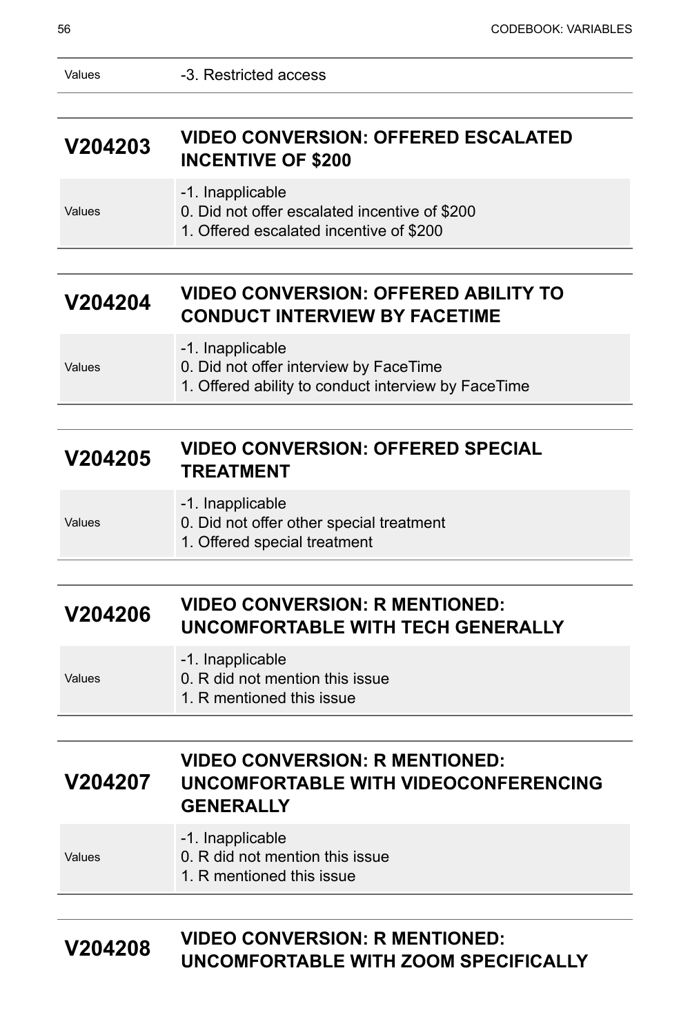| | |
|---|---|
| Values | -3. Restricted access |

## V204203 VIDEO CONVERSION: OFFERED ESCALATED INCENTIVE OF $200

| | |
|---|---|
| Values | -1. Inapplicable<br>0. Did not offer escalated incentive of $200<br>1. Offered escalated incentive of $200 |

## V204204 VIDEO CONVERSION: OFFERED ABILITY TO CONDUCT INTERVIEW BY FACETIME

| | |
|---|---|
| Values | -1. Inapplicable<br>0. Did not offer interview by FaceTime<br>1. Offered ability to conduct interview by FaceTime |

## V204205 VIDEO CONVERSION: OFFERED SPECIAL TREATMENT

| | |
|---|---|
| Values | -1. Inapplicable<br>0. Did not offer other special treatment<br>1. Offered special treatment |

## V204206 VIDEO CONVERSION: R MENTIONED: UNCOMFORTABLE WITH TECH GENERALLY

| | |
|---|---|
| Values | -1. Inapplicable<br>0. R did not mention this issue<br>1. R mentioned this issue |

## V204207 VIDEO CONVERSION: R MENTIONED: UNCOMFORTABLE WITH VIDEOCONFERENCING GENERALLY

| | |
|---|---|
| Values | -1. Inapplicable<br>0. R did not mention this issue<br>1. R mentioned this issue |

## V204208 VIDEO CONVERSION: R MENTIONED: UNCOMFORTABLE WITH ZOOM SPECIFICALLY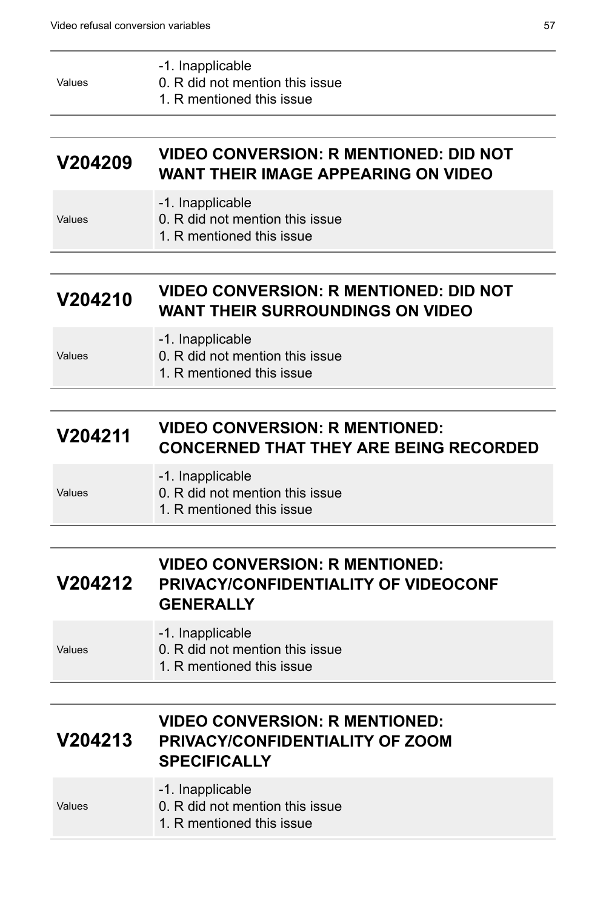| | |
|---|---|
| Values | -1. Inapplicable<br>0. R did not mention this issue<br>1. R mentioned this issue |

## V204209 VIDEO CONVERSION: R MENTIONED: DID NOT WANT THEIR IMAGE APPEARING ON VIDEO

| | |
|---|---|
| Values | -1. Inapplicable<br>0. R did not mention this issue<br>1. R mentioned this issue |

## V204210 VIDEO CONVERSION: R MENTIONED: DID NOT WANT THEIR SURROUNDINGS ON VIDEO

| | |
|---|---|
| Values | -1. Inapplicable<br>0. R did not mention this issue<br>1. R mentioned this issue |

## V204211 VIDEO CONVERSION: R MENTIONED: CONCERNED THAT THEY ARE BEING RECORDED

| | |
|---|---|
| Values | -1. Inapplicable<br>0. R did not mention this issue<br>1. R mentioned this issue |

## V204212 VIDEO CONVERSION: R MENTIONED: PRIVACY/CONFIDENTIALITY OF VIDEOCONF GENERALLY

| | |
|---|---|
| Values | -1. Inapplicable<br>0. R did not mention this issue<br>1. R mentioned this issue |

## V204213 VIDEO CONVERSION: R MENTIONED: PRIVACY/CONFIDENTIALITY OF ZOOM SPECIFICALLY

| | |
|---|---|
| Values | -1. Inapplicable<br>0. R did not mention this issue<br>1. R mentioned this issue |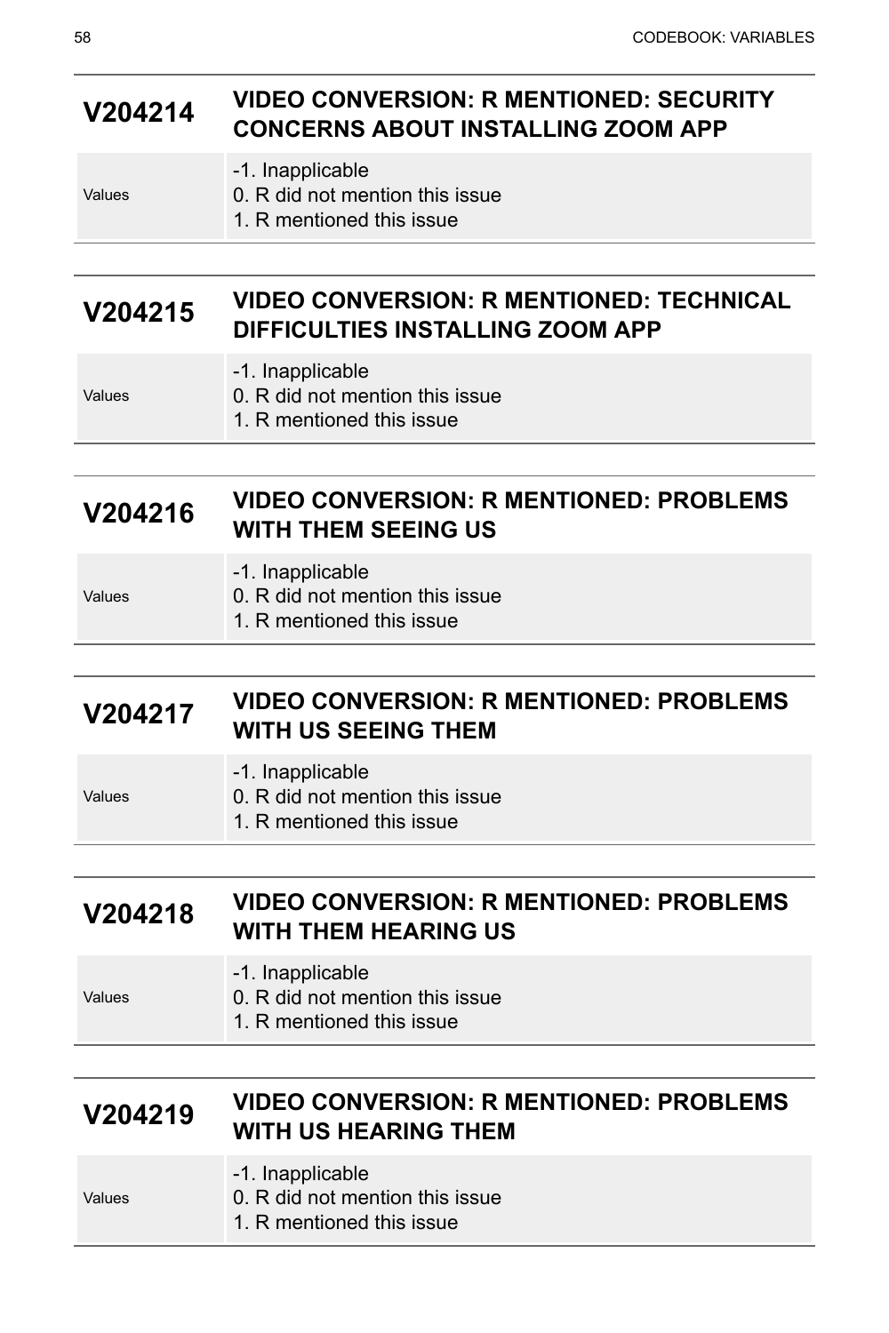## V204214 VIDEO CONVERSION: R MENTIONED: SECURITY CONCERNS ABOUT INSTALLING ZOOM APP

| Values | |
|---|---|
| | -1. Inapplicable<br>0. R did not mention this issue<br>1. R mentioned this issue |

## V204215 VIDEO CONVERSION: R MENTIONED: TECHNICAL DIFFICULTIES INSTALLING ZOOM APP

| Values | |
|---|---|
| | -1. Inapplicable<br>0. R did not mention this issue<br>1. R mentioned this issue |

## V204216 VIDEO CONVERSION: R MENTIONED: PROBLEMS WITH THEM SEEING US

| Values | |
|---|---|
| | -1. Inapplicable<br>0. R did not mention this issue<br>1. R mentioned this issue |

## V204217 VIDEO CONVERSION: R MENTIONED: PROBLEMS WITH US SEEING THEM

| Values | |
|---|---|
| | -1. Inapplicable<br>0. R did not mention this issue<br>1. R mentioned this issue |

## V204218 VIDEO CONVERSION: R MENTIONED: PROBLEMS WITH THEM HEARING US

| Values | |
|---|---|
| | -1. Inapplicable<br>0. R did not mention this issue<br>1. R mentioned this issue |

## V204219 VIDEO CONVERSION: R MENTIONED: PROBLEMS WITH US HEARING THEM

| Values | |
|---|---|
| | -1. Inapplicable<br>0. R did not mention this issue<br>1. R mentioned this issue |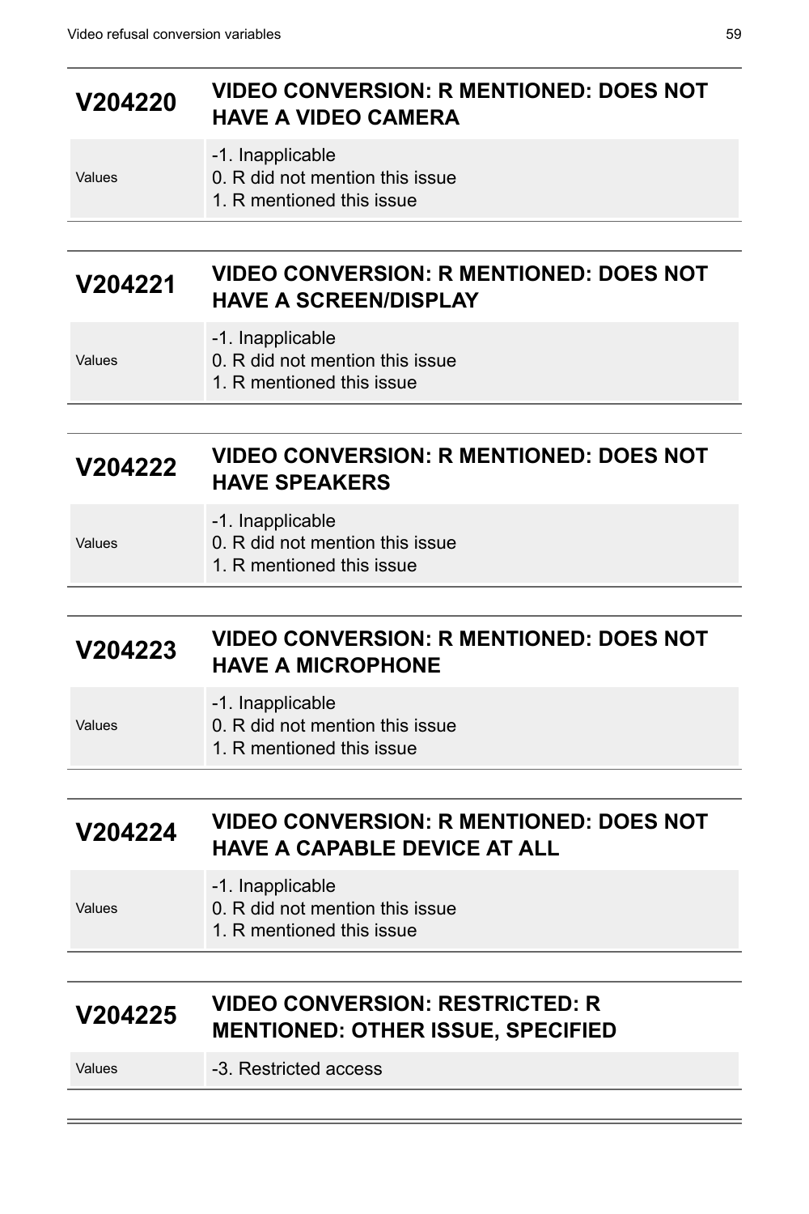## V204220 VIDEO CONVERSION: R MENTIONED: DOES NOT HAVE A VIDEO CAMERA

| Values | |
|---|---|
| | -1. Inapplicable<br>0. R did not mention this issue<br>1. R mentioned this issue |

## V204221 VIDEO CONVERSION: R MENTIONED: DOES NOT HAVE A SCREEN/DISPLAY

| Values | |
|---|---|
| | -1. Inapplicable<br>0. R did not mention this issue<br>1. R mentioned this issue |

## V204222 VIDEO CONVERSION: R MENTIONED: DOES NOT HAVE SPEAKERS

| Values | |
|---|---|
| | -1. Inapplicable<br>0. R did not mention this issue<br>1. R mentioned this issue |

## V204223 VIDEO CONVERSION: R MENTIONED: DOES NOT HAVE A MICROPHONE

| Values | |
|---|---|
| | -1. Inapplicable<br>0. R did not mention this issue<br>1. R mentioned this issue |

## V204224 VIDEO CONVERSION: R MENTIONED: DOES NOT HAVE A CAPABLE DEVICE AT ALL

| Values | |
|---|---|
| | -1. Inapplicable<br>0. R did not mention this issue<br>1. R mentioned this issue |

## V204225 VIDEO CONVERSION: RESTRICTED: R MENTIONED: OTHER ISSUE, SPECIFIED

| Values | |
|---|---|
| | -3. Restricted access |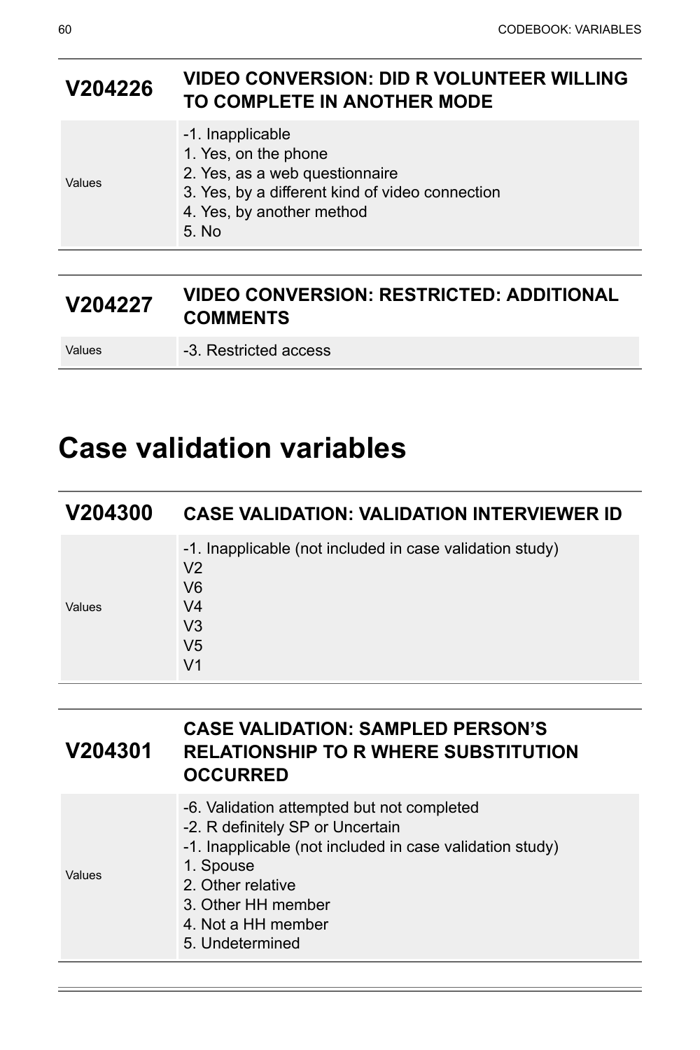| V204226 | VIDEO CONVERSION: DID R VOLUNTEER WILLING TO COMPLETE IN ANOTHER MODE |
|---|---|
| Values | -1. Inapplicable<br>1. Yes, on the phone<br>2. Yes, as a web questionnaire<br>3. Yes, by a different kind of video connection<br>4. Yes, by another method<br>5. No |

| V204227 | VIDEO CONVERSION: RESTRICTED: ADDITIONAL COMMENTS |
|---|---|
| Values | -3. Restricted access |

# Case validation variables

| V204300 | CASE VALIDATION: VALIDATION INTERVIEWER ID |
|---|---|
| Values | -1. Inapplicable (not included in case validation study)<br>V2<br>V6<br>V4<br>V3<br>V5<br>V1 |

| V204301 | CASE VALIDATION: SAMPLED PERSON'S RELATIONSHIP TO R WHERE SUBSTITUTION OCCURRED |
|---|---|
| Values | -6. Validation attempted but not completed<br>-2. R definitely SP or Uncertain<br>-1. Inapplicable (not included in case validation study)<br>1. Spouse<br>2. Other relative<br>3. Other HH member<br>4. Not a HH member<br>5. Undetermined |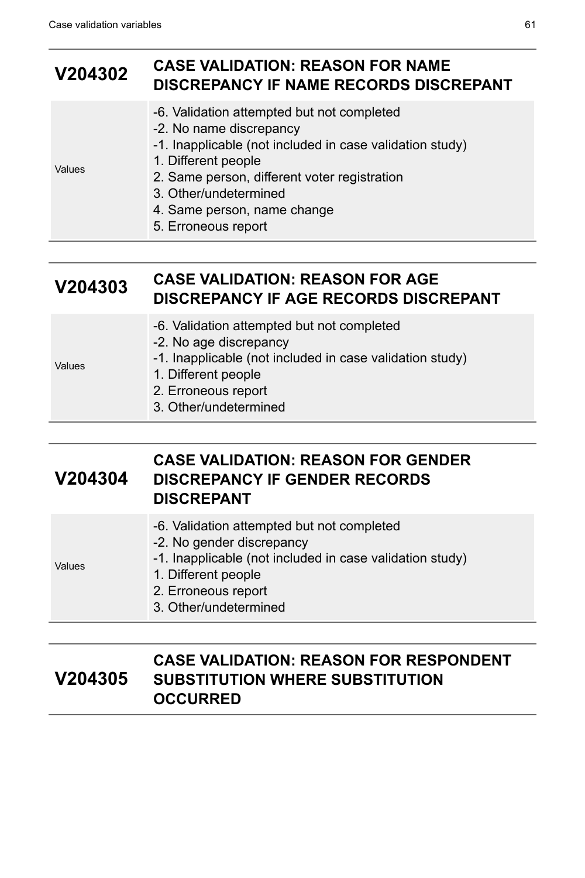## V204302 CASE VALIDATION: REASON FOR NAME DISCREPANCY IF NAME RECORDS DISCREPANT

| | |
|---|---|
| Values | -6. Validation attempted but not completed<br>-2. No name discrepancy<br>-1. Inapplicable (not included in case validation study)<br>1. Different people<br>2. Same person, different voter registration<br>3. Other/undetermined<br>4. Same person, name change<br>5. Erroneous report |

## V204303 CASE VALIDATION: REASON FOR AGE DISCREPANCY IF AGE RECORDS DISCREPANT

| | |
|---|---|
| Values | -6. Validation attempted but not completed<br>-2. No age discrepancy<br>-1. Inapplicable (not included in case validation study)<br>1. Different people<br>2. Erroneous report<br>3. Other/undetermined |

## V204304 CASE VALIDATION: REASON FOR GENDER DISCREPANCY IF GENDER RECORDS DISCREPANT

| | |
|---|---|
| Values | -6. Validation attempted but not completed<br>-2. No gender discrepancy<br>-1. Inapplicable (not included in case validation study)<br>1. Different people<br>2. Erroneous report<br>3. Other/undetermined |

## V204305 CASE VALIDATION: REASON FOR RESPONDENT SUBSTITUTION WHERE SUBSTITUTION OCCURRED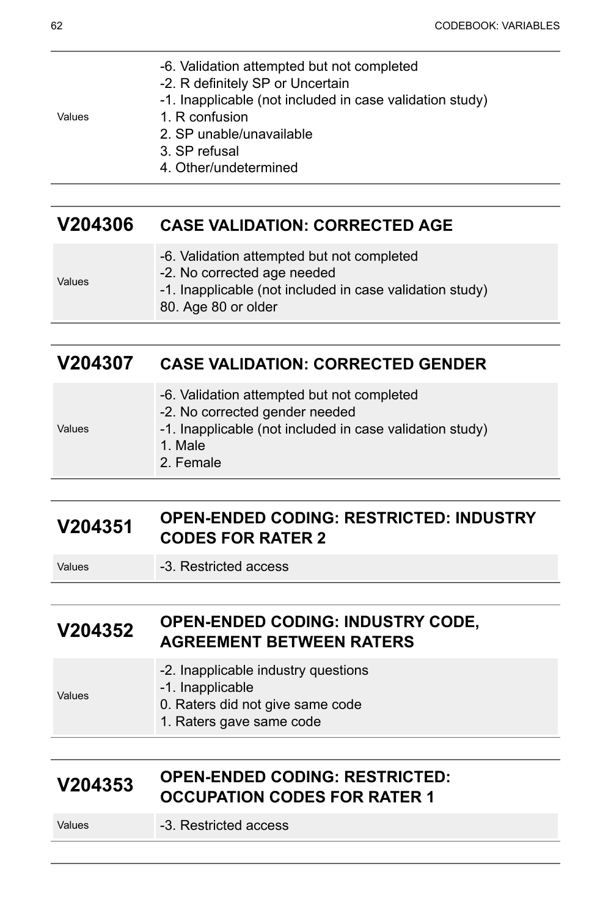| | |
|---|---|
| Values | -6. Validation attempted but not completed<br>-2. R definitely SP or Uncertain<br>-1. Inapplicable (not included in case validation study)<br>1. R confusion<br>2. SP unable/unavailable<br>3. SP refusal<br>4. Other/undetermined |

## V204306 CASE VALIDATION: CORRECTED AGE

| | |
|---|---|
| Values | -6. Validation attempted but not completed<br>-2. No corrected age needed<br>-1. Inapplicable (not included in case validation study)<br>80. Age 80 or older |

## V204307 CASE VALIDATION: CORRECTED GENDER

| | |
|---|---|
| Values | -6. Validation attempted but not completed<br>-2. No corrected gender needed<br>-1. Inapplicable (not included in case validation study)<br>1. Male<br>2. Female |

## V204351 OPEN-ENDED CODING: RESTRICTED: INDUSTRY CODES FOR RATER 2

| | |
|---|---|
| Values | -3. Restricted access |

## V204352 OPEN-ENDED CODING: INDUSTRY CODE, AGREEMENT BETWEEN RATERS

| | |
|---|---|
| Values | -2. Inapplicable industry questions<br>-1. Inapplicable<br>0. Raters did not give same code<br>1. Raters gave same code |

## V204353 OPEN-ENDED CODING: RESTRICTED: OCCUPATION CODES FOR RATER 1

| | |
|---|---|
| Values | -3. Restricted access |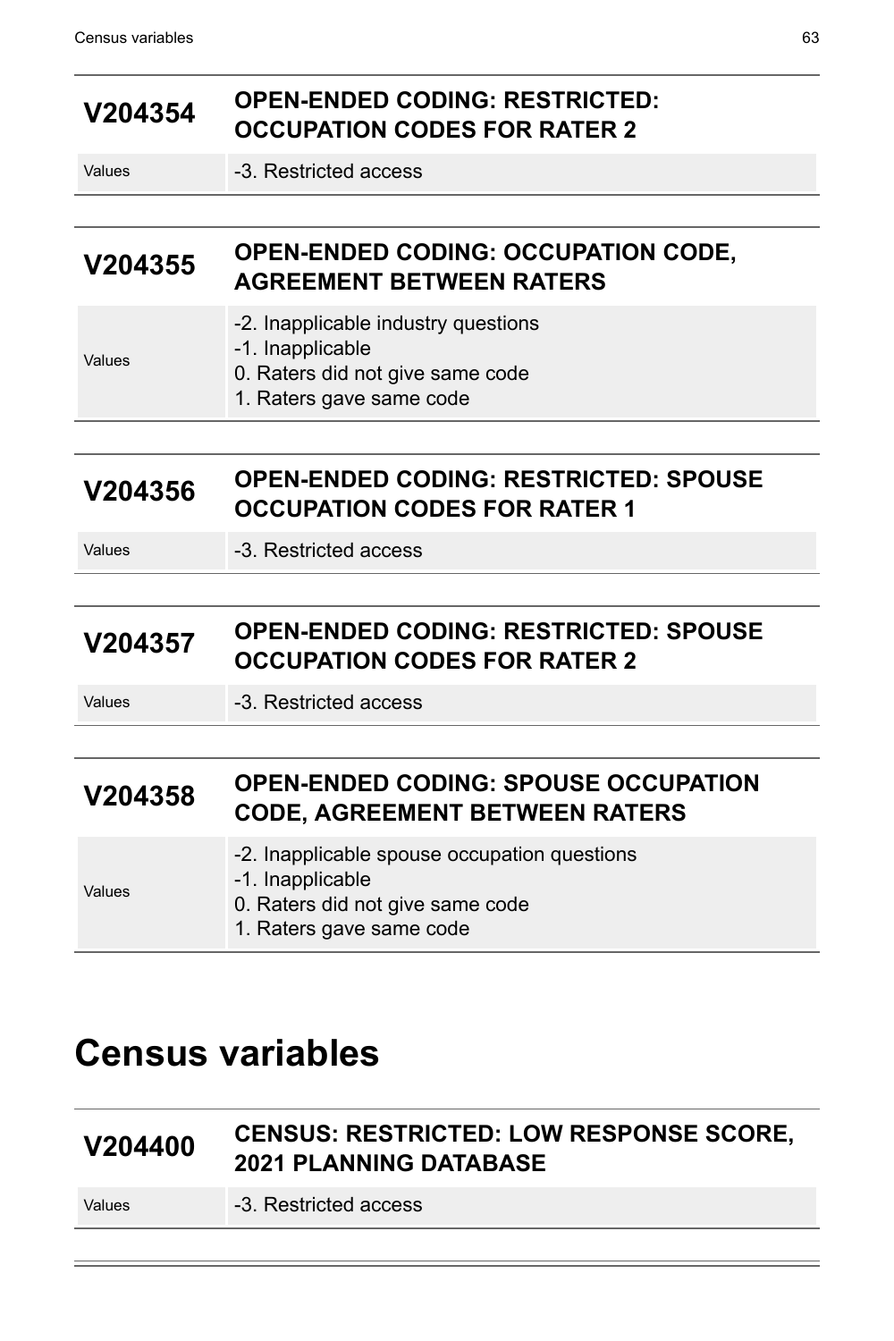| V204354 | OPEN-ENDED CODING: RESTRICTED: OCCUPATION CODES FOR RATER 2 |
|---|---|
| Values | -3. Restricted access |

| V204355 | OPEN-ENDED CODING: OCCUPATION CODE, AGREEMENT BETWEEN RATERS |
|---|---|
| Values | -2. Inapplicable industry questions<br>-1. Inapplicable<br>0. Raters did not give same code<br>1. Raters gave same code |

| V204356 | OPEN-ENDED CODING: RESTRICTED: SPOUSE OCCUPATION CODES FOR RATER 1 |
|---|---|
| Values | -3. Restricted access |

| V204357 | OPEN-ENDED CODING: RESTRICTED: SPOUSE OCCUPATION CODES FOR RATER 2 |
|---|---|
| Values | -3. Restricted access |

| V204358 | OPEN-ENDED CODING: SPOUSE OCCUPATION CODE, AGREEMENT BETWEEN RATERS |
|---|---|
| Values | -2. Inapplicable spouse occupation questions<br>-1. Inapplicable<br>0. Raters did not give same code<br>1. Raters gave same code |

# Census variables

| V204400 | CENSUS: RESTRICTED: LOW RESPONSE SCORE, 2021 PLANNING DATABASE |
|---|---|
| Values | -3. Restricted access |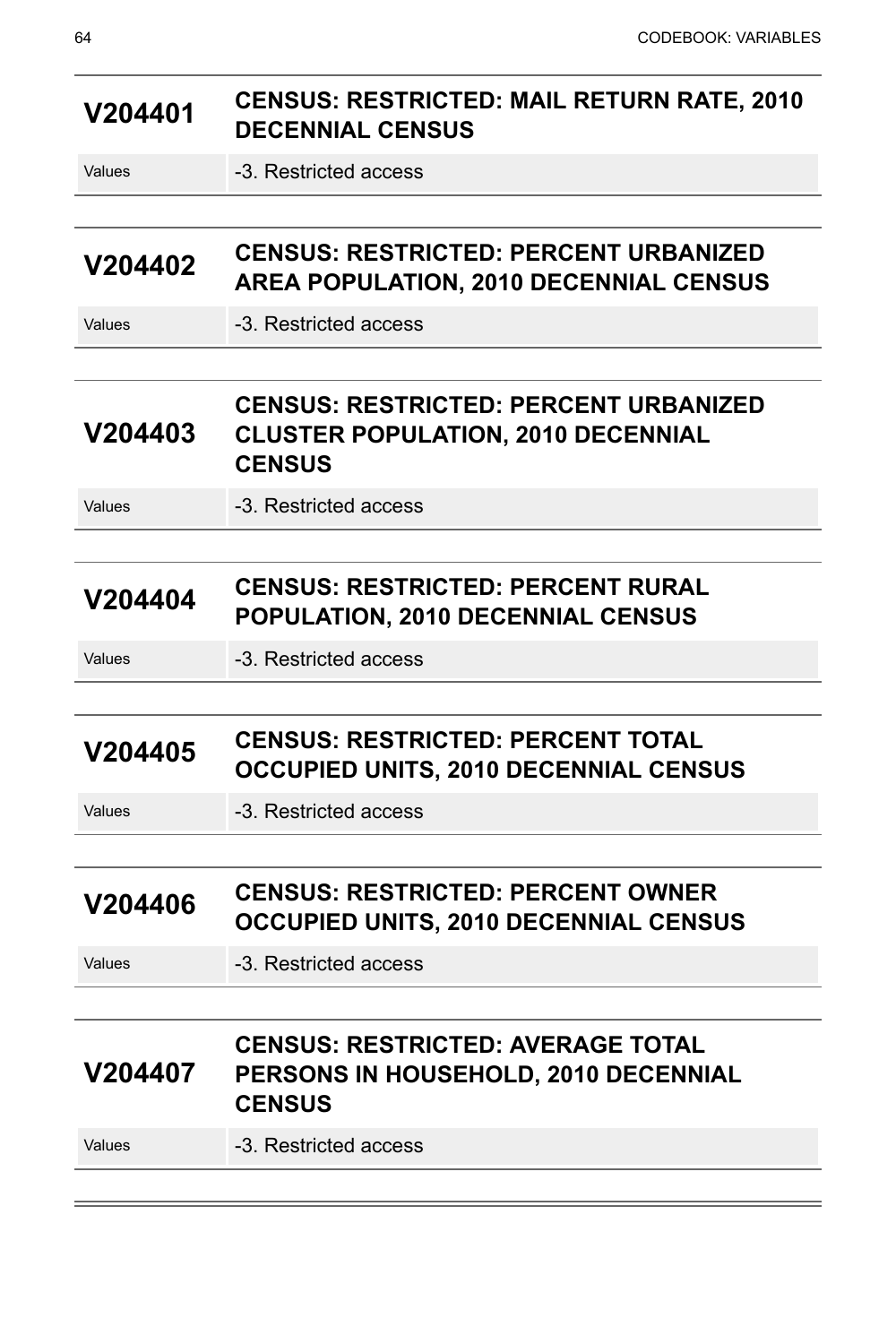## V204401 CENSUS: RESTRICTED: MAIL RETURN RATE, 2010 DECENNIAL CENSUS

| | |
|---|---|
| Values | -3. Restricted access |

## V204402 CENSUS: RESTRICTED: PERCENT URBANIZED AREA POPULATION, 2010 DECENNIAL CENSUS

| | |
|---|---|
| Values | -3. Restricted access |

## V204403 CENSUS: RESTRICTED: PERCENT URBANIZED CLUSTER POPULATION, 2010 DECENNIAL CENSUS

| | |
|---|---|
| Values | -3. Restricted access |

## V204404 CENSUS: RESTRICTED: PERCENT RURAL POPULATION, 2010 DECENNIAL CENSUS

| | |
|---|---|
| Values | -3. Restricted access |

## V204405 CENSUS: RESTRICTED: PERCENT TOTAL OCCUPIED UNITS, 2010 DECENNIAL CENSUS

| | |
|---|---|
| Values | -3. Restricted access |

## V204406 CENSUS: RESTRICTED: PERCENT OWNER OCCUPIED UNITS, 2010 DECENNIAL CENSUS

| | |
|---|---|
| Values | -3. Restricted access |

## V204407 CENSUS: RESTRICTED: AVERAGE TOTAL PERSONS IN HOUSEHOLD, 2010 DECENNIAL CENSUS

| | |
|---|---|
| Values | -3. Restricted access |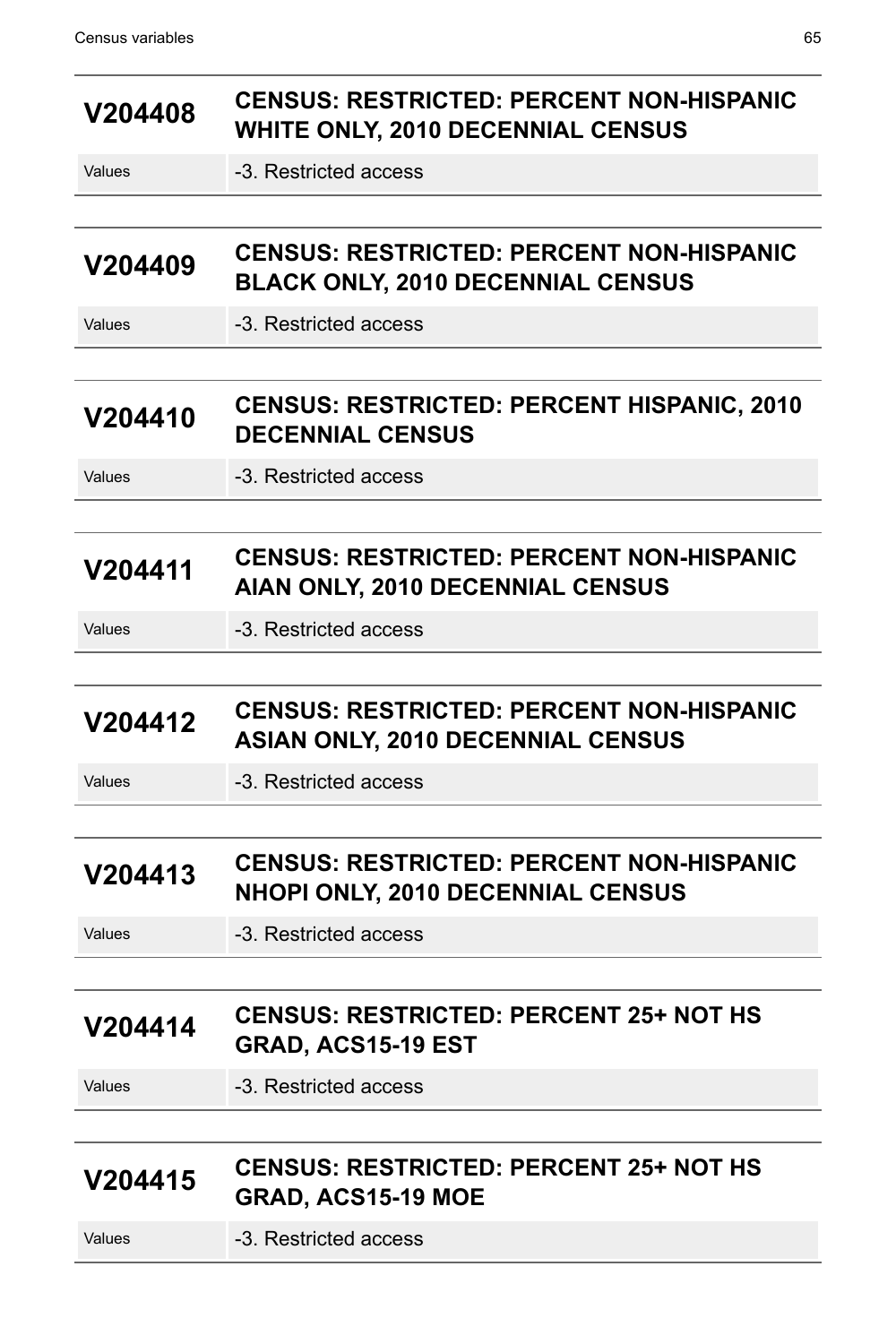## V204408 CENSUS: RESTRICTED: PERCENT NON-HISPANIC WHITE ONLY, 2010 DECENNIAL CENSUS

| | |
|---|---|
| Values | -3. Restricted access |

## V204409 CENSUS: RESTRICTED: PERCENT NON-HISPANIC BLACK ONLY, 2010 DECENNIAL CENSUS

| | |
|---|---|
| Values | -3. Restricted access |

## V204410 CENSUS: RESTRICTED: PERCENT HISPANIC, 2010 DECENNIAL CENSUS

| | |
|---|---|
| Values | -3. Restricted access |

## V204411 CENSUS: RESTRICTED: PERCENT NON-HISPANIC AIAN ONLY, 2010 DECENNIAL CENSUS

| | |
|---|---|
| Values | -3. Restricted access |

## V204412 CENSUS: RESTRICTED: PERCENT NON-HISPANIC ASIAN ONLY, 2010 DECENNIAL CENSUS

| | |
|---|---|
| Values | -3. Restricted access |

## V204413 CENSUS: RESTRICTED: PERCENT NON-HISPANIC NHOPI ONLY, 2010 DECENNIAL CENSUS

| | |
|---|---|
| Values | -3. Restricted access |

## V204414 CENSUS: RESTRICTED: PERCENT 25+ NOT HS GRAD, ACS15-19 EST

| | |
|---|---|
| Values | -3. Restricted access |

## V204415 CENSUS: RESTRICTED: PERCENT 25+ NOT HS GRAD, ACS15-19 MOE

| | |
|---|---|
| Values | -3. Restricted access |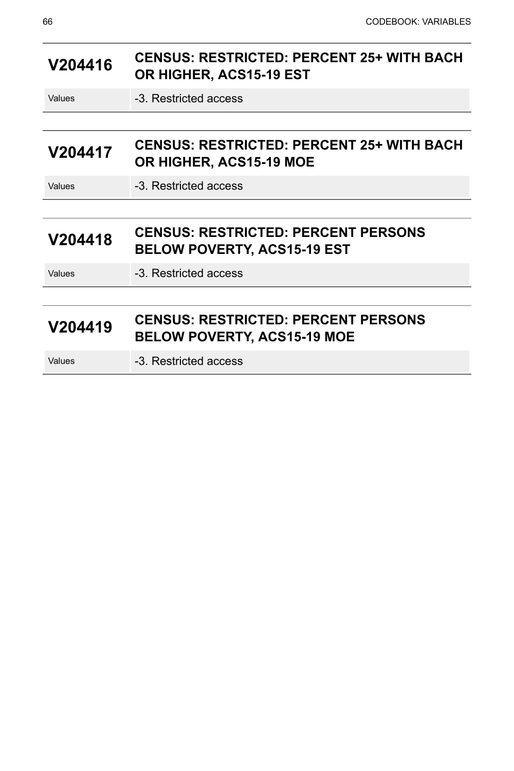## V204416 CENSUS: RESTRICTED: PERCENT 25+ WITH BACH OR HIGHER, ACS15-19 EST

| | |
|---|---|
| Values | -3. Restricted access |

## V204417 CENSUS: RESTRICTED: PERCENT 25+ WITH BACH OR HIGHER, ACS15-19 MOE

| | |
|---|---|
| Values | -3. Restricted access |

## V204418 CENSUS: RESTRICTED: PERCENT PERSONS BELOW POVERTY, ACS15-19 EST

| | |
|---|---|
| Values | -3. Restricted access |

## V204419 CENSUS: RESTRICTED: PERCENT PERSONS BELOW POVERTY, ACS15-19 MOE

| | |
|---|---|
| Values | -3. Restricted access |